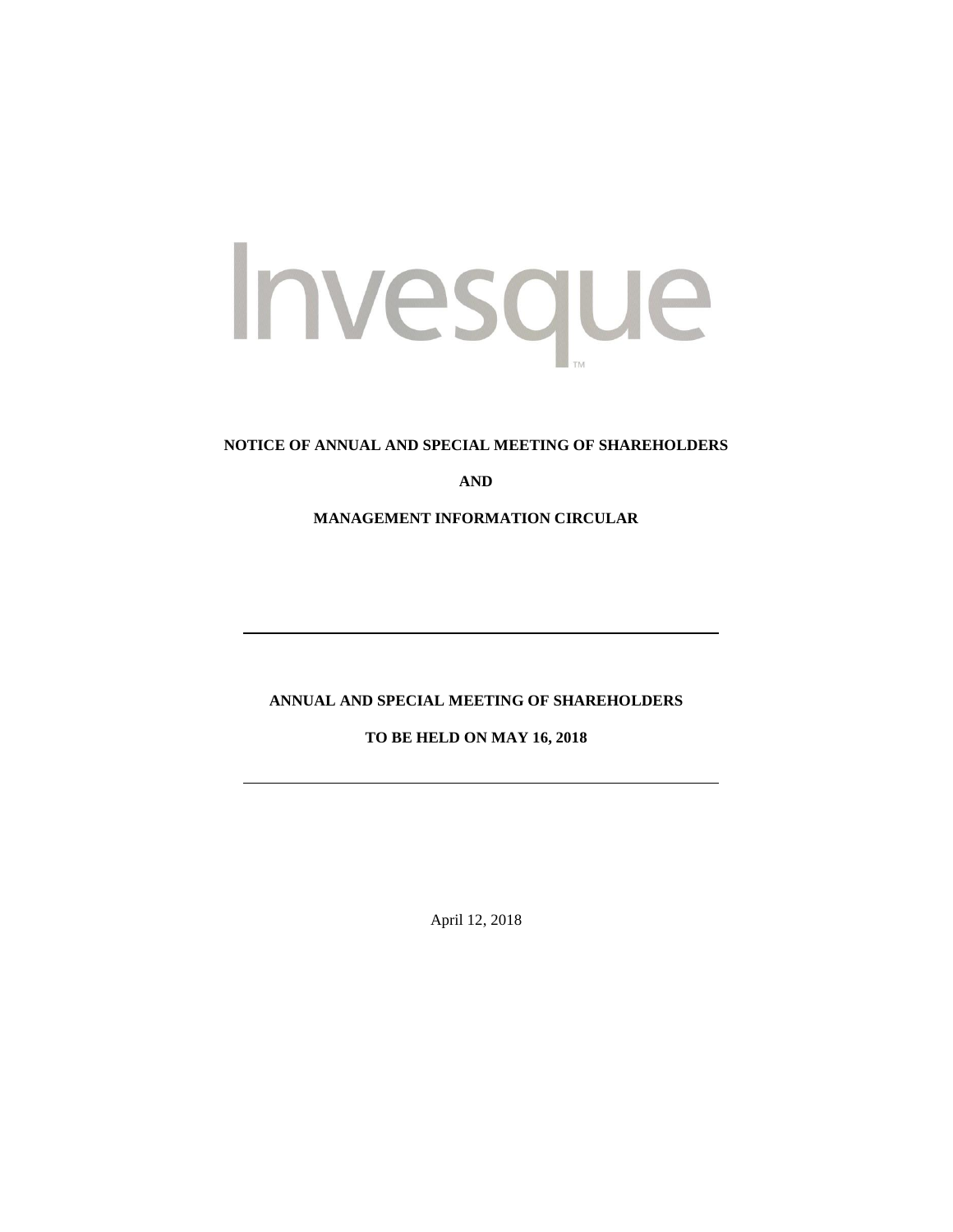Invesque™

**NOTICE OF ANNUAL AND SPECIAL MEETING OF SHAREHOLDERS**

**AND**

**MANAGEMENT INFORMATION CIRCULAR**

---

**ANNUAL AND SPECIAL MEETING OF SHAREHOLDERS**

**TO BE HELD ON MAY 16, 2018**

---

April 12, 2018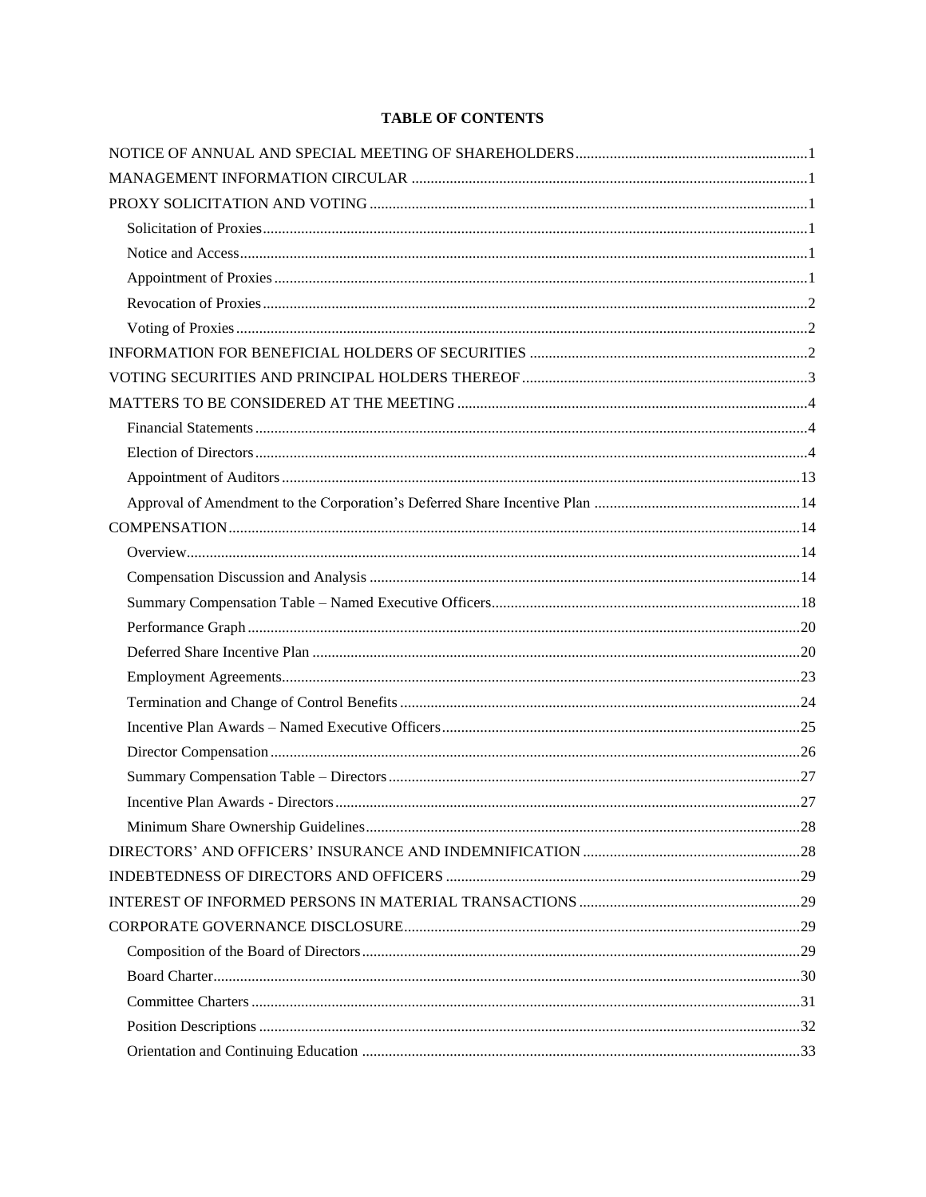# TABLE OF CONTENTS

| | |
|---|---|
| NOTICE OF ANNUAL AND SPECIAL MEETING OF SHAREHOLDERS | 1 |
| MANAGEMENT INFORMATION CIRCULAR | 1 |
| PROXY SOLICITATION AND VOTING | 1 |
| Solicitation of Proxies | 1 |
| Notice and Access | 1 |
| Appointment of Proxies | 1 |
| Revocation of Proxies | 2 |
| Voting of Proxies | 2 |
| INFORMATION FOR BENEFICIAL HOLDERS OF SECURITIES | 2 |
| VOTING SECURITIES AND PRINCIPAL HOLDERS THEREOF | 3 |
| MATTERS TO BE CONSIDERED AT THE MEETING | 4 |
| Financial Statements | 4 |
| Election of Directors | 4 |
| Appointment of Auditors | 13 |
| Approval of Amendment to the Corporation's Deferred Share Incentive Plan | 14 |
| COMPENSATION | 14 |
| Overview | 14 |
| Compensation Discussion and Analysis | 14 |
| Summary Compensation Table – Named Executive Officers | 18 |
| Performance Graph | 20 |
| Deferred Share Incentive Plan | 20 |
| Employment Agreements | 23 |
| Termination and Change of Control Benefits | 24 |
| Incentive Plan Awards – Named Executive Officers | 25 |
| Director Compensation | 26 |
| Summary Compensation Table – Directors | 27 |
| Incentive Plan Awards - Directors | 27 |
| Minimum Share Ownership Guidelines | 28 |
| DIRECTORS' AND OFFICERS' INSURANCE AND INDEMNIFICATION | 28 |
| INDEBTEDNESS OF DIRECTORS AND OFFICERS | 29 |
| INTEREST OF INFORMED PERSONS IN MATERIAL TRANSACTIONS | 29 |
| CORPORATE GOVERNANCE DISCLOSURE | 29 |
| Composition of the Board of Directors | 29 |
| Board Charter | 30 |
| Committee Charters | 31 |
| Position Descriptions | 32 |
| Orientation and Continuing Education | 33 |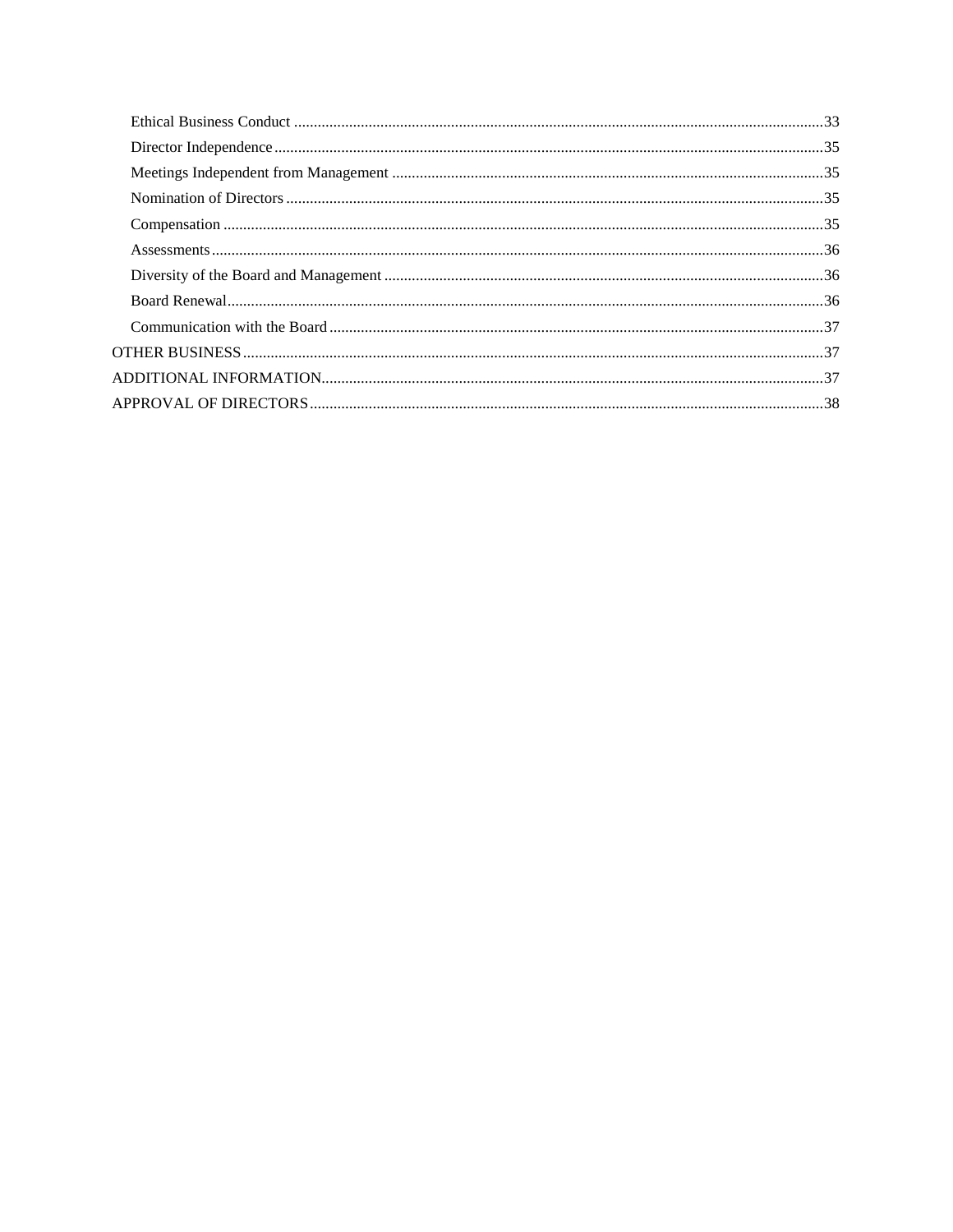| | |
|---|---|
| Ethical Business Conduct | 33 |
| Director Independence | 35 |
| Meetings Independent from Management | 35 |
| Nomination of Directors | 35 |
| Compensation | 35 |
| Assessments | 36 |
| Diversity of the Board and Management | 36 |
| Board Renewal | 36 |
| Communication with the Board | 37 |
| OTHER BUSINESS | 37 |
| ADDITIONAL INFORMATION | 37 |
| APPROVAL OF DIRECTORS | 38 |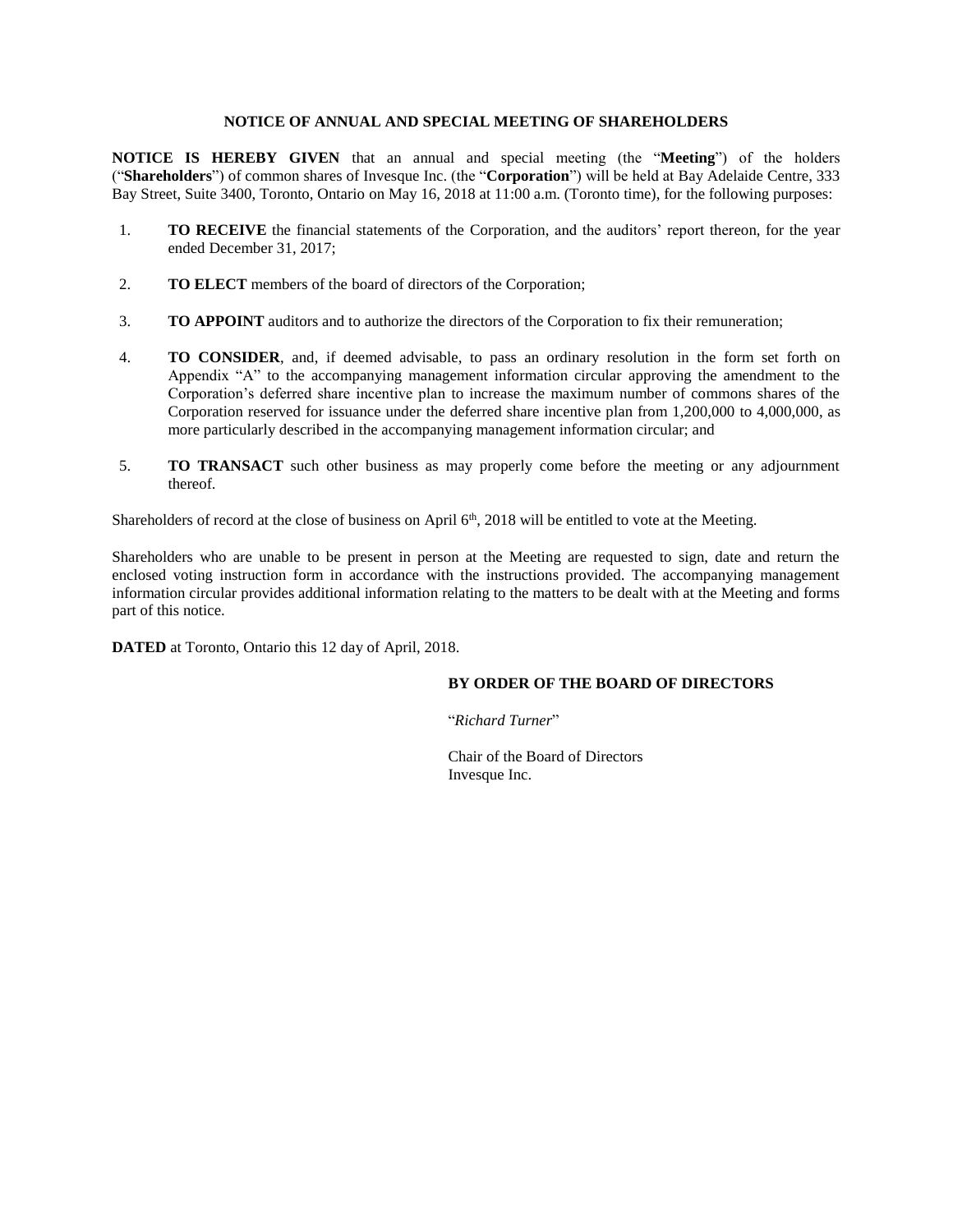# NOTICE OF ANNUAL AND SPECIAL MEETING OF SHAREHOLDERS

**NOTICE IS HEREBY GIVEN** that an annual and special meeting (the "**Meeting**") of the holders ("**Shareholders**") of common shares of Invesque Inc. (the "**Corporation**") will be held at Bay Adelaide Centre, 333 Bay Street, Suite 3400, Toronto, Ontario on May 16, 2018 at 11:00 a.m. (Toronto time), for the following purposes:

1. **TO RECEIVE** the financial statements of the Corporation, and the auditors' report thereon, for the year ended December 31, 2017;

2. **TO ELECT** members of the board of directors of the Corporation;

3. **TO APPOINT** auditors and to authorize the directors of the Corporation to fix their remuneration;

4. **TO CONSIDER**, and, if deemed advisable, to pass an ordinary resolution in the form set forth on Appendix "A" to the accompanying management information circular approving the amendment to the Corporation's deferred share incentive plan to increase the maximum number of commons shares of the Corporation reserved for issuance under the deferred share incentive plan from 1,200,000 to 4,000,000, as more particularly described in the accompanying management information circular; and

5. **TO TRANSACT** such other business as may properly come before the meeting or any adjournment thereof.

Shareholders of record at the close of business on April 6th, 2018 will be entitled to vote at the Meeting.

Shareholders who are unable to be present in person at the Meeting are requested to sign, date and return the enclosed voting instruction form in accordance with the instructions provided. The accompanying management information circular provides additional information relating to the matters to be dealt with at the Meeting and forms part of this notice.

**DATED** at Toronto, Ontario this 12 day of April, 2018.

**BY ORDER OF THE BOARD OF DIRECTORS**

"*Richard Turner*"

Chair of the Board of Directors
Invesque Inc.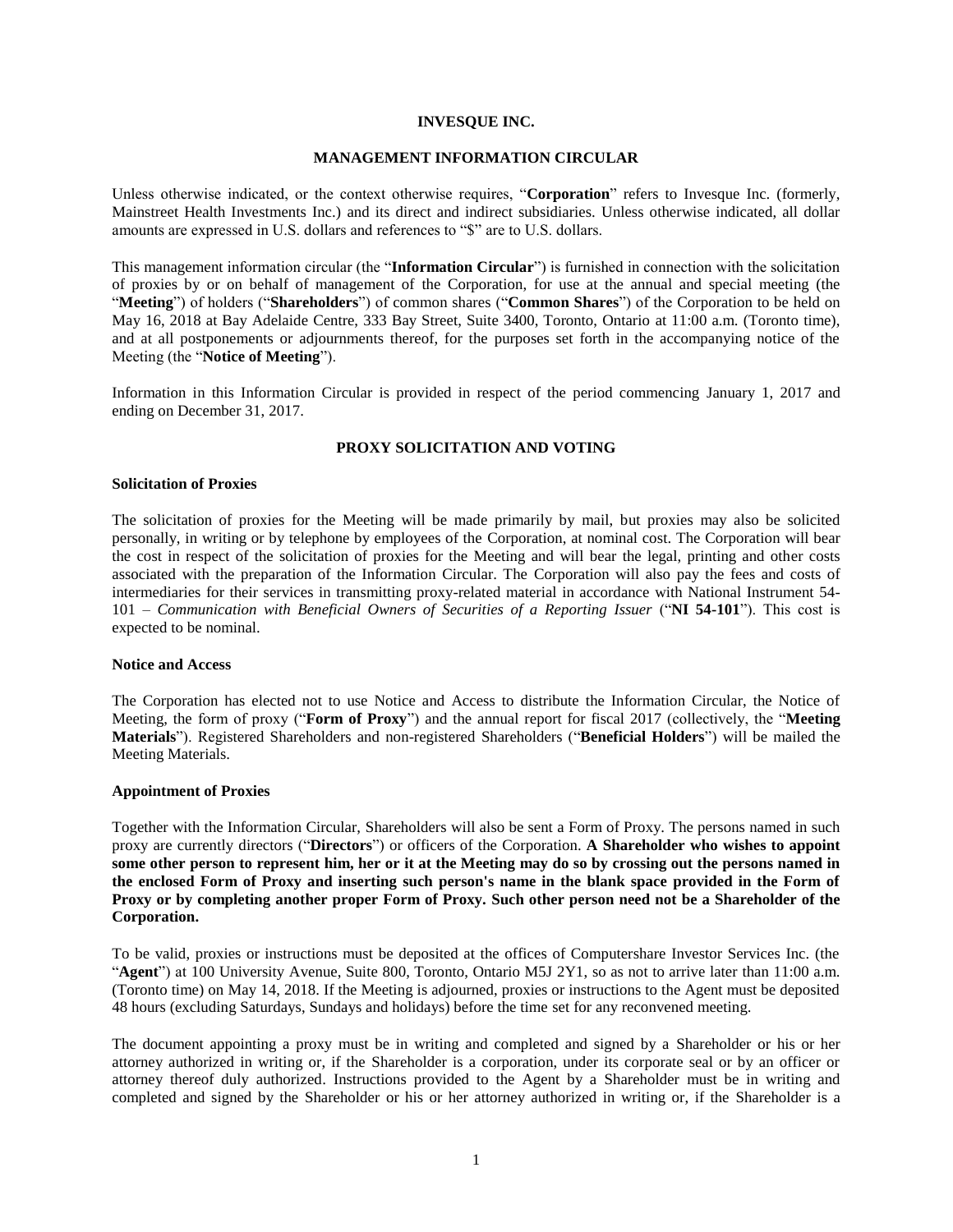# INVESQUE INC.

## MANAGEMENT INFORMATION CIRCULAR

Unless otherwise indicated, or the context otherwise requires, "**Corporation**" refers to Invesque Inc. (formerly, Mainstreet Health Investments Inc.) and its direct and indirect subsidiaries. Unless otherwise indicated, all dollar amounts are expressed in U.S. dollars and references to "$" are to U.S. dollars.

This management information circular (the "**Information Circular**") is furnished in connection with the solicitation of proxies by or on behalf of management of the Corporation, for use at the annual and special meeting (the "**Meeting**") of holders ("**Shareholders**") of common shares ("**Common Shares**") of the Corporation to be held on May 16, 2018 at Bay Adelaide Centre, 333 Bay Street, Suite 3400, Toronto, Ontario at 11:00 a.m. (Toronto time), and at all postponements or adjournments thereof, for the purposes set forth in the accompanying notice of the Meeting (the "**Notice of Meeting**").

Information in this Information Circular is provided in respect of the period commencing January 1, 2017 and ending on December 31, 2017.

## PROXY SOLICITATION AND VOTING

### Solicitation of Proxies

The solicitation of proxies for the Meeting will be made primarily by mail, but proxies may also be solicited personally, in writing or by telephone by employees of the Corporation, at nominal cost. The Corporation will bear the cost in respect of the solicitation of proxies for the Meeting and will bear the legal, printing and other costs associated with the preparation of the Information Circular. The Corporation will also pay the fees and costs of intermediaries for their services in transmitting proxy-related material in accordance with National Instrument 54-101 – *Communication with Beneficial Owners of Securities of a Reporting Issuer* ("**NI 54-101**"). This cost is expected to be nominal.

### Notice and Access

The Corporation has elected not to use Notice and Access to distribute the Information Circular, the Notice of Meeting, the form of proxy ("**Form of Proxy**") and the annual report for fiscal 2017 (collectively, the "**Meeting Materials**"). Registered Shareholders and non-registered Shareholders ("**Beneficial Holders**") will be mailed the Meeting Materials.

### Appointment of Proxies

Together with the Information Circular, Shareholders will also be sent a Form of Proxy. The persons named in such proxy are currently directors ("**Directors**") or officers of the Corporation. **A Shareholder who wishes to appoint some other person to represent him, her or it at the Meeting may do so by crossing out the persons named in the enclosed Form of Proxy and inserting such person's name in the blank space provided in the Form of Proxy or by completing another proper Form of Proxy. Such other person need not be a Shareholder of the Corporation.**

To be valid, proxies or instructions must be deposited at the offices of Computershare Investor Services Inc. (the "**Agent**") at 100 University Avenue, Suite 800, Toronto, Ontario M5J 2Y1, so as not to arrive later than 11:00 a.m. (Toronto time) on May 14, 2018. If the Meeting is adjourned, proxies or instructions to the Agent must be deposited 48 hours (excluding Saturdays, Sundays and holidays) before the time set for any reconvened meeting.

The document appointing a proxy must be in writing and completed and signed by a Shareholder or his or her attorney authorized in writing or, if the Shareholder is a corporation, under its corporate seal or by an officer or attorney thereof duly authorized. Instructions provided to the Agent by a Shareholder must be in writing and completed and signed by the Shareholder or his or her attorney authorized in writing or, if the Shareholder is a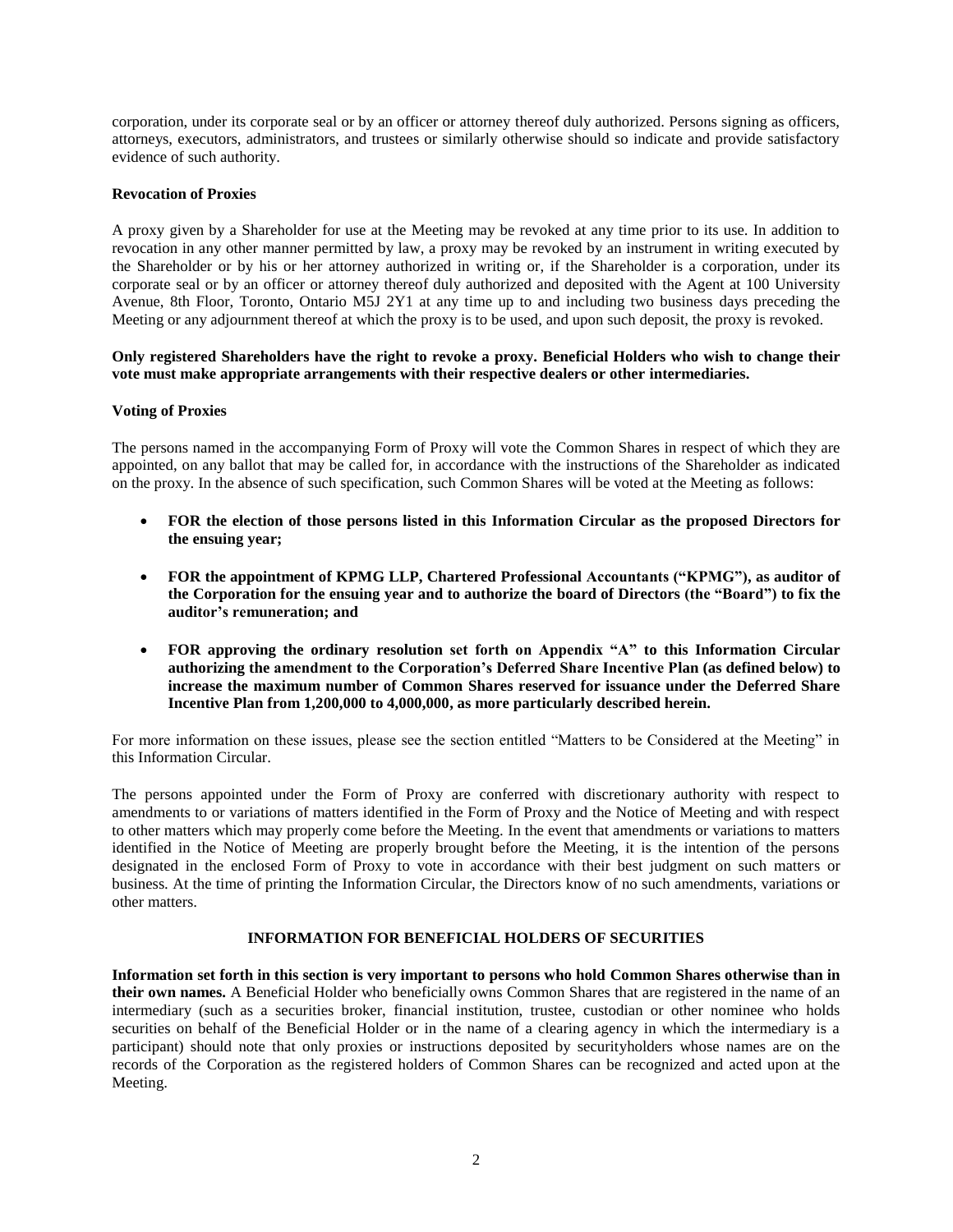corporation, under its corporate seal or by an officer or attorney thereof duly authorized. Persons signing as officers, attorneys, executors, administrators, and trustees or similarly otherwise should so indicate and provide satisfactory evidence of such authority.

**Revocation of Proxies**

A proxy given by a Shareholder for use at the Meeting may be revoked at any time prior to its use. In addition to revocation in any other manner permitted by law, a proxy may be revoked by an instrument in writing executed by the Shareholder or by his or her attorney authorized in writing or, if the Shareholder is a corporation, under its corporate seal or by an officer or attorney thereof duly authorized and deposited with the Agent at 100 University Avenue, 8th Floor, Toronto, Ontario M5J 2Y1 at any time up to and including two business days preceding the Meeting or any adjournment thereof at which the proxy is to be used, and upon such deposit, the proxy is revoked.

**Only registered Shareholders have the right to revoke a proxy. Beneficial Holders who wish to change their vote must make appropriate arrangements with their respective dealers or other intermediaries.**

**Voting of Proxies**

The persons named in the accompanying Form of Proxy will vote the Common Shares in respect of which they are appointed, on any ballot that may be called for, in accordance with the instructions of the Shareholder as indicated on the proxy. In the absence of such specification, such Common Shares will be voted at the Meeting as follows:

- **FOR the election of those persons listed in this Information Circular as the proposed Directors for the ensuing year;**
- **FOR the appointment of KPMG LLP, Chartered Professional Accountants ("KPMG"), as auditor of the Corporation for the ensuing year and to authorize the board of Directors (the "Board") to fix the auditor's remuneration; and**
- **FOR approving the ordinary resolution set forth on Appendix "A" to this Information Circular authorizing the amendment to the Corporation's Deferred Share Incentive Plan (as defined below) to increase the maximum number of Common Shares reserved for issuance under the Deferred Share Incentive Plan from 1,200,000 to 4,000,000, as more particularly described herein.**

For more information on these issues, please see the section entitled "Matters to be Considered at the Meeting" in this Information Circular.

The persons appointed under the Form of Proxy are conferred with discretionary authority with respect to amendments to or variations of matters identified in the Form of Proxy and the Notice of Meeting and with respect to other matters which may properly come before the Meeting. In the event that amendments or variations to matters identified in the Notice of Meeting are properly brought before the Meeting, it is the intention of the persons designated in the enclosed Form of Proxy to vote in accordance with their best judgment on such matters or business. At the time of printing the Information Circular, the Directors know of no such amendments, variations or other matters.

## INFORMATION FOR BENEFICIAL HOLDERS OF SECURITIES

**Information set forth in this section is very important to persons who hold Common Shares otherwise than in their own names.** A Beneficial Holder who beneficially owns Common Shares that are registered in the name of an intermediary (such as a securities broker, financial institution, trustee, custodian or other nominee who holds securities on behalf of the Beneficial Holder or in the name of a clearing agency in which the intermediary is a participant) should note that only proxies or instructions deposited by securityholders whose names are on the records of the Corporation as the registered holders of Common Shares can be recognized and acted upon at the Meeting.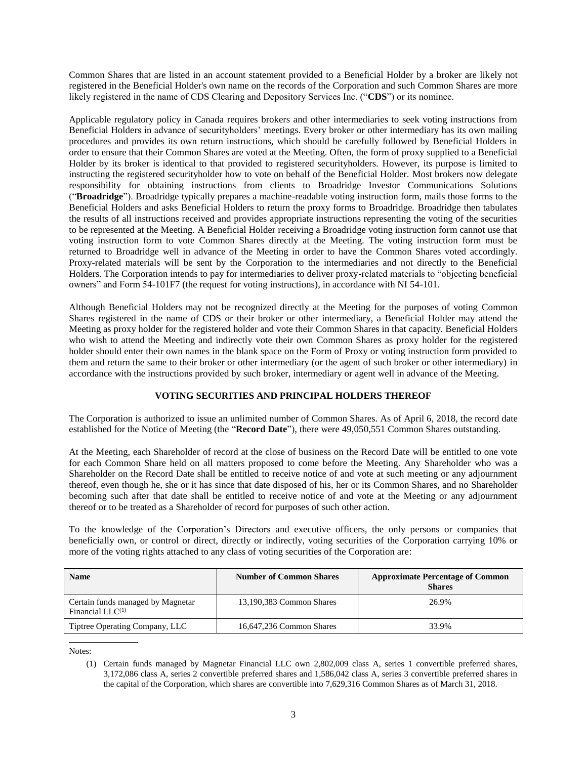Common Shares that are listed in an account statement provided to a Beneficial Holder by a broker are likely not registered in the Beneficial Holder's own name on the records of the Corporation and such Common Shares are more likely registered in the name of CDS Clearing and Depository Services Inc. ("**CDS**") or its nominee.

Applicable regulatory policy in Canada requires brokers and other intermediaries to seek voting instructions from Beneficial Holders in advance of securityholders' meetings. Every broker or other intermediary has its own mailing procedures and provides its own return instructions, which should be carefully followed by Beneficial Holders in order to ensure that their Common Shares are voted at the Meeting. Often, the form of proxy supplied to a Beneficial Holder by its broker is identical to that provided to registered securityholders. However, its purpose is limited to instructing the registered securityholder how to vote on behalf of the Beneficial Holder. Most brokers now delegate responsibility for obtaining instructions from clients to Broadridge Investor Communications Solutions ("**Broadridge**"). Broadridge typically prepares a machine-readable voting instruction form, mails those forms to the Beneficial Holders and asks Beneficial Holders to return the proxy forms to Broadridge. Broadridge then tabulates the results of all instructions received and provides appropriate instructions representing the voting of the securities to be represented at the Meeting. A Beneficial Holder receiving a Broadridge voting instruction form cannot use that voting instruction form to vote Common Shares directly at the Meeting. The voting instruction form must be returned to Broadridge well in advance of the Meeting in order to have the Common Shares voted accordingly. Proxy-related materials will be sent by the Corporation to the intermediaries and not directly to the Beneficial Holders. The Corporation intends to pay for intermediaries to deliver proxy-related materials to "objecting beneficial owners" and Form 54-101F7 (the request for voting instructions), in accordance with NI 54-101.

Although Beneficial Holders may not be recognized directly at the Meeting for the purposes of voting Common Shares registered in the name of CDS or their broker or other intermediary, a Beneficial Holder may attend the Meeting as proxy holder for the registered holder and vote their Common Shares in that capacity. Beneficial Holders who wish to attend the Meeting and indirectly vote their own Common Shares as proxy holder for the registered holder should enter their own names in the blank space on the Form of Proxy or voting instruction form provided to them and return the same to their broker or other intermediary (or the agent of such broker or other intermediary) in accordance with the instructions provided by such broker, intermediary or agent well in advance of the Meeting.

## VOTING SECURITIES AND PRINCIPAL HOLDERS THEREOF

The Corporation is authorized to issue an unlimited number of Common Shares. As of April 6, 2018, the record date established for the Notice of Meeting (the "**Record Date**"), there were 49,050,551 Common Shares outstanding.

At the Meeting, each Shareholder of record at the close of business on the Record Date will be entitled to one vote for each Common Share held on all matters proposed to come before the Meeting. Any Shareholder who was a Shareholder on the Record Date shall be entitled to receive notice of and vote at such meeting or any adjournment thereof, even though he, she or it has since that date disposed of his, her or its Common Shares, and no Shareholder becoming such after that date shall be entitled to receive notice of and vote at the Meeting or any adjournment thereof or to be treated as a Shareholder of record for purposes of such other action.

To the knowledge of the Corporation's Directors and executive officers, the only persons or companies that beneficially own, or control or direct, directly or indirectly, voting securities of the Corporation carrying 10% or more of the voting rights attached to any class of voting securities of the Corporation are:

| Name | Number of Common Shares | Approximate Percentage of Common Shares |
|---|---|---|
| Certain funds managed by Magnetar Financial LLC[(1)] | 13,190,383 Common Shares | 26.9% |
| Tiptree Operating Company, LLC | 16,647,236 Common Shares | 33.9% |

Notes:

(1) Certain funds managed by Magnetar Financial LLC own 2,802,009 class A, series 1 convertible preferred shares, 3,172,086 class A, series 2 convertible preferred shares and 1,586,042 class A, series 3 convertible preferred shares in the capital of the Corporation, which shares are convertible into 7,629,316 Common Shares as of March 31, 2018.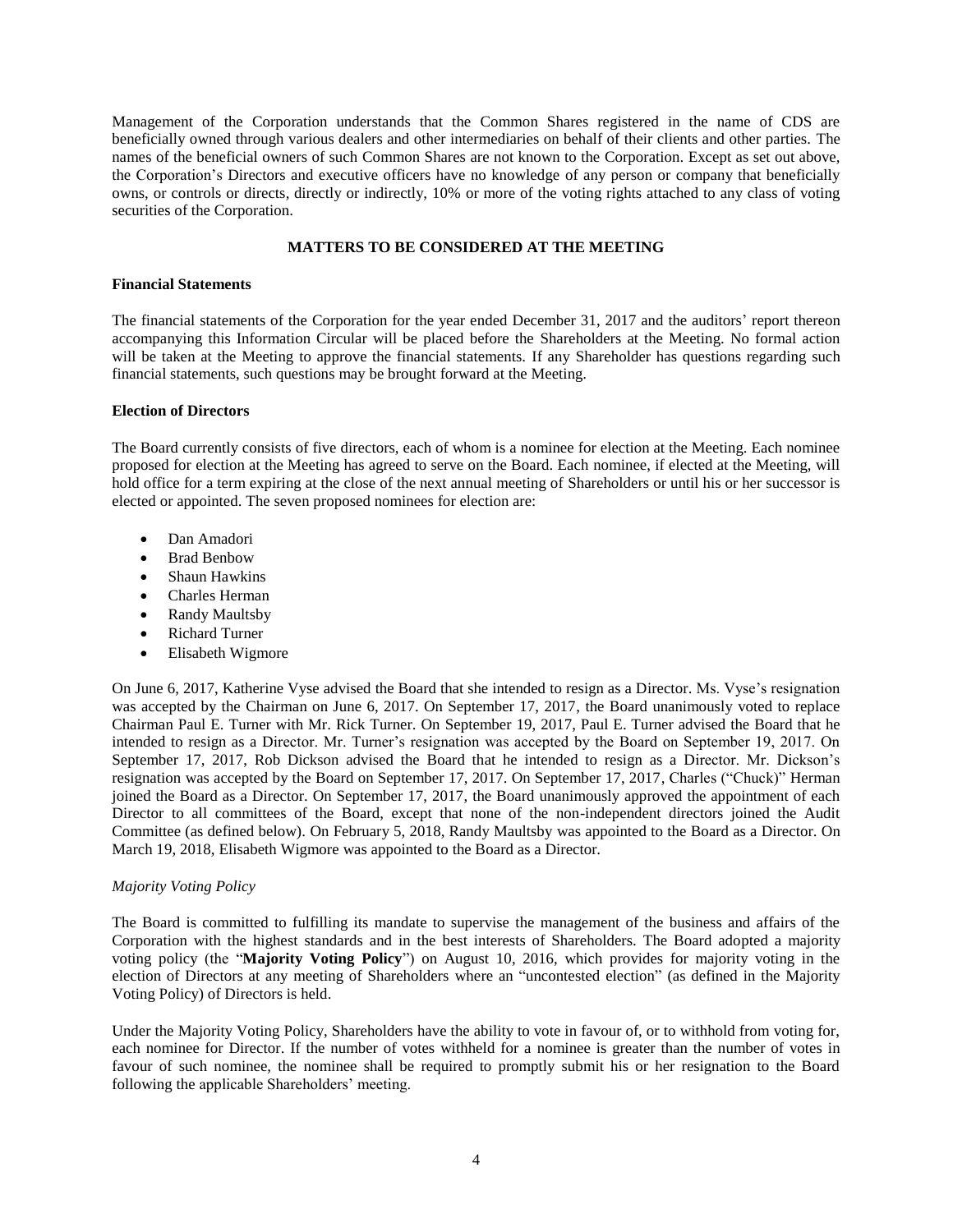Management of the Corporation understands that the Common Shares registered in the name of CDS are beneficially owned through various dealers and other intermediaries on behalf of their clients and other parties. The names of the beneficial owners of such Common Shares are not known to the Corporation. Except as set out above, the Corporation's Directors and executive officers have no knowledge of any person or company that beneficially owns, or controls or directs, directly or indirectly, 10% or more of the voting rights attached to any class of voting securities of the Corporation.

## MATTERS TO BE CONSIDERED AT THE MEETING

### Financial Statements

The financial statements of the Corporation for the year ended December 31, 2017 and the auditors' report thereon accompanying this Information Circular will be placed before the Shareholders at the Meeting. No formal action will be taken at the Meeting to approve the financial statements. If any Shareholder has questions regarding such financial statements, such questions may be brought forward at the Meeting.

### Election of Directors

The Board currently consists of five directors, each of whom is a nominee for election at the Meeting. Each nominee proposed for election at the Meeting has agreed to serve on the Board. Each nominee, if elected at the Meeting, will hold office for a term expiring at the close of the next annual meeting of Shareholders or until his or her successor is elected or appointed. The seven proposed nominees for election are:

- Dan Amadori
- Brad Benbow
- Shaun Hawkins
- Charles Herman
- Randy Maultsby
- Richard Turner
- Elisabeth Wigmore

On June 6, 2017, Katherine Vyse advised the Board that she intended to resign as a Director. Ms. Vyse's resignation was accepted by the Chairman on June 6, 2017. On September 17, 2017, the Board unanimously voted to replace Chairman Paul E. Turner with Mr. Rick Turner. On September 19, 2017, Paul E. Turner advised the Board that he intended to resign as a Director. Mr. Turner's resignation was accepted by the Board on September 19, 2017. On September 17, 2017, Rob Dickson advised the Board that he intended to resign as a Director. Mr. Dickson's resignation was accepted by the Board on September 17, 2017. On September 17, 2017, Charles ("Chuck)" Herman joined the Board as a Director. On September 17, 2017, the Board unanimously approved the appointment of each Director to all committees of the Board, except that none of the non-independent directors joined the Audit Committee (as defined below). On February 5, 2018, Randy Maultsby was appointed to the Board as a Director. On March 19, 2018, Elisabeth Wigmore was appointed to the Board as a Director.

*Majority Voting Policy*

The Board is committed to fulfilling its mandate to supervise the management of the business and affairs of the Corporation with the highest standards and in the best interests of Shareholders. The Board adopted a majority voting policy (the "**Majority Voting Policy**") on August 10, 2016, which provides for majority voting in the election of Directors at any meeting of Shareholders where an "uncontested election" (as defined in the Majority Voting Policy) of Directors is held.

Under the Majority Voting Policy, Shareholders have the ability to vote in favour of, or to withhold from voting for, each nominee for Director. If the number of votes withheld for a nominee is greater than the number of votes in favour of such nominee, the nominee shall be required to promptly submit his or her resignation to the Board following the applicable Shareholders' meeting.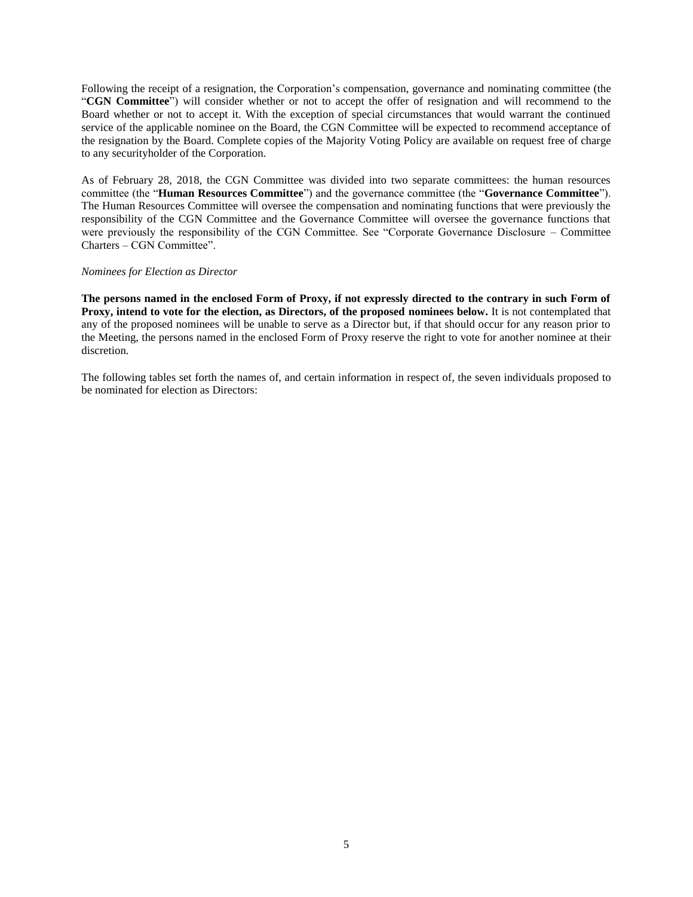Following the receipt of a resignation, the Corporation's compensation, governance and nominating committee (the "**CGN Committee**") will consider whether or not to accept the offer of resignation and will recommend to the Board whether or not to accept it. With the exception of special circumstances that would warrant the continued service of the applicable nominee on the Board, the CGN Committee will be expected to recommend acceptance of the resignation by the Board. Complete copies of the Majority Voting Policy are available on request free of charge to any securityholder of the Corporation.

As of February 28, 2018, the CGN Committee was divided into two separate committees: the human resources committee (the "**Human Resources Committee**") and the governance committee (the "**Governance Committee**"). The Human Resources Committee will oversee the compensation and nominating functions that were previously the responsibility of the CGN Committee and the Governance Committee will oversee the governance functions that were previously the responsibility of the CGN Committee. See "Corporate Governance Disclosure – Committee Charters – CGN Committee".

*Nominees for Election as Director*

**The persons named in the enclosed Form of Proxy, if not expressly directed to the contrary in such Form of Proxy, intend to vote for the election, as Directors, of the proposed nominees below.** It is not contemplated that any of the proposed nominees will be unable to serve as a Director but, if that should occur for any reason prior to the Meeting, the persons named in the enclosed Form of Proxy reserve the right to vote for another nominee at their discretion.

The following tables set forth the names of, and certain information in respect of, the seven individuals proposed to be nominated for election as Directors: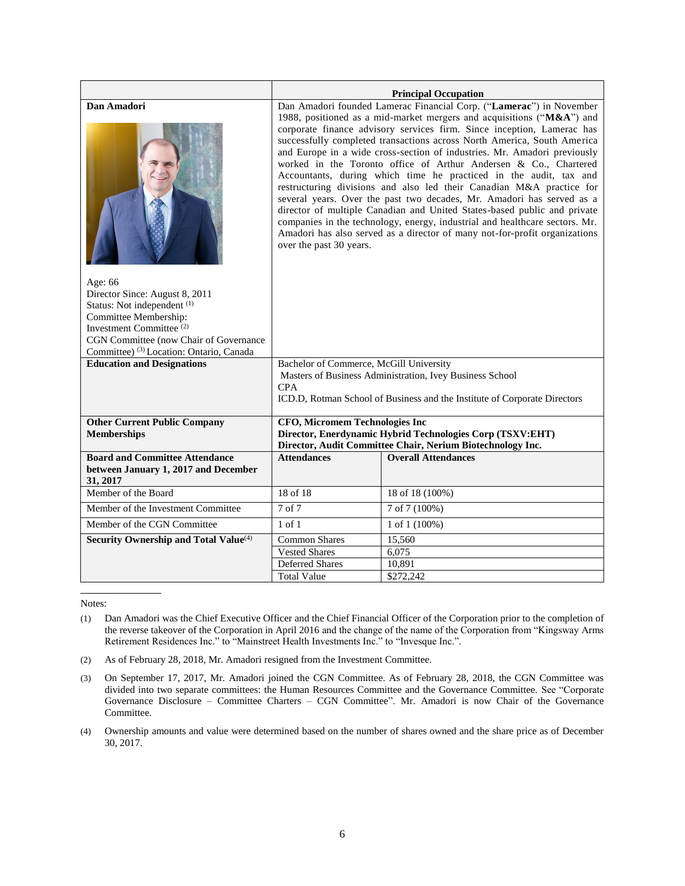| | Principal Occupation | |
|---|---|---|
| **Dan Amadori**<br><br>Age: 66<br>Director Since: August 8, 2011<br>Status: Not independent [(1)]<br>Committee Membership:<br>Investment Committee [(2)]<br>CGN Committee (now Chair of Governance Committee) [(3)] Location: Ontario, Canada | Dan Amadori founded Lamerac Financial Corp. ("**Lamerac**") in November 1988, positioned as a mid-market mergers and acquisitions ("**M&A**") and corporate finance advisory services firm. Since inception, Lamerac has successfully completed transactions across North America, South America and Europe in a wide cross-section of industries. Mr. Amadori previously worked in the Toronto office of Arthur Andersen & Co., Chartered Accountants, during which time he practiced in the audit, tax and restructuring divisions and also led their Canadian M&A practice for several years. Over the past two decades, Mr. Amadori has served as a director of multiple Canadian and United States-based public and private companies in the technology, energy, industrial and healthcare sectors. Mr. Amadori has also served as a director of many not-for-profit organizations over the past 30 years. | |
| **Education and Designations** | Bachelor of Commerce, McGill University<br>Masters of Business Administration, Ivey Business School<br>CPA<br>ICD.D, Rotman School of Business and the Institute of Corporate Directors | |
| **Other Current Public Company Memberships** | **CFO, Micromem Technologies Inc**<br>**Director, Enerdynamic Hybrid Technologies Corp (TSXV:EHT)**<br>**Director, Audit Committee Chair, Nerium Biotechnology Inc.** | |
| **Board and Committee Attendance between January 1, 2017 and December 31, 2017** | **Attendances** | **Overall Attendances** |
| Member of the Board | 18 of 18 | 18 of 18 (100%) |
| Member of the Investment Committee | 7 of 7 | 7 of 7 (100%) |
| Member of the CGN Committee | 1 of 1 | 1 of 1 (100%) |
| **Security Ownership and Total Value**[(4)] | Common Shares | 15,560 |
| | Vested Shares | 6,075 |
| | Deferred Shares | 10,891 |
| | Total Value | $272,242 |

Notes:

(1) Dan Amadori was the Chief Executive Officer and the Chief Financial Officer of the Corporation prior to the completion of the reverse takeover of the Corporation in April 2016 and the change of the name of the Corporation from "Kingsway Arms Retirement Residences Inc." to "Mainstreet Health Investments Inc." to "Invesque Inc.".

(2) As of February 28, 2018, Mr. Amadori resigned from the Investment Committee.

(3) On September 17, 2017, Mr. Amadori joined the CGN Committee. As of February 28, 2018, the CGN Committee was divided into two separate committees: the Human Resources Committee and the Governance Committee. See "Corporate Governance Disclosure – Committee Charters – CGN Committee". Mr. Amadori is now Chair of the Governance Committee.

(4) Ownership amounts and value were determined based on the number of shares owned and the share price as of December 30, 2017.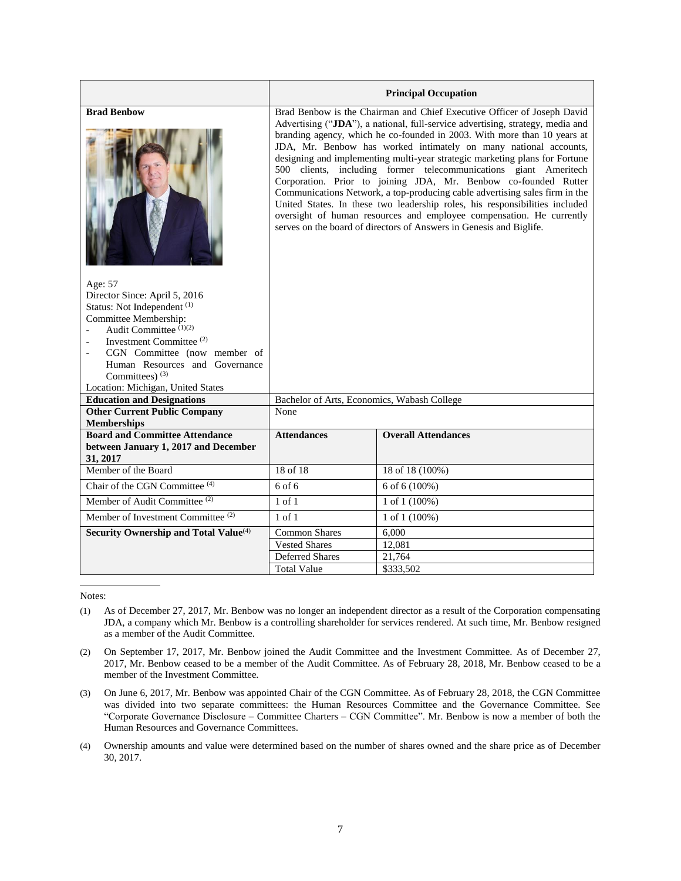| | Principal Occupation | |
|---|---|---|
| **Brad Benbow**<br><br>Age: 57<br>Director Since: April 5, 2016<br>Status: Not Independent [(1)]<br>Committee Membership:<br>- Audit Committee [(1)(2)]<br>- Investment Committee [(2)]<br>- CGN Committee (now member of Human Resources and Governance Committees) [(3)]<br>Location: Michigan, United States | Brad Benbow is the Chairman and Chief Executive Officer of Joseph David Advertising ("**JDA**"), a national, full-service advertising, strategy, media and branding agency, which he co-founded in 2003. With more than 10 years at JDA, Mr. Benbow has worked intimately on many national accounts, designing and implementing multi-year strategic marketing plans for Fortune 500 clients, including former telecommunications giant Ameritech Corporation. Prior to joining JDA, Mr. Benbow co-founded Rutter Communications Network, a top-producing cable advertising sales firm in the United States. In these two leadership roles, his responsibilities included oversight of human resources and employee compensation. He currently serves on the board of directors of Answers in Genesis and Biglife. | |
| **Education and Designations** | Bachelor of Arts, Economics, Wabash College | |
| **Other Current Public Company Memberships** | None | |
| **Board and Committee Attendance between January 1, 2017 and December 31, 2017** | **Attendances** | **Overall Attendances** |
| Member of the Board | 18 of 18 | 18 of 18 (100%) |
| Chair of the CGN Committee [(4)] | 6 of 6 | 6 of 6 (100%) |
| Member of Audit Committee [(2)] | 1 of 1 | 1 of 1 (100%) |
| Member of Investment Committee [(2)] | 1 of 1 | 1 of 1 (100%) |
| **Security Ownership and Total Value**[(4)] | Common Shares | 6,000 |
| | Vested Shares | 12,081 |
| | Deferred Shares | 21,764 |
| | Total Value | $333,502 |

Notes:

(1) As of December 27, 2017, Mr. Benbow was no longer an independent director as a result of the Corporation compensating JDA, a company which Mr. Benbow is a controlling shareholder for services rendered. At such time, Mr. Benbow resigned as a member of the Audit Committee.

(2) On September 17, 2017, Mr. Benbow joined the Audit Committee and the Investment Committee. As of December 27, 2017, Mr. Benbow ceased to be a member of the Audit Committee. As of February 28, 2018, Mr. Benbow ceased to be a member of the Investment Committee.

(3) On June 6, 2017, Mr. Benbow was appointed Chair of the CGN Committee. As of February 28, 2018, the CGN Committee was divided into two separate committees: the Human Resources Committee and the Governance Committee. See "Corporate Governance Disclosure – Committee Charters – CGN Committee". Mr. Benbow is now a member of both the Human Resources and Governance Committees.

(4) Ownership amounts and value were determined based on the number of shares owned and the share price as of December 30, 2017.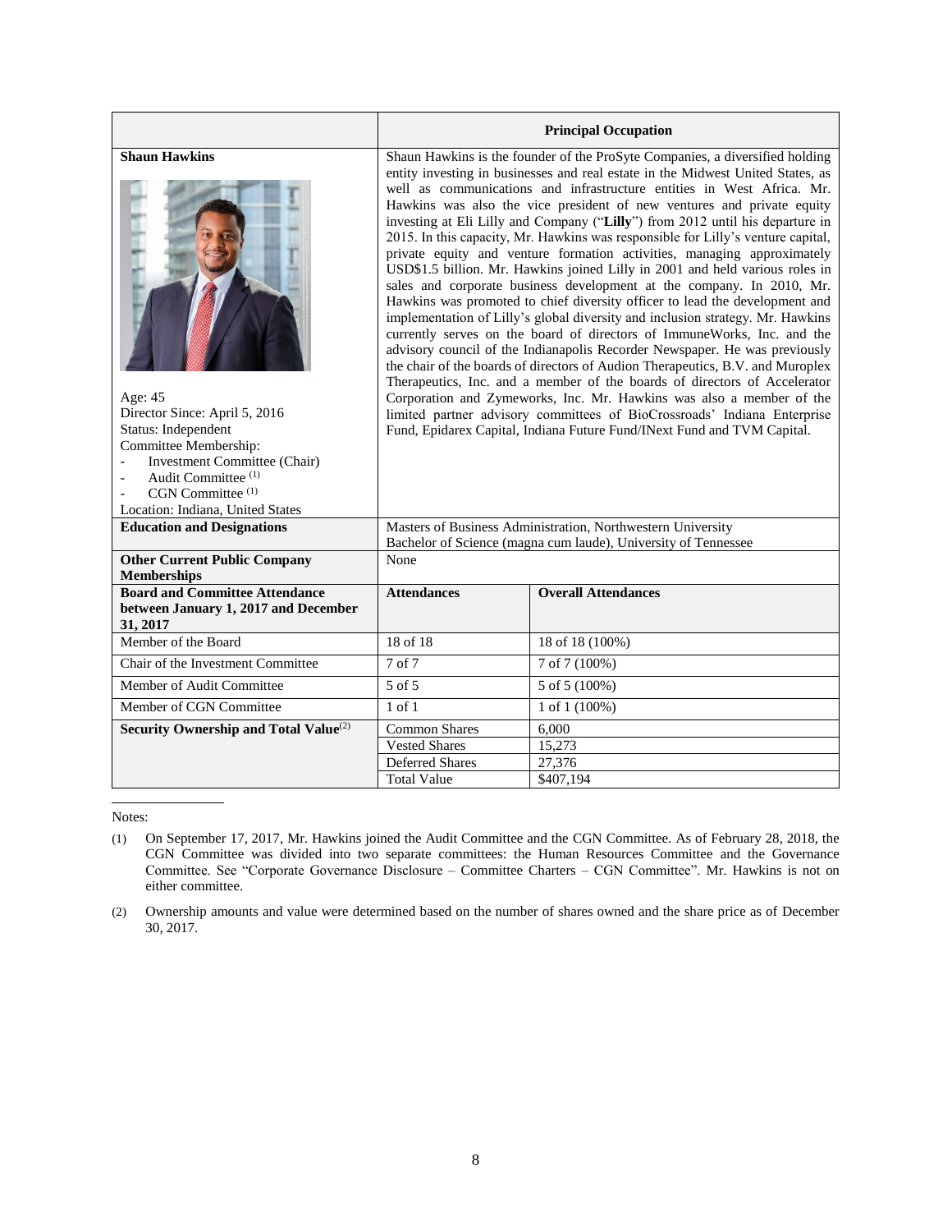| | Principal Occupation | |
|---|---|---|
| **Shaun Hawkins**<br><br>Age: 45<br>Director Since: April 5, 2016<br>Status: Independent<br>Committee Membership:<br>- Investment Committee (Chair)<br>- Audit Committee [(1)]<br>- CGN Committee [(1)]<br>Location: Indiana, United States | Shaun Hawkins is the founder of the ProSyte Companies, a diversified holding entity investing in businesses and real estate in the Midwest United States, as well as communications and infrastructure entities in West Africa. Mr. Hawkins was also the vice president of new ventures and private equity investing at Eli Lilly and Company ("**Lilly**") from 2012 until his departure in 2015. In this capacity, Mr. Hawkins was responsible for Lilly's venture capital, private equity and venture formation activities, managing approximately USD$1.5 billion. Mr. Hawkins joined Lilly in 2001 and held various roles in sales and corporate business development at the company. In 2010, Mr. Hawkins was promoted to chief diversity officer to lead the development and implementation of Lilly's global diversity and inclusion strategy. Mr. Hawkins currently serves on the board of directors of ImmuneWorks, Inc. and the advisory council of the Indianapolis Recorder Newspaper. He was previously the chair of the boards of directors of Audion Therapeutics, B.V. and Muroplex Therapeutics, Inc. and a member of the boards of directors of Accelerator Corporation and Zymeworks, Inc. Mr. Hawkins was also a member of the limited partner advisory committees of BioCrossroads' Indiana Enterprise Fund, Epidarex Capital, Indiana Future Fund/INext Fund and TVM Capital. | |
| **Education and Designations** | Masters of Business Administration, Northwestern University<br>Bachelor of Science (magna cum laude), University of Tennessee | |
| **Other Current Public Company Memberships** | None | |
| **Board and Committee Attendance between January 1, 2017 and December 31, 2017** | **Attendances** | **Overall Attendances** |
| Member of the Board | 18 of 18 | 18 of 18 (100%) |
| Chair of the Investment Committee | 7 of 7 | 7 of 7 (100%) |
| Member of Audit Committee | 5 of 5 | 5 of 5 (100%) |
| Member of CGN Committee | 1 of 1 | 1 of 1 (100%) |
| **Security Ownership and Total Value**[(2)] | Common Shares | 6,000 |
| | Vested Shares | 15,273 |
| | Deferred Shares | 27,376 |
| | Total Value | $407,194 |

Notes:

(1) On September 17, 2017, Mr. Hawkins joined the Audit Committee and the CGN Committee. As of February 28, 2018, the CGN Committee was divided into two separate committees: the Human Resources Committee and the Governance Committee. See "Corporate Governance Disclosure – Committee Charters – CGN Committee". Mr. Hawkins is not on either committee.

(2) Ownership amounts and value were determined based on the number of shares owned and the share price as of December 30, 2017.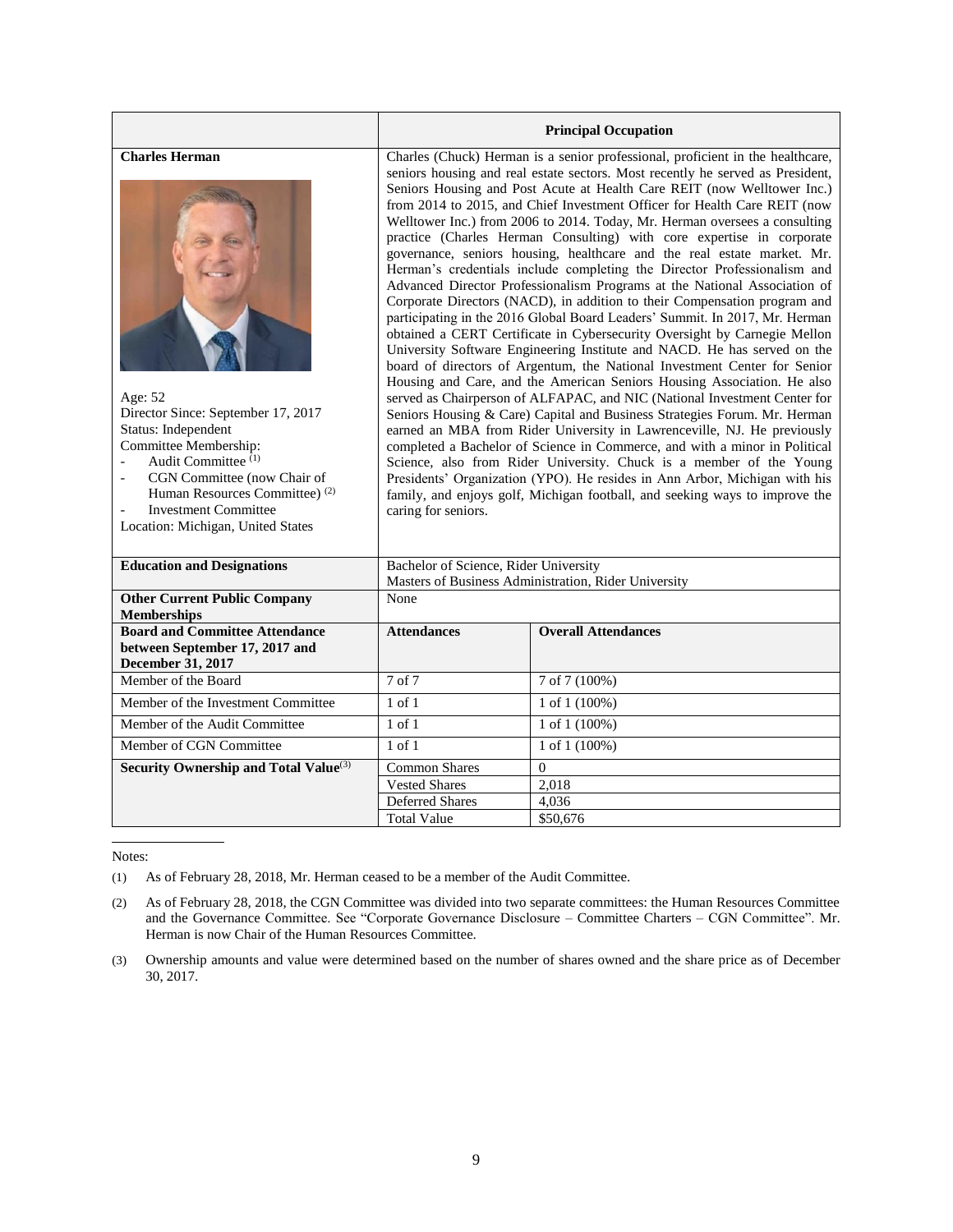| | Principal Occupation | |
|---|---|---|
| **Charles Herman**<br><br>Age: 52<br>Director Since: September 17, 2017<br>Status: Independent<br>Committee Membership:<br>- Audit Committee [(1)]<br>- CGN Committee (now Chair of Human Resources Committee) [(2)]<br>- Investment Committee<br>Location: Michigan, United States | Charles (Chuck) Herman is a senior professional, proficient in the healthcare, seniors housing and real estate sectors. Most recently he served as President, Seniors Housing and Post Acute at Health Care REIT (now Welltower Inc.) from 2014 to 2015, and Chief Investment Officer for Health Care REIT (now Welltower Inc.) from 2006 to 2014. Today, Mr. Herman oversees a consulting practice (Charles Herman Consulting) with core expertise in corporate governance, seniors housing, healthcare and the real estate market. Mr. Herman's credentials include completing the Director Professionalism and Advanced Director Professionalism Programs at the National Association of Corporate Directors (NACD), in addition to their Compensation program and participating in the 2016 Global Board Leaders' Summit. In 2017, Mr. Herman obtained a CERT Certificate in Cybersecurity Oversight by Carnegie Mellon University Software Engineering Institute and NACD. He has served on the board of directors of Argentum, the National Investment Center for Senior Housing and Care, and the American Seniors Housing Association. He also served as Chairperson of ALFAPAC, and NIC (National Investment Center for Seniors Housing & Care) Capital and Business Strategies Forum. Mr. Herman earned an MBA from Rider University in Lawrenceville, NJ. He previously completed a Bachelor of Science in Commerce, and with a minor in Political Science, also from Rider University. Chuck is a member of the Young Presidents' Organization (YPO). He resides in Ann Arbor, Michigan with his family, and enjoys golf, Michigan football, and seeking ways to improve the caring for seniors. | |
| **Education and Designations** | Bachelor of Science, Rider University<br>Masters of Business Administration, Rider University | |
| **Other Current Public Company Memberships** | None | |
| **Board and Committee Attendance between September 17, 2017 and December 31, 2017** | **Attendances** | **Overall Attendances** |
| Member of the Board | 7 of 7 | 7 of 7 (100%) |
| Member of the Investment Committee | 1 of 1 | 1 of 1 (100%) |
| Member of the Audit Committee | 1 of 1 | 1 of 1 (100%) |
| Member of CGN Committee | 1 of 1 | 1 of 1 (100%) |
| **Security Ownership and Total Value**[(3)] | Common Shares | 0 |
| | Vested Shares | 2,018 |
| | Deferred Shares | 4,036 |
| | Total Value | \$50,676 |

Notes:

(1) As of February 28, 2018, Mr. Herman ceased to be a member of the Audit Committee.

(2) As of February 28, 2018, the CGN Committee was divided into two separate committees: the Human Resources Committee and the Governance Committee. See "Corporate Governance Disclosure – Committee Charters – CGN Committee". Mr. Herman is now Chair of the Human Resources Committee.

(3) Ownership amounts and value were determined based on the number of shares owned and the share price as of December 30, 2017.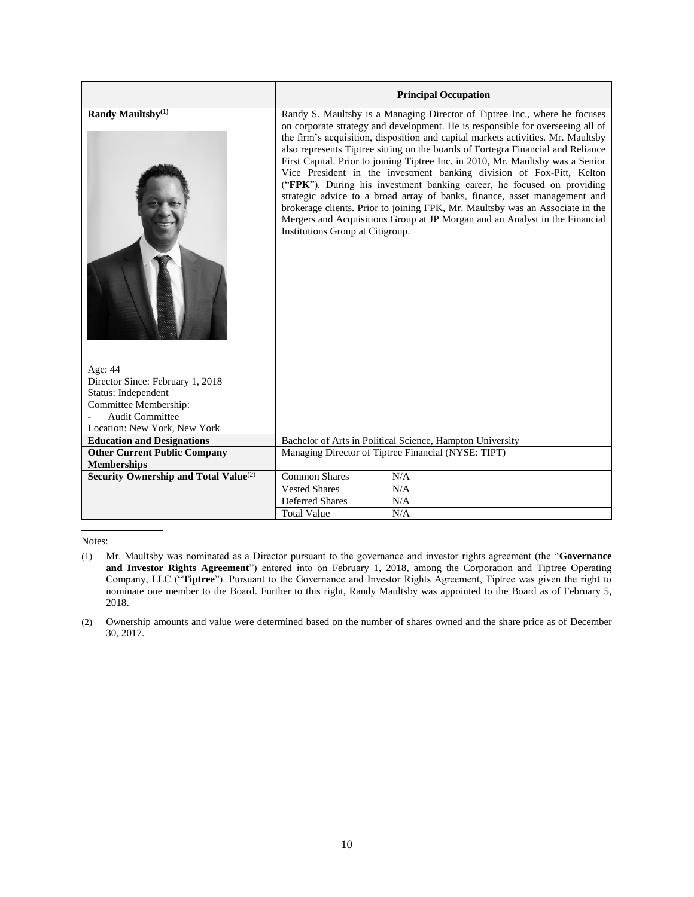| | **Principal Occupation** | |
|---|---|---|
| **Randy Maultsby[(1)]**<br><br>Age: 44<br>Director Since: February 1, 2018<br>Status: Independent<br>Committee Membership:<br>- Audit Committee<br>Location: New York, New York | Randy S. Maultsby is a Managing Director of Tiptree Inc., where he focuses on corporate strategy and development. He is responsible for overseeing all of the firm's acquisition, disposition and capital markets activities. Mr. Maultsby also represents Tiptree sitting on the boards of Fortegra Financial and Reliance First Capital. Prior to joining Tiptree Inc. in 2010, Mr. Maultsby was a Senior Vice President in the investment banking division of Fox-Pitt, Kelton ("**FPK**"). During his investment banking career, he focused on providing strategic advice to a broad array of banks, finance, asset management and brokerage clients. Prior to joining FPK, Mr. Maultsby was an Associate in the Mergers and Acquisitions Group at JP Morgan and an Analyst in the Financial Institutions Group at Citigroup. | |
| **Education and Designations** | Bachelor of Arts in Political Science, Hampton University | |
| **Other Current Public Company Memberships** | Managing Director of Tiptree Financial (NYSE: TIPT) | |
| **Security Ownership and Total Value[(2)]** | Common Shares | N/A |
| | Vested Shares | N/A |
| | Deferred Shares | N/A |
| | Total Value | N/A |

Notes:

(1) Mr. Maultsby was nominated as a Director pursuant to the governance and investor rights agreement (the "**Governance and Investor Rights Agreement**") entered into on February 1, 2018, among the Corporation and Tiptree Operating Company, LLC ("**Tiptree**"). Pursuant to the Governance and Investor Rights Agreement, Tiptree was given the right to nominate one member to the Board. Further to this right, Randy Maultsby was appointed to the Board as of February 5, 2018.

(2) Ownership amounts and value were determined based on the number of shares owned and the share price as of December 30, 2017.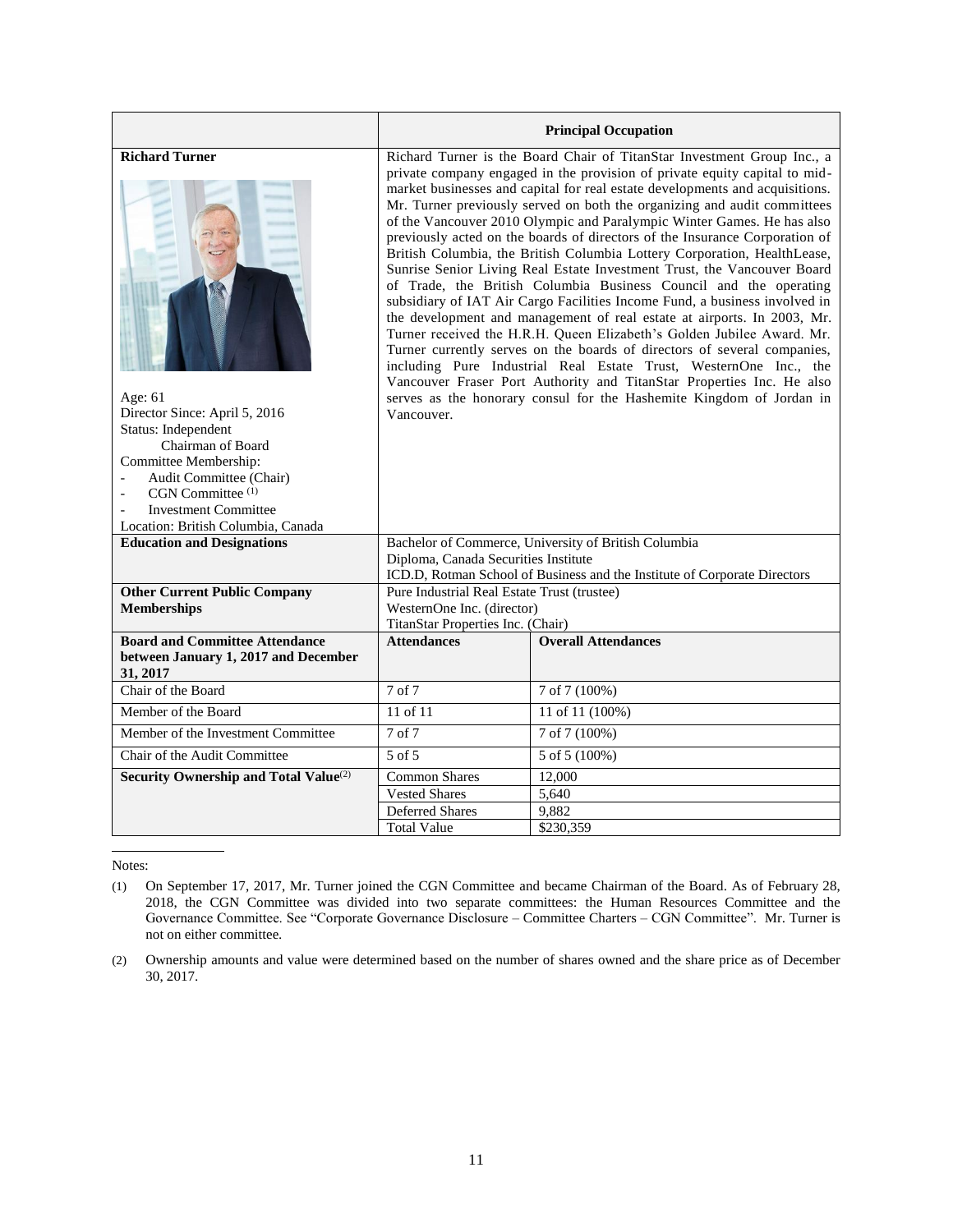| | Principal Occupation | |
|---|---|---|
| **Richard Turner**<br><br>Age: 61<br>Director Since: April 5, 2016<br>Status: Independent<br>Chairman of Board<br>Committee Membership:<br>- Audit Committee (Chair)<br>- CGN Committee [(1)]<br>- Investment Committee<br>Location: British Columbia, Canada | Richard Turner is the Board Chair of TitanStar Investment Group Inc., a private company engaged in the provision of private equity capital to mid-market businesses and capital for real estate developments and acquisitions. Mr. Turner previously served on both the organizing and audit committees of the Vancouver 2010 Olympic and Paralympic Winter Games. He has also previously acted on the boards of directors of the Insurance Corporation of British Columbia, the British Columbia Lottery Corporation, HealthLease, Sunrise Senior Living Real Estate Investment Trust, the Vancouver Board of Trade, the British Columbia Business Council and the operating subsidiary of IAT Air Cargo Facilities Income Fund, a business involved in the development and management of real estate at airports. In 2003, Mr. Turner received the H.R.H. Queen Elizabeth's Golden Jubilee Award. Mr. Turner currently serves on the boards of directors of several companies, including Pure Industrial Real Estate Trust, WesternOne Inc., the Vancouver Fraser Port Authority and TitanStar Properties Inc. He also serves as the honorary consul for the Hashemite Kingdom of Jordan in Vancouver. | |
| **Education and Designations** | Bachelor of Commerce, University of British Columbia<br>Diploma, Canada Securities Institute<br>ICD.D, Rotman School of Business and the Institute of Corporate Directors | |
| **Other Current Public Company Memberships** | Pure Industrial Real Estate Trust (trustee)<br>WesternOne Inc. (director)<br>TitanStar Properties Inc. (Chair) | |
| **Board and Committee Attendance between January 1, 2017 and December 31, 2017** | **Attendances** | **Overall Attendances** |
| Chair of the Board | 7 of 7 | 7 of 7 (100%) |
| Member of the Board | 11 of 11 | 11 of 11 (100%) |
| Member of the Investment Committee | 7 of 7 | 7 of 7 (100%) |
| Chair of the Audit Committee | 5 of 5 | 5 of 5 (100%) |
| **Security Ownership and Total Value**[(2)] | Common Shares | 12,000 |
| | Vested Shares | 5,640 |
| | Deferred Shares | 9,882 |
| | Total Value | $230,359 |

Notes:

(1) On September 17, 2017, Mr. Turner joined the CGN Committee and became Chairman of the Board. As of February 28, 2018, the CGN Committee was divided into two separate committees: the Human Resources Committee and the Governance Committee. See "Corporate Governance Disclosure – Committee Charters – CGN Committee". Mr. Turner is not on either committee.

(2) Ownership amounts and value were determined based on the number of shares owned and the share price as of December 30, 2017.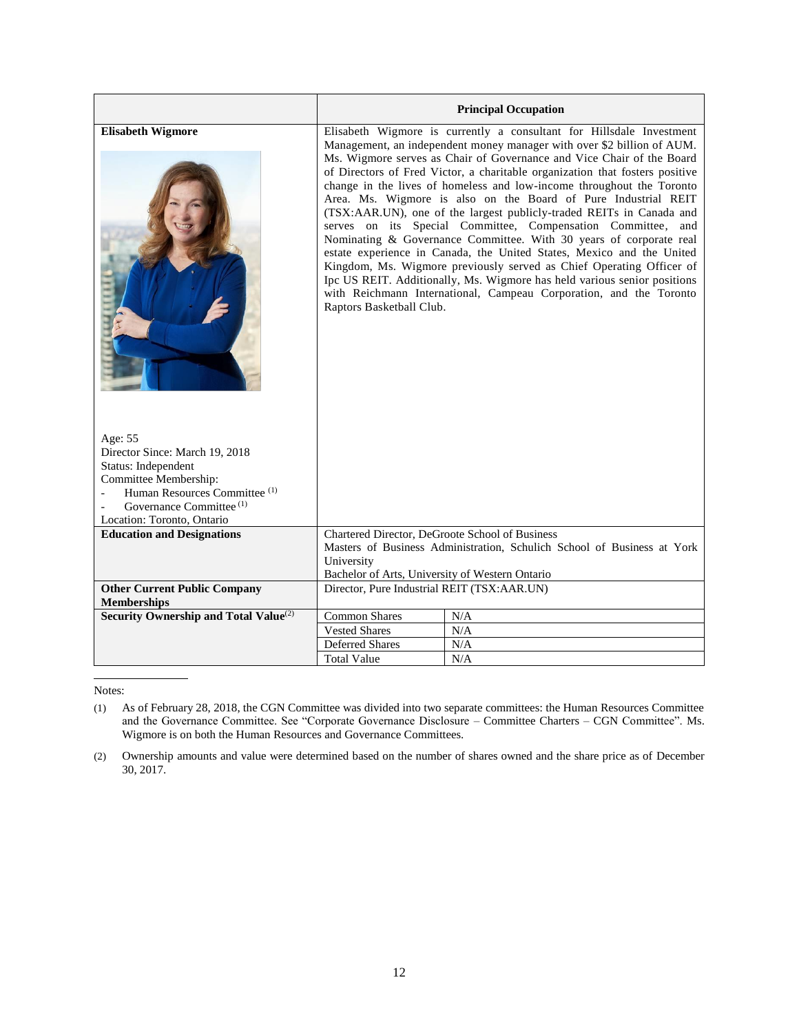| | **Principal Occupation** |
| --- | --- |
| **Elisabeth Wigmore**<br><br>Age: 55<br>Director Since: March 19, 2018<br>Status: Independent<br>Committee Membership:<br>- Human Resources Committee [(1)]<br>- Governance Committee [(1)]<br>Location: Toronto, Ontario | Elisabeth Wigmore is currently a consultant for Hillsdale Investment Management, an independent money manager with over $2 billion of AUM. Ms. Wigmore serves as Chair of Governance and Vice Chair of the Board of Directors of Fred Victor, a charitable organization that fosters positive change in the lives of homeless and low-income throughout the Toronto Area. Ms. Wigmore is also on the Board of Pure Industrial REIT (TSX:AAR.UN), one of the largest publicly-traded REITs in Canada and serves on its Special Committee, Compensation Committee, and Nominating & Governance Committee. With 30 years of corporate real estate experience in Canada, the United States, Mexico and the United Kingdom, Ms. Wigmore previously served as Chief Operating Officer of Ipc US REIT. Additionally, Ms. Wigmore has held various senior positions with Reichmann International, Campeau Corporation, and the Toronto Raptors Basketball Club. |
| **Education and Designations** | Chartered Director, DeGroote School of Business<br>Masters of Business Administration, Schulich School of Business at York University<br>Bachelor of Arts, University of Western Ontario |
| **Other Current Public Company Memberships** | Director, Pure Industrial REIT (TSX:AAR.UN) |
| **Security Ownership and Total Value**[(2)] | Common Shares: N/A<br>Vested Shares: N/A<br>Deferred Shares: N/A<br>Total Value: N/A |

Notes:

(1) As of February 28, 2018, the CGN Committee was divided into two separate committees: the Human Resources Committee and the Governance Committee. See "Corporate Governance Disclosure – Committee Charters – CGN Committee". Ms. Wigmore is on both the Human Resources and Governance Committees.

(2) Ownership amounts and value were determined based on the number of shares owned and the share price as of December 30, 2017.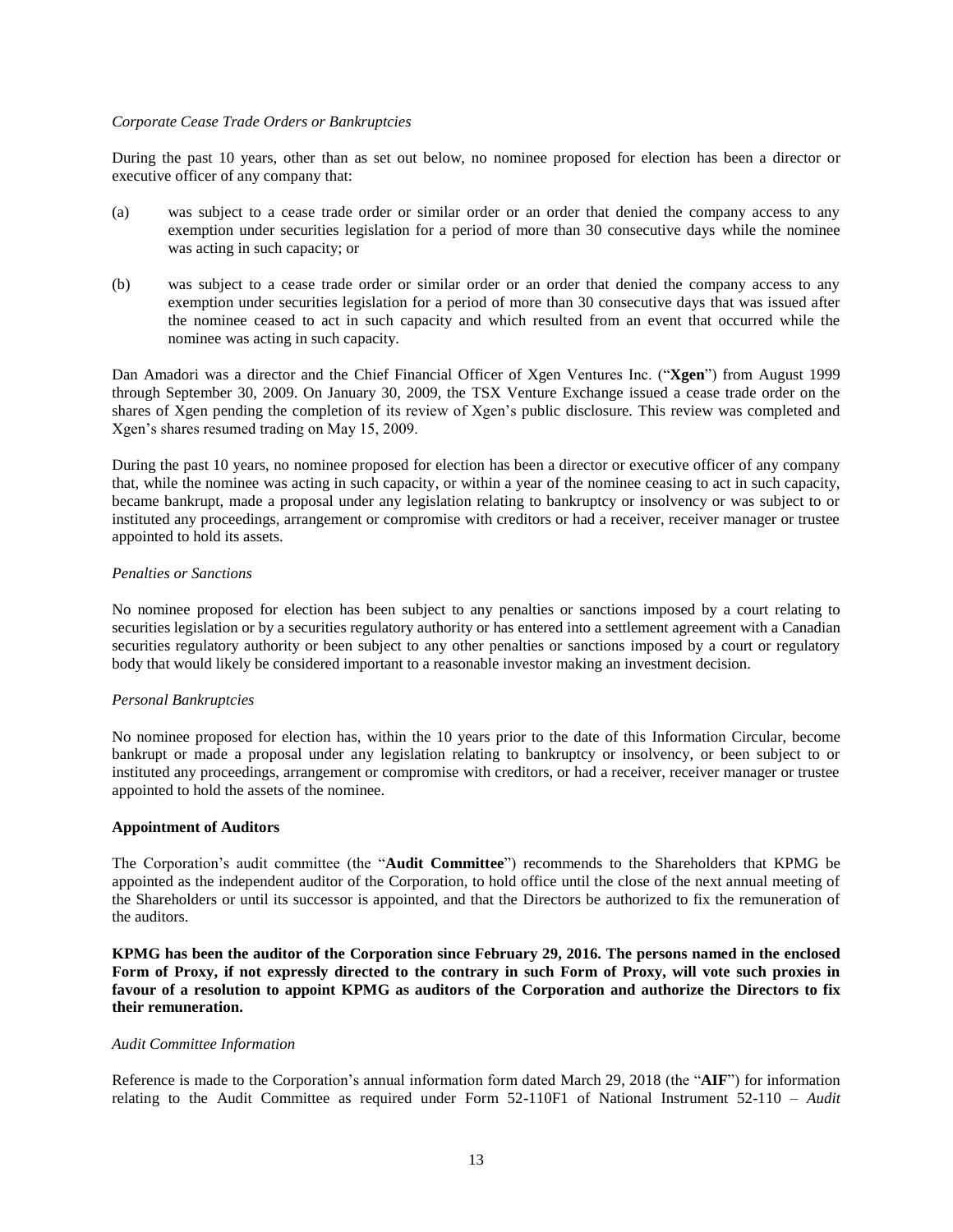*Corporate Cease Trade Orders or Bankruptcies*

During the past 10 years, other than as set out below, no nominee proposed for election has been a director or executive officer of any company that:

(a) was subject to a cease trade order or similar order or an order that denied the company access to any exemption under securities legislation for a period of more than 30 consecutive days while the nominee was acting in such capacity; or

(b) was subject to a cease trade order or similar order or an order that denied the company access to any exemption under securities legislation for a period of more than 30 consecutive days that was issued after the nominee ceased to act in such capacity and which resulted from an event that occurred while the nominee was acting in such capacity.

Dan Amadori was a director and the Chief Financial Officer of Xgen Ventures Inc. ("**Xgen**") from August 1999 through September 30, 2009. On January 30, 2009, the TSX Venture Exchange issued a cease trade order on the shares of Xgen pending the completion of its review of Xgen's public disclosure. This review was completed and Xgen's shares resumed trading on May 15, 2009.

During the past 10 years, no nominee proposed for election has been a director or executive officer of any company that, while the nominee was acting in such capacity, or within a year of the nominee ceasing to act in such capacity, became bankrupt, made a proposal under any legislation relating to bankruptcy or insolvency or was subject to or instituted any proceedings, arrangement or compromise with creditors or had a receiver, receiver manager or trustee appointed to hold its assets.

*Penalties or Sanctions*

No nominee proposed for election has been subject to any penalties or sanctions imposed by a court relating to securities legislation or by a securities regulatory authority or has entered into a settlement agreement with a Canadian securities regulatory authority or been subject to any other penalties or sanctions imposed by a court or regulatory body that would likely be considered important to a reasonable investor making an investment decision.

*Personal Bankruptcies*

No nominee proposed for election has, within the 10 years prior to the date of this Information Circular, become bankrupt or made a proposal under any legislation relating to bankruptcy or insolvency, or been subject to or instituted any proceedings, arrangement or compromise with creditors, or had a receiver, receiver manager or trustee appointed to hold the assets of the nominee.

**Appointment of Auditors**

The Corporation's audit committee (the "**Audit Committee**") recommends to the Shareholders that KPMG be appointed as the independent auditor of the Corporation, to hold office until the close of the next annual meeting of the Shareholders or until its successor is appointed, and that the Directors be authorized to fix the remuneration of the auditors.

**KPMG has been the auditor of the Corporation since February 29, 2016. The persons named in the enclosed Form of Proxy, if not expressly directed to the contrary in such Form of Proxy, will vote such proxies in favour of a resolution to appoint KPMG as auditors of the Corporation and authorize the Directors to fix their remuneration.**

*Audit Committee Information*

Reference is made to the Corporation's annual information form dated March 29, 2018 (the "**AIF**") for information relating to the Audit Committee as required under Form 52-110F1 of National Instrument 52-110 – *Audit*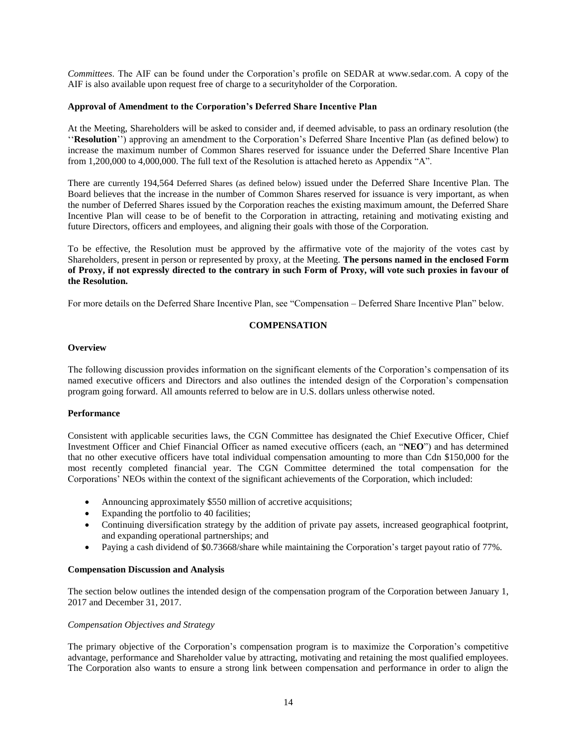*Committees*. The AIF can be found under the Corporation's profile on SEDAR at www.sedar.com. A copy of the AIF is also available upon request free of charge to a securityholder of the Corporation.

**Approval of Amendment to the Corporation's Deferred Share Incentive Plan**

At the Meeting, Shareholders will be asked to consider and, if deemed advisable, to pass an ordinary resolution (the ''**Resolution**'') approving an amendment to the Corporation's Deferred Share Incentive Plan (as defined below) to increase the maximum number of Common Shares reserved for issuance under the Deferred Share Incentive Plan from 1,200,000 to 4,000,000. The full text of the Resolution is attached hereto as Appendix "A".

There are currently 194,564 Deferred Shares (as defined below) issued under the Deferred Share Incentive Plan. The Board believes that the increase in the number of Common Shares reserved for issuance is very important, as when the number of Deferred Shares issued by the Corporation reaches the existing maximum amount, the Deferred Share Incentive Plan will cease to be of benefit to the Corporation in attracting, retaining and motivating existing and future Directors, officers and employees, and aligning their goals with those of the Corporation.

To be effective, the Resolution must be approved by the affirmative vote of the majority of the votes cast by Shareholders, present in person or represented by proxy, at the Meeting. **The persons named in the enclosed Form of Proxy, if not expressly directed to the contrary in such Form of Proxy, will vote such proxies in favour of the Resolution.**

For more details on the Deferred Share Incentive Plan, see "Compensation – Deferred Share Incentive Plan" below.

## COMPENSATION

**Overview**

The following discussion provides information on the significant elements of the Corporation's compensation of its named executive officers and Directors and also outlines the intended design of the Corporation's compensation program going forward. All amounts referred to below are in U.S. dollars unless otherwise noted.

**Performance**

Consistent with applicable securities laws, the CGN Committee has designated the Chief Executive Officer, Chief Investment Officer and Chief Financial Officer as named executive officers (each, an "**NEO**") and has determined that no other executive officers have total individual compensation amounting to more than Cdn \$150,000 for the most recently completed financial year. The CGN Committee determined the total compensation for the Corporations' NEOs within the context of the significant achievements of the Corporation, which included:

- Announcing approximately \$550 million of accretive acquisitions;
- Expanding the portfolio to 40 facilities;
- Continuing diversification strategy by the addition of private pay assets, increased geographical footprint, and expanding operational partnerships; and
- Paying a cash dividend of \$0.73668/share while maintaining the Corporation's target payout ratio of 77%.

**Compensation Discussion and Analysis**

The section below outlines the intended design of the compensation program of the Corporation between January 1, 2017 and December 31, 2017.

*Compensation Objectives and Strategy*

The primary objective of the Corporation's compensation program is to maximize the Corporation's competitive advantage, performance and Shareholder value by attracting, motivating and retaining the most qualified employees. The Corporation also wants to ensure a strong link between compensation and performance in order to align the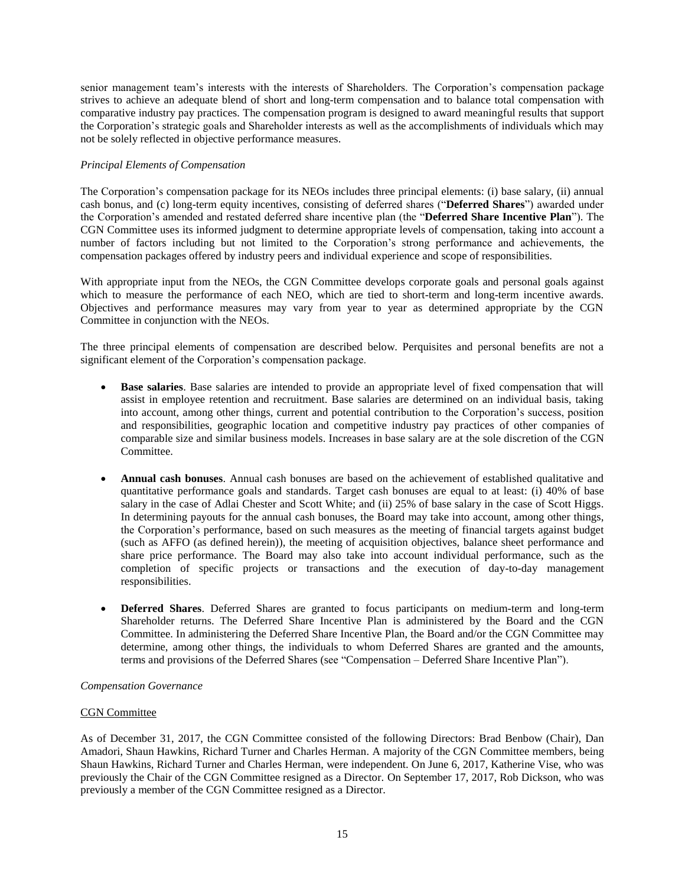senior management team's interests with the interests of Shareholders. The Corporation's compensation package strives to achieve an adequate blend of short and long-term compensation and to balance total compensation with comparative industry pay practices. The compensation program is designed to award meaningful results that support the Corporation's strategic goals and Shareholder interests as well as the accomplishments of individuals which may not be solely reflected in objective performance measures.

*Principal Elements of Compensation*

The Corporation's compensation package for its NEOs includes three principal elements: (i) base salary, (ii) annual cash bonus, and (c) long-term equity incentives, consisting of deferred shares ("**Deferred Shares**") awarded under the Corporation's amended and restated deferred share incentive plan (the "**Deferred Share Incentive Plan**"). The CGN Committee uses its informed judgment to determine appropriate levels of compensation, taking into account a number of factors including but not limited to the Corporation's strong performance and achievements, the compensation packages offered by industry peers and individual experience and scope of responsibilities.

With appropriate input from the NEOs, the CGN Committee develops corporate goals and personal goals against which to measure the performance of each NEO, which are tied to short-term and long-term incentive awards. Objectives and performance measures may vary from year to year as determined appropriate by the CGN Committee in conjunction with the NEOs.

The three principal elements of compensation are described below. Perquisites and personal benefits are not a significant element of the Corporation's compensation package.

- **Base salaries**. Base salaries are intended to provide an appropriate level of fixed compensation that will assist in employee retention and recruitment. Base salaries are determined on an individual basis, taking into account, among other things, current and potential contribution to the Corporation's success, position and responsibilities, geographic location and competitive industry pay practices of other companies of comparable size and similar business models. Increases in base salary are at the sole discretion of the CGN Committee.

- **Annual cash bonuses**. Annual cash bonuses are based on the achievement of established qualitative and quantitative performance goals and standards. Target cash bonuses are equal to at least: (i) 40% of base salary in the case of Adlai Chester and Scott White; and (ii) 25% of base salary in the case of Scott Higgs. In determining payouts for the annual cash bonuses, the Board may take into account, among other things, the Corporation's performance, based on such measures as the meeting of financial targets against budget (such as AFFO (as defined herein)), the meeting of acquisition objectives, balance sheet performance and share price performance. The Board may also take into account individual performance, such as the completion of specific projects or transactions and the execution of day-to-day management responsibilities.

- **Deferred Shares**. Deferred Shares are granted to focus participants on medium-term and long-term Shareholder returns. The Deferred Share Incentive Plan is administered by the Board and the CGN Committee. In administering the Deferred Share Incentive Plan, the Board and/or the CGN Committee may determine, among other things, the individuals to whom Deferred Shares are granted and the amounts, terms and provisions of the Deferred Shares (see "Compensation – Deferred Share Incentive Plan").

*Compensation Governance*

CGN Committee

As of December 31, 2017, the CGN Committee consisted of the following Directors: Brad Benbow (Chair), Dan Amadori, Shaun Hawkins, Richard Turner and Charles Herman. A majority of the CGN Committee members, being Shaun Hawkins, Richard Turner and Charles Herman, were independent. On June 6, 2017, Katherine Vise, who was previously the Chair of the CGN Committee resigned as a Director. On September 17, 2017, Rob Dickson, who was previously a member of the CGN Committee resigned as a Director.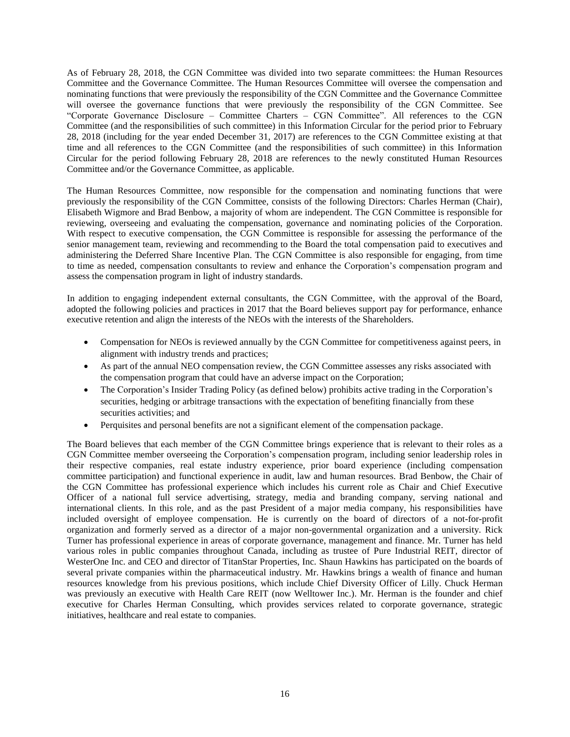As of February 28, 2018, the CGN Committee was divided into two separate committees: the Human Resources Committee and the Governance Committee. The Human Resources Committee will oversee the compensation and nominating functions that were previously the responsibility of the CGN Committee and the Governance Committee will oversee the governance functions that were previously the responsibility of the CGN Committee. See "Corporate Governance Disclosure – Committee Charters – CGN Committee". All references to the CGN Committee (and the responsibilities of such committee) in this Information Circular for the period prior to February 28, 2018 (including for the year ended December 31, 2017) are references to the CGN Committee existing at that time and all references to the CGN Committee (and the responsibilities of such committee) in this Information Circular for the period following February 28, 2018 are references to the newly constituted Human Resources Committee and/or the Governance Committee, as applicable.

The Human Resources Committee, now responsible for the compensation and nominating functions that were previously the responsibility of the CGN Committee, consists of the following Directors: Charles Herman (Chair), Elisabeth Wigmore and Brad Benbow, a majority of whom are independent. The CGN Committee is responsible for reviewing, overseeing and evaluating the compensation, governance and nominating policies of the Corporation. With respect to executive compensation, the CGN Committee is responsible for assessing the performance of the senior management team, reviewing and recommending to the Board the total compensation paid to executives and administering the Deferred Share Incentive Plan. The CGN Committee is also responsible for engaging, from time to time as needed, compensation consultants to review and enhance the Corporation's compensation program and assess the compensation program in light of industry standards.

In addition to engaging independent external consultants, the CGN Committee, with the approval of the Board, adopted the following policies and practices in 2017 that the Board believes support pay for performance, enhance executive retention and align the interests of the NEOs with the interests of the Shareholders.

- Compensation for NEOs is reviewed annually by the CGN Committee for competitiveness against peers, in alignment with industry trends and practices;
- As part of the annual NEO compensation review, the CGN Committee assesses any risks associated with the compensation program that could have an adverse impact on the Corporation;
- The Corporation's Insider Trading Policy (as defined below) prohibits active trading in the Corporation's securities, hedging or arbitrage transactions with the expectation of benefiting financially from these securities activities; and
- Perquisites and personal benefits are not a significant element of the compensation package.

The Board believes that each member of the CGN Committee brings experience that is relevant to their roles as a CGN Committee member overseeing the Corporation's compensation program, including senior leadership roles in their respective companies, real estate industry experience, prior board experience (including compensation committee participation) and functional experience in audit, law and human resources. Brad Benbow, the Chair of the CGN Committee has professional experience which includes his current role as Chair and Chief Executive Officer of a national full service advertising, strategy, media and branding company, serving national and international clients. In this role, and as the past President of a major media company, his responsibilities have included oversight of employee compensation. He is currently on the board of directors of a not-for-profit organization and formerly served as a director of a major non-governmental organization and a university. Rick Turner has professional experience in areas of corporate governance, management and finance. Mr. Turner has held various roles in public companies throughout Canada, including as trustee of Pure Industrial REIT, director of WesterOne Inc. and CEO and director of TitanStar Properties, Inc. Shaun Hawkins has participated on the boards of several private companies within the pharmaceutical industry. Mr. Hawkins brings a wealth of finance and human resources knowledge from his previous positions, which include Chief Diversity Officer of Lilly. Chuck Herman was previously an executive with Health Care REIT (now Welltower Inc.). Mr. Herman is the founder and chief executive for Charles Herman Consulting, which provides services related to corporate governance, strategic initiatives, healthcare and real estate to companies.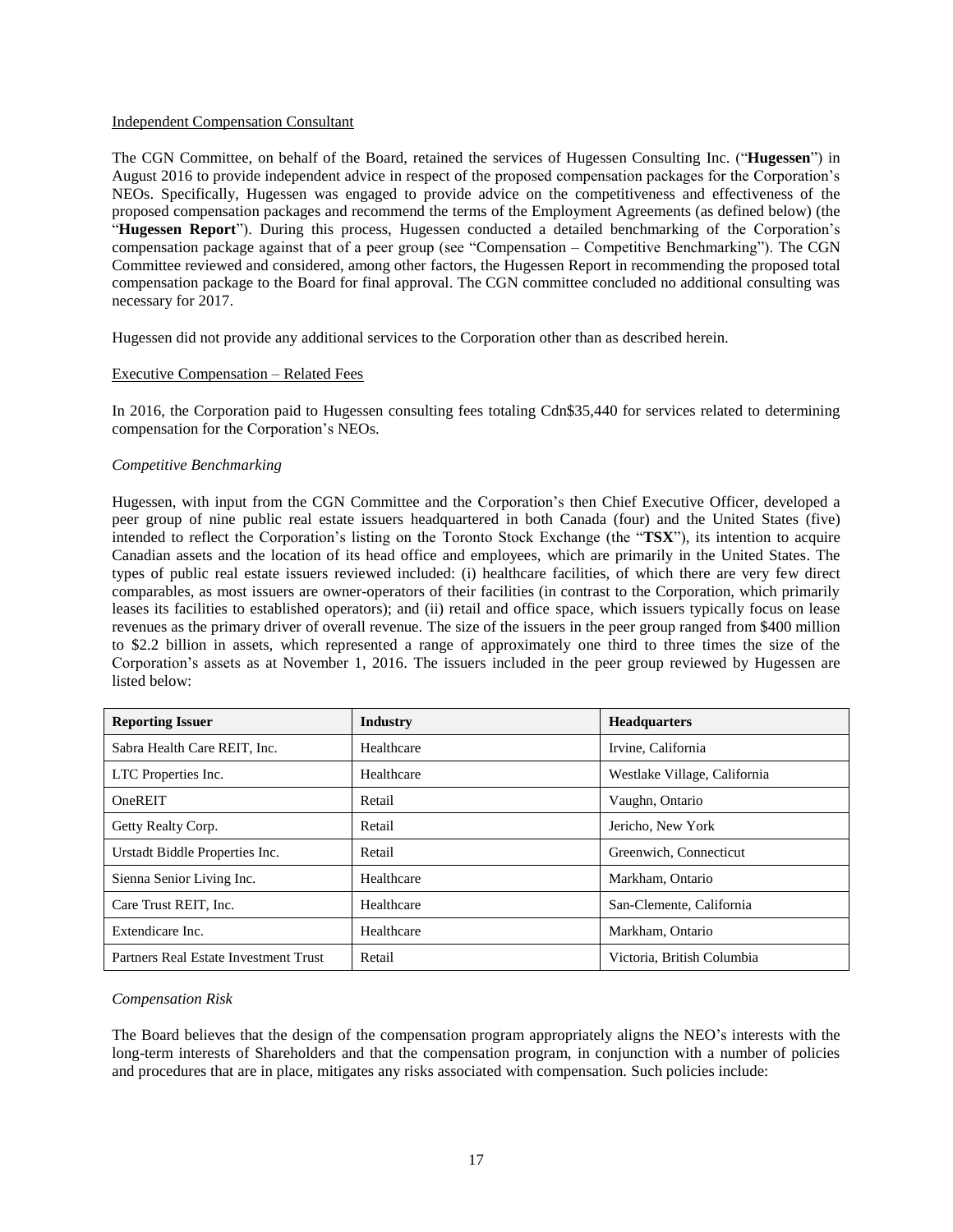Independent Compensation Consultant

The CGN Committee, on behalf of the Board, retained the services of Hugessen Consulting Inc. ("**Hugessen**") in August 2016 to provide independent advice in respect of the proposed compensation packages for the Corporation's NEOs. Specifically, Hugessen was engaged to provide advice on the competitiveness and effectiveness of the proposed compensation packages and recommend the terms of the Employment Agreements (as defined below) (the "**Hugessen Report**"). During this process, Hugessen conducted a detailed benchmarking of the Corporation's compensation package against that of a peer group (see "Compensation – Competitive Benchmarking"). The CGN Committee reviewed and considered, among other factors, the Hugessen Report in recommending the proposed total compensation package to the Board for final approval. The CGN committee concluded no additional consulting was necessary for 2017.

Hugessen did not provide any additional services to the Corporation other than as described herein.

Executive Compensation – Related Fees

In 2016, the Corporation paid to Hugessen consulting fees totaling Cdn$35,440 for services related to determining compensation for the Corporation's NEOs.

*Competitive Benchmarking*

Hugessen, with input from the CGN Committee and the Corporation's then Chief Executive Officer, developed a peer group of nine public real estate issuers headquartered in both Canada (four) and the United States (five) intended to reflect the Corporation's listing on the Toronto Stock Exchange (the "**TSX**"), its intention to acquire Canadian assets and the location of its head office and employees, which are primarily in the United States. The types of public real estate issuers reviewed included: (i) healthcare facilities, of which there are very few direct comparables, as most issuers are owner-operators of their facilities (in contrast to the Corporation, which primarily leases its facilities to established operators); and (ii) retail and office space, which issuers typically focus on lease revenues as the primary driver of overall revenue. The size of the issuers in the peer group ranged from $400 million to $2.2 billion in assets, which represented a range of approximately one third to three times the size of the Corporation's assets as at November 1, 2016. The issuers included in the peer group reviewed by Hugessen are listed below:

| Reporting Issuer | Industry | Headquarters |
|---|---|---|
| Sabra Health Care REIT, Inc. | Healthcare | Irvine, California |
| LTC Properties Inc. | Healthcare | Westlake Village, California |
| OneREIT | Retail | Vaughn, Ontario |
| Getty Realty Corp. | Retail | Jericho, New York |
| Urstadt Biddle Properties Inc. | Retail | Greenwich, Connecticut |
| Sienna Senior Living Inc. | Healthcare | Markham, Ontario |
| Care Trust REIT, Inc. | Healthcare | San-Clemente, California |
| Extendicare Inc. | Healthcare | Markham, Ontario |
| Partners Real Estate Investment Trust | Retail | Victoria, British Columbia |

*Compensation Risk*

The Board believes that the design of the compensation program appropriately aligns the NEO's interests with the long-term interests of Shareholders and that the compensation program, in conjunction with a number of policies and procedures that are in place, mitigates any risks associated with compensation. Such policies include: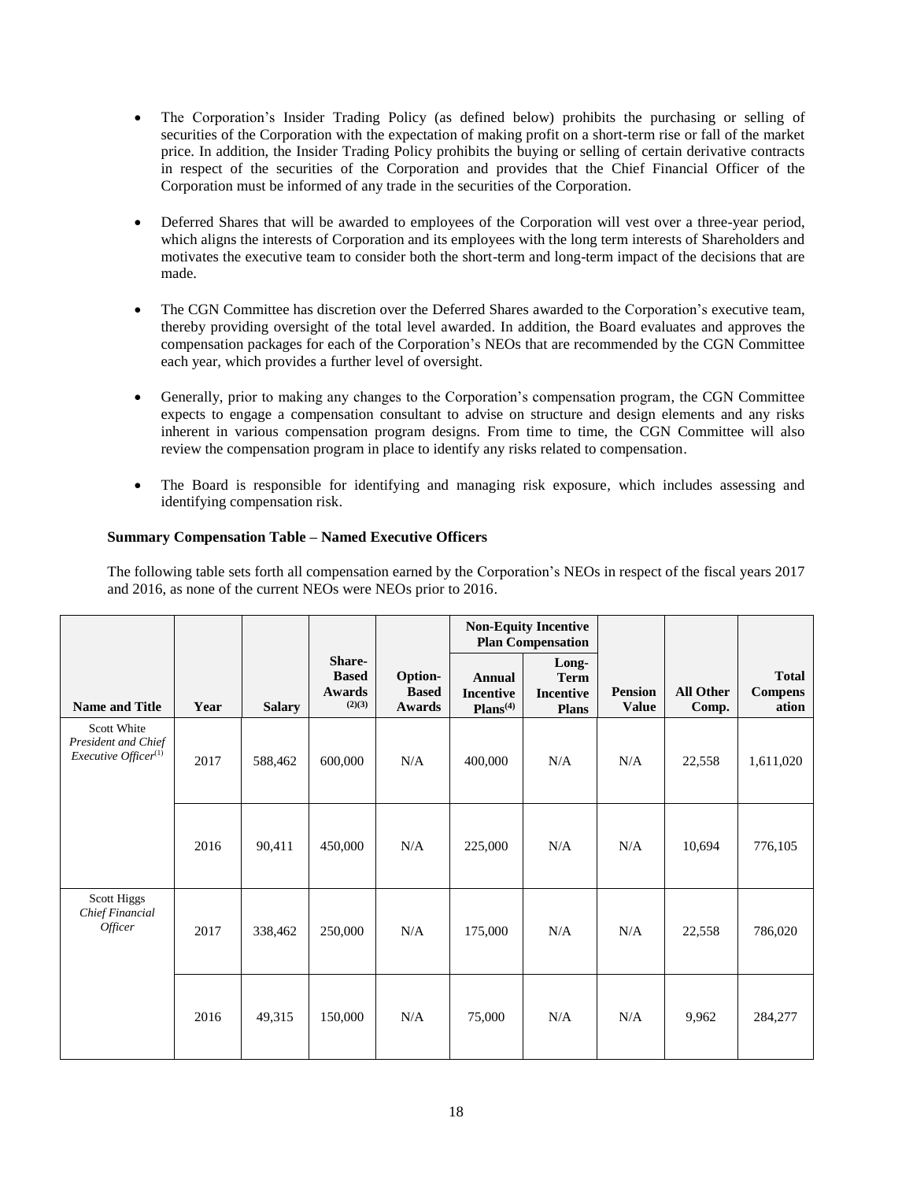- The Corporation's Insider Trading Policy (as defined below) prohibits the purchasing or selling of securities of the Corporation with the expectation of making profit on a short-term rise or fall of the market price. In addition, the Insider Trading Policy prohibits the buying or selling of certain derivative contracts in respect of the securities of the Corporation and provides that the Chief Financial Officer of the Corporation must be informed of any trade in the securities of the Corporation.

- Deferred Shares that will be awarded to employees of the Corporation will vest over a three-year period, which aligns the interests of Corporation and its employees with the long term interests of Shareholders and motivates the executive team to consider both the short-term and long-term impact of the decisions that are made.

- The CGN Committee has discretion over the Deferred Shares awarded to the Corporation's executive team, thereby providing oversight of the total level awarded. In addition, the Board evaluates and approves the compensation packages for each of the Corporation's NEOs that are recommended by the CGN Committee each year, which provides a further level of oversight.

- Generally, prior to making any changes to the Corporation's compensation program, the CGN Committee expects to engage a compensation consultant to advise on structure and design elements and any risks inherent in various compensation program designs. From time to time, the CGN Committee will also review the compensation program in place to identify any risks related to compensation.

- The Board is responsible for identifying and managing risk exposure, which includes assessing and identifying compensation risk.

**Summary Compensation Table – Named Executive Officers**

The following table sets forth all compensation earned by the Corporation's NEOs in respect of the fiscal years 2017 and 2016, as none of the current NEOs were NEOs prior to 2016.

| Name and Title | Year | Salary | Share-Based Awards (2)(3) | Option-Based Awards | Non-Equity Incentive Plan Compensation | | Pension Value | All Other Comp. | Total Compensation |
|---|---|---|---|---|---|---|---|---|---|
| | | | | | Annual Incentive Plans(4) | Long-Term Incentive Plans | | | |
| Scott White *President and Chief Executive Officer*[(1)] | 2017 | 588,462 | 600,000 | N/A | 400,000 | N/A | N/A | 22,558 | 1,611,020 |
| | 2016 | 90,411 | 450,000 | N/A | 225,000 | N/A | N/A | 10,694 | 776,105 |
| Scott Higgs *Chief Financial Officer* | 2017 | 338,462 | 250,000 | N/A | 175,000 | N/A | N/A | 22,558 | 786,020 |
| | 2016 | 49,315 | 150,000 | N/A | 75,000 | N/A | N/A | 9,962 | 284,277 |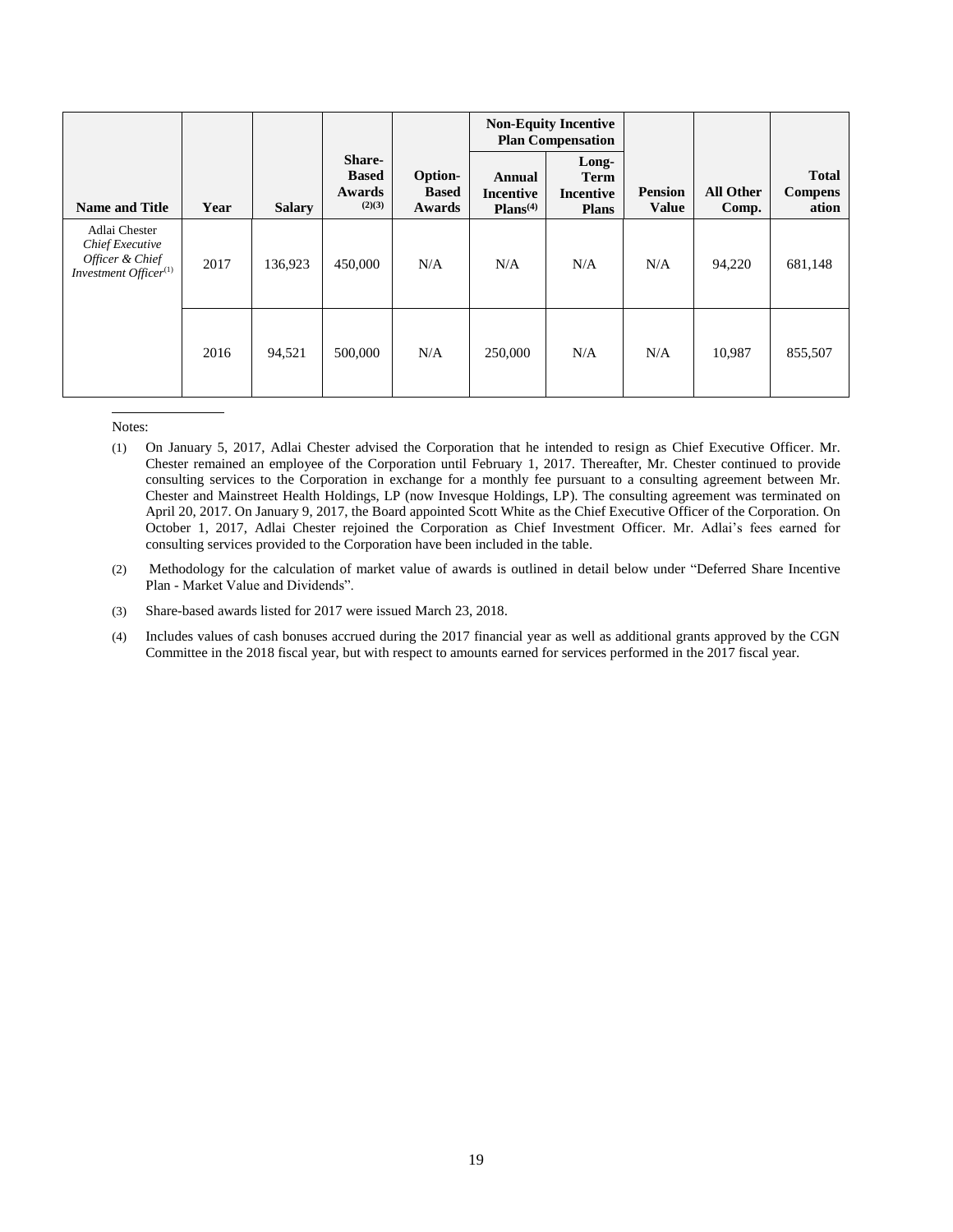| Name and Title | Year | Salary | Share-Based Awards (2)(3) | Option-Based Awards | Non-Equity Incentive Plan Compensation | | Pension Value | All Other Comp. | Total Compensation |
|---|---|---|---|---|---|---|---|---|---|
| | | | | | Annual Incentive Plans(4) | Long-Term Incentive Plans | | | |
| Adlai Chester *Chief Executive Officer & Chief Investment Officer*(1) | 2017 | 136,923 | 450,000 | N/A | N/A | N/A | N/A | 94,220 | 681,148 |
| | 2016 | 94,521 | 500,000 | N/A | 250,000 | N/A | N/A | 10,987 | 855,507 |

Notes:

(1) On January 5, 2017, Adlai Chester advised the Corporation that he intended to resign as Chief Executive Officer. Mr. Chester remained an employee of the Corporation until February 1, 2017. Thereafter, Mr. Chester continued to provide consulting services to the Corporation in exchange for a monthly fee pursuant to a consulting agreement between Mr. Chester and Mainstreet Health Holdings, LP (now Invesque Holdings, LP). The consulting agreement was terminated on April 20, 2017. On January 9, 2017, the Board appointed Scott White as the Chief Executive Officer of the Corporation. On October 1, 2017, Adlai Chester rejoined the Corporation as Chief Investment Officer. Mr. Adlai's fees earned for consulting services provided to the Corporation have been included in the table.

(2) Methodology for the calculation of market value of awards is outlined in detail below under "Deferred Share Incentive Plan - Market Value and Dividends".

(3) Share-based awards listed for 2017 were issued March 23, 2018.

(4) Includes values of cash bonuses accrued during the 2017 financial year as well as additional grants approved by the CGN Committee in the 2018 fiscal year, but with respect to amounts earned for services performed in the 2017 fiscal year.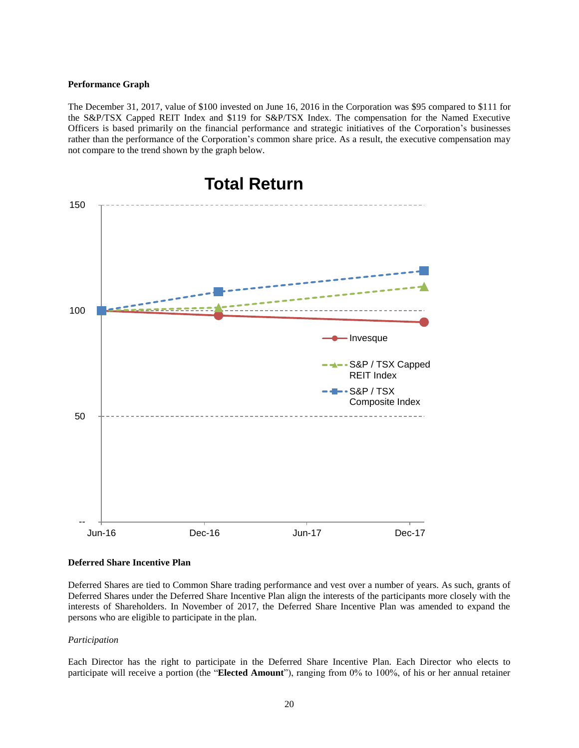**Performance Graph**

The December 31, 2017, value of $100 invested on June 16, 2016 in the Corporation was $95 compared to $111 for the S&P/TSX Capped REIT Index and $119 for S&P/TSX Index. The compensation for the Named Executive Officers is based primarily on the financial performance and strategic initiatives of the Corporation's businesses rather than the performance of the Corporation's common share price. As a result, the executive compensation may not compare to the trend shown by the graph below.

**Total Return**

**Deferred Share Incentive Plan**

Deferred Shares are tied to Common Share trading performance and vest over a number of years. As such, grants of Deferred Shares under the Deferred Share Incentive Plan align the interests of the participants more closely with the interests of Shareholders. In November of 2017, the Deferred Share Incentive Plan was amended to expand the persons who are eligible to participate in the plan.

*Participation*

Each Director has the right to participate in the Deferred Share Incentive Plan. Each Director who elects to participate will receive a portion (the "**Elected Amount**"), ranging from 0% to 100%, of his or her annual retainer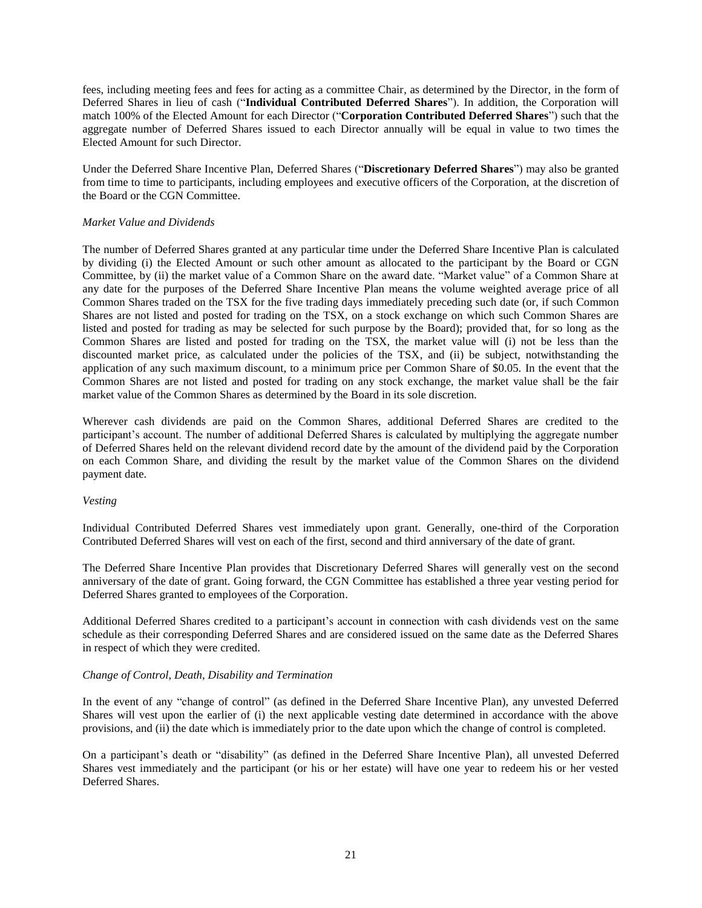fees, including meeting fees and fees for acting as a committee Chair, as determined by the Director, in the form of Deferred Shares in lieu of cash ("**Individual Contributed Deferred Shares**"). In addition, the Corporation will match 100% of the Elected Amount for each Director ("**Corporation Contributed Deferred Shares**") such that the aggregate number of Deferred Shares issued to each Director annually will be equal in value to two times the Elected Amount for such Director.

Under the Deferred Share Incentive Plan, Deferred Shares ("**Discretionary Deferred Shares**") may also be granted from time to time to participants, including employees and executive officers of the Corporation, at the discretion of the Board or the CGN Committee.

*Market Value and Dividends*

The number of Deferred Shares granted at any particular time under the Deferred Share Incentive Plan is calculated by dividing (i) the Elected Amount or such other amount as allocated to the participant by the Board or CGN Committee, by (ii) the market value of a Common Share on the award date. "Market value" of a Common Share at any date for the purposes of the Deferred Share Incentive Plan means the volume weighted average price of all Common Shares traded on the TSX for the five trading days immediately preceding such date (or, if such Common Shares are not listed and posted for trading on the TSX, on a stock exchange on which such Common Shares are listed and posted for trading as may be selected for such purpose by the Board); provided that, for so long as the Common Shares are listed and posted for trading on the TSX, the market value will (i) not be less than the discounted market price, as calculated under the policies of the TSX, and (ii) be subject, notwithstanding the application of any such maximum discount, to a minimum price per Common Share of $0.05. In the event that the Common Shares are not listed and posted for trading on any stock exchange, the market value shall be the fair market value of the Common Shares as determined by the Board in its sole discretion.

Wherever cash dividends are paid on the Common Shares, additional Deferred Shares are credited to the participant's account. The number of additional Deferred Shares is calculated by multiplying the aggregate number of Deferred Shares held on the relevant dividend record date by the amount of the dividend paid by the Corporation on each Common Share, and dividing the result by the market value of the Common Shares on the dividend payment date.

*Vesting*

Individual Contributed Deferred Shares vest immediately upon grant. Generally, one-third of the Corporation Contributed Deferred Shares will vest on each of the first, second and third anniversary of the date of grant.

The Deferred Share Incentive Plan provides that Discretionary Deferred Shares will generally vest on the second anniversary of the date of grant. Going forward, the CGN Committee has established a three year vesting period for Deferred Shares granted to employees of the Corporation.

Additional Deferred Shares credited to a participant's account in connection with cash dividends vest on the same schedule as their corresponding Deferred Shares and are considered issued on the same date as the Deferred Shares in respect of which they were credited.

*Change of Control, Death, Disability and Termination*

In the event of any "change of control" (as defined in the Deferred Share Incentive Plan), any unvested Deferred Shares will vest upon the earlier of (i) the next applicable vesting date determined in accordance with the above provisions, and (ii) the date which is immediately prior to the date upon which the change of control is completed.

On a participant's death or "disability" (as defined in the Deferred Share Incentive Plan), all unvested Deferred Shares vest immediately and the participant (or his or her estate) will have one year to redeem his or her vested Deferred Shares.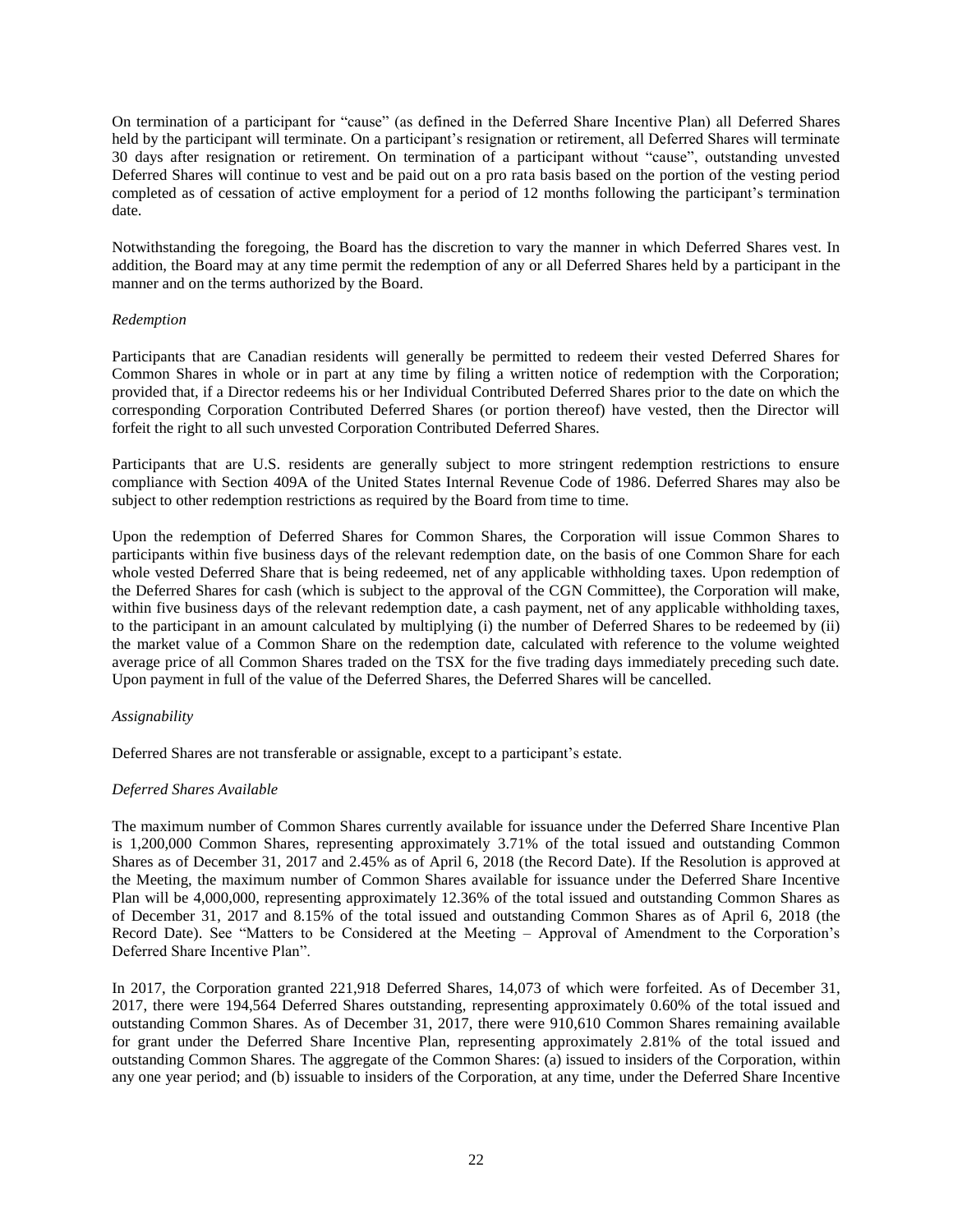On termination of a participant for "cause" (as defined in the Deferred Share Incentive Plan) all Deferred Shares held by the participant will terminate. On a participant's resignation or retirement, all Deferred Shares will terminate 30 days after resignation or retirement. On termination of a participant without "cause", outstanding unvested Deferred Shares will continue to vest and be paid out on a pro rata basis based on the portion of the vesting period completed as of cessation of active employment for a period of 12 months following the participant's termination date.

Notwithstanding the foregoing, the Board has the discretion to vary the manner in which Deferred Shares vest. In addition, the Board may at any time permit the redemption of any or all Deferred Shares held by a participant in the manner and on the terms authorized by the Board.

*Redemption*

Participants that are Canadian residents will generally be permitted to redeem their vested Deferred Shares for Common Shares in whole or in part at any time by filing a written notice of redemption with the Corporation; provided that, if a Director redeems his or her Individual Contributed Deferred Shares prior to the date on which the corresponding Corporation Contributed Deferred Shares (or portion thereof) have vested, then the Director will forfeit the right to all such unvested Corporation Contributed Deferred Shares.

Participants that are U.S. residents are generally subject to more stringent redemption restrictions to ensure compliance with Section 409A of the United States Internal Revenue Code of 1986. Deferred Shares may also be subject to other redemption restrictions as required by the Board from time to time.

Upon the redemption of Deferred Shares for Common Shares, the Corporation will issue Common Shares to participants within five business days of the relevant redemption date, on the basis of one Common Share for each whole vested Deferred Share that is being redeemed, net of any applicable withholding taxes. Upon redemption of the Deferred Shares for cash (which is subject to the approval of the CGN Committee), the Corporation will make, within five business days of the relevant redemption date, a cash payment, net of any applicable withholding taxes, to the participant in an amount calculated by multiplying (i) the number of Deferred Shares to be redeemed by (ii) the market value of a Common Share on the redemption date, calculated with reference to the volume weighted average price of all Common Shares traded on the TSX for the five trading days immediately preceding such date. Upon payment in full of the value of the Deferred Shares, the Deferred Shares will be cancelled.

*Assignability*

Deferred Shares are not transferable or assignable, except to a participant's estate.

*Deferred Shares Available*

The maximum number of Common Shares currently available for issuance under the Deferred Share Incentive Plan is 1,200,000 Common Shares, representing approximately 3.71% of the total issued and outstanding Common Shares as of December 31, 2017 and 2.45% as of April 6, 2018 (the Record Date). If the Resolution is approved at the Meeting, the maximum number of Common Shares available for issuance under the Deferred Share Incentive Plan will be 4,000,000, representing approximately 12.36% of the total issued and outstanding Common Shares as of December 31, 2017 and 8.15% of the total issued and outstanding Common Shares as of April 6, 2018 (the Record Date). See "Matters to be Considered at the Meeting – Approval of Amendment to the Corporation's Deferred Share Incentive Plan".

In 2017, the Corporation granted 221,918 Deferred Shares, 14,073 of which were forfeited. As of December 31, 2017, there were 194,564 Deferred Shares outstanding, representing approximately 0.60% of the total issued and outstanding Common Shares. As of December 31, 2017, there were 910,610 Common Shares remaining available for grant under the Deferred Share Incentive Plan, representing approximately 2.81% of the total issued and outstanding Common Shares. The aggregate of the Common Shares: (a) issued to insiders of the Corporation, within any one year period; and (b) issuable to insiders of the Corporation, at any time, under the Deferred Share Incentive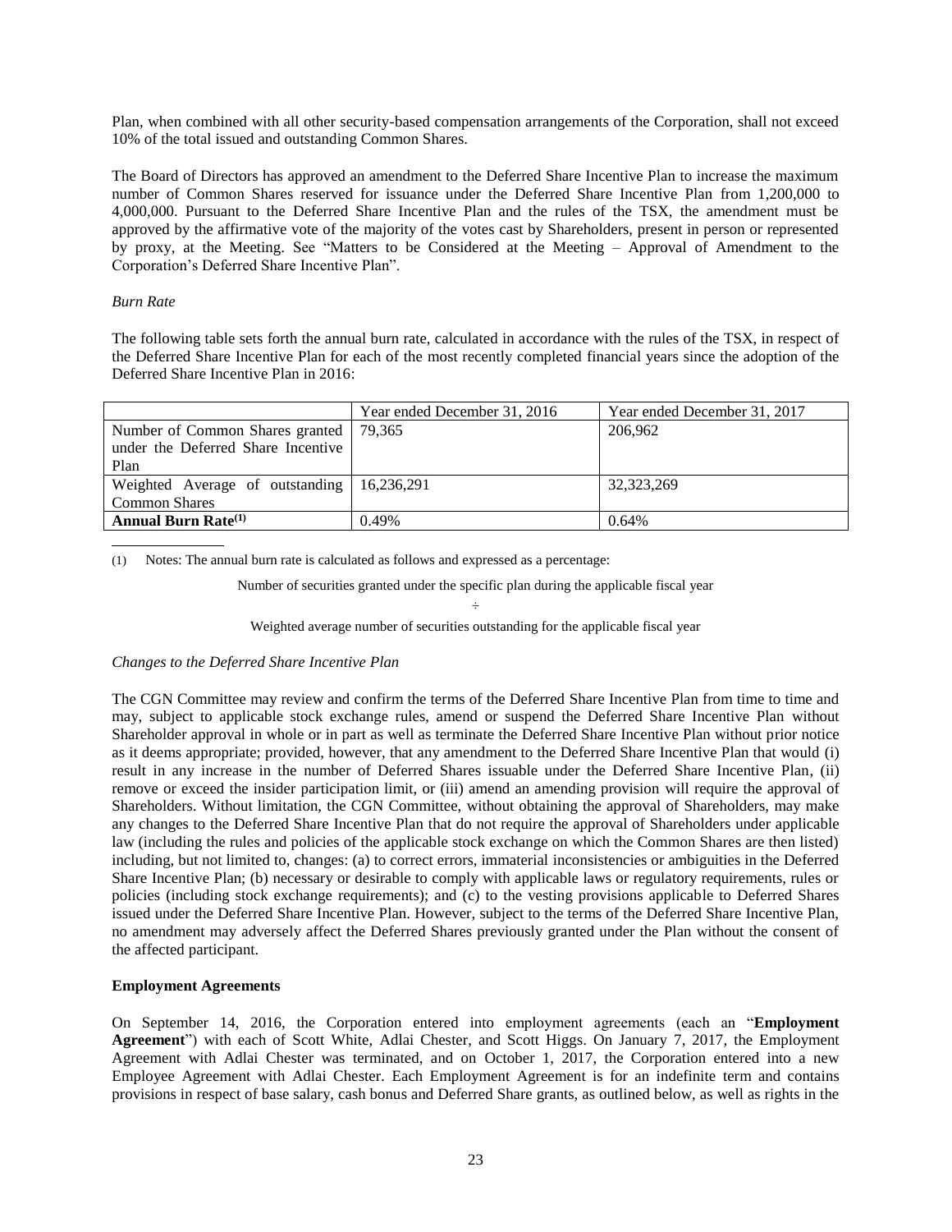Plan, when combined with all other security-based compensation arrangements of the Corporation, shall not exceed 10% of the total issued and outstanding Common Shares.

The Board of Directors has approved an amendment to the Deferred Share Incentive Plan to increase the maximum number of Common Shares reserved for issuance under the Deferred Share Incentive Plan from 1,200,000 to 4,000,000. Pursuant to the Deferred Share Incentive Plan and the rules of the TSX, the amendment must be approved by the affirmative vote of the majority of the votes cast by Shareholders, present in person or represented by proxy, at the Meeting. See "Matters to be Considered at the Meeting – Approval of Amendment to the Corporation's Deferred Share Incentive Plan".

*Burn Rate*

The following table sets forth the annual burn rate, calculated in accordance with the rules of the TSX, in respect of the Deferred Share Incentive Plan for each of the most recently completed financial years since the adoption of the Deferred Share Incentive Plan in 2016:

| | Year ended December 31, 2016 | Year ended December 31, 2017 |
|---|---|---|
| Number of Common Shares granted under the Deferred Share Incentive Plan | 79,365 | 206,962 |
| Weighted Average of outstanding Common Shares | 16,236,291 | 32,323,269 |
| **Annual Burn Rate[(1)]** | 0.49% | 0.64% |

(1) Notes: The annual burn rate is calculated as follows and expressed as a percentage:

Number of securities granted under the specific plan during the applicable fiscal year

÷

Weighted average number of securities outstanding for the applicable fiscal year

*Changes to the Deferred Share Incentive Plan*

The CGN Committee may review and confirm the terms of the Deferred Share Incentive Plan from time to time and may, subject to applicable stock exchange rules, amend or suspend the Deferred Share Incentive Plan without Shareholder approval in whole or in part as well as terminate the Deferred Share Incentive Plan without prior notice as it deems appropriate; provided, however, that any amendment to the Deferred Share Incentive Plan that would (i) result in any increase in the number of Deferred Shares issuable under the Deferred Share Incentive Plan, (ii) remove or exceed the insider participation limit, or (iii) amend an amending provision will require the approval of Shareholders. Without limitation, the CGN Committee, without obtaining the approval of Shareholders, may make any changes to the Deferred Share Incentive Plan that do not require the approval of Shareholders under applicable law (including the rules and policies of the applicable stock exchange on which the Common Shares are then listed) including, but not limited to, changes: (a) to correct errors, immaterial inconsistencies or ambiguities in the Deferred Share Incentive Plan; (b) necessary or desirable to comply with applicable laws or regulatory requirements, rules or policies (including stock exchange requirements); and (c) to the vesting provisions applicable to Deferred Shares issued under the Deferred Share Incentive Plan. However, subject to the terms of the Deferred Share Incentive Plan, no amendment may adversely affect the Deferred Shares previously granted under the Plan without the consent of the affected participant.

**Employment Agreements**

On September 14, 2016, the Corporation entered into employment agreements (each an "**Employment Agreement**") with each of Scott White, Adlai Chester, and Scott Higgs. On January 7, 2017, the Employment Agreement with Adlai Chester was terminated, and on October 1, 2017, the Corporation entered into a new Employee Agreement with Adlai Chester. Each Employment Agreement is for an indefinite term and contains provisions in respect of base salary, cash bonus and Deferred Share grants, as outlined below, as well as rights in the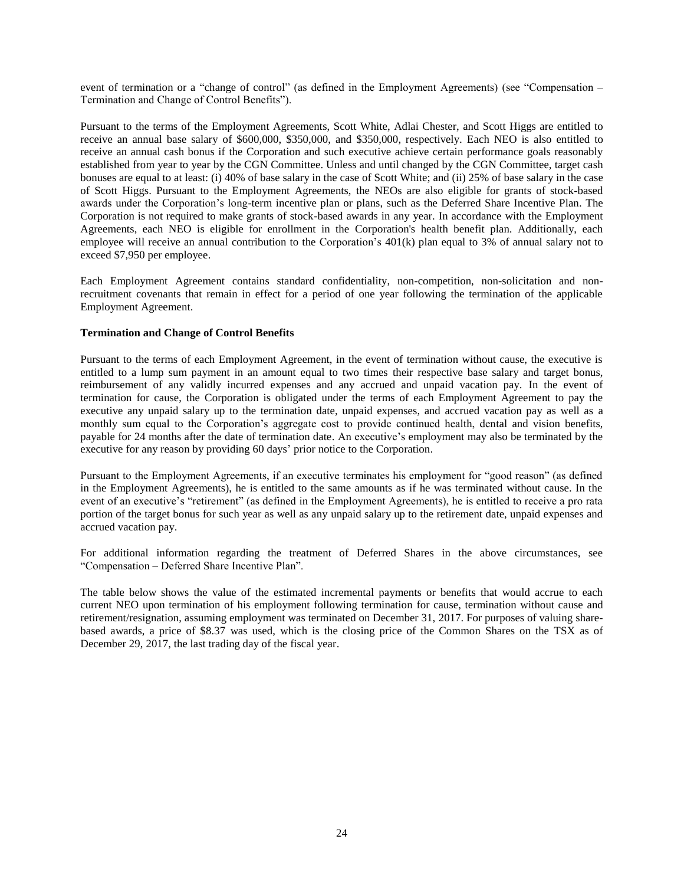event of termination or a "change of control" (as defined in the Employment Agreements) (see "Compensation – Termination and Change of Control Benefits").

Pursuant to the terms of the Employment Agreements, Scott White, Adlai Chester, and Scott Higgs are entitled to receive an annual base salary of $600,000, $350,000, and $350,000, respectively. Each NEO is also entitled to receive an annual cash bonus if the Corporation and such executive achieve certain performance goals reasonably established from year to year by the CGN Committee. Unless and until changed by the CGN Committee, target cash bonuses are equal to at least: (i) 40% of base salary in the case of Scott White; and (ii) 25% of base salary in the case of Scott Higgs. Pursuant to the Employment Agreements, the NEOs are also eligible for grants of stock-based awards under the Corporation's long-term incentive plan or plans, such as the Deferred Share Incentive Plan. The Corporation is not required to make grants of stock-based awards in any year. In accordance with the Employment Agreements, each NEO is eligible for enrollment in the Corporation's health benefit plan. Additionally, each employee will receive an annual contribution to the Corporation's 401(k) plan equal to 3% of annual salary not to exceed $7,950 per employee.

Each Employment Agreement contains standard confidentiality, non-competition, non-solicitation and non-recruitment covenants that remain in effect for a period of one year following the termination of the applicable Employment Agreement.

**Termination and Change of Control Benefits**

Pursuant to the terms of each Employment Agreement, in the event of termination without cause, the executive is entitled to a lump sum payment in an amount equal to two times their respective base salary and target bonus, reimbursement of any validly incurred expenses and any accrued and unpaid vacation pay. In the event of termination for cause, the Corporation is obligated under the terms of each Employment Agreement to pay the executive any unpaid salary up to the termination date, unpaid expenses, and accrued vacation pay as well as a monthly sum equal to the Corporation's aggregate cost to provide continued health, dental and vision benefits, payable for 24 months after the date of termination date. An executive's employment may also be terminated by the executive for any reason by providing 60 days' prior notice to the Corporation.

Pursuant to the Employment Agreements, if an executive terminates his employment for "good reason" (as defined in the Employment Agreements), he is entitled to the same amounts as if he was terminated without cause. In the event of an executive's "retirement" (as defined in the Employment Agreements), he is entitled to receive a pro rata portion of the target bonus for such year as well as any unpaid salary up to the retirement date, unpaid expenses and accrued vacation pay.

For additional information regarding the treatment of Deferred Shares in the above circumstances, see "Compensation – Deferred Share Incentive Plan".

The table below shows the value of the estimated incremental payments or benefits that would accrue to each current NEO upon termination of his employment following termination for cause, termination without cause and retirement/resignation, assuming employment was terminated on December 31, 2017. For purposes of valuing share-based awards, a price of $8.37 was used, which is the closing price of the Common Shares on the TSX as of December 29, 2017, the last trading day of the fiscal year.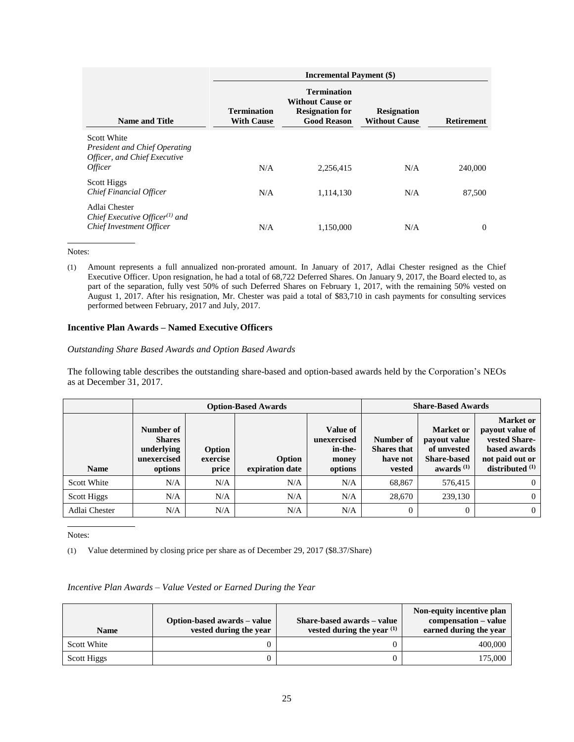| Name and Title | Incremental Payment ($) | | | |
|---|---|---|---|---|
| | Termination With Cause | Termination Without Cause or Resignation for Good Reason | Resignation Without Cause | Retirement |
| Scott White *President and Chief Operating Officer, and Chief Executive Officer* | N/A | 2,256,415 | N/A | 240,000 |
| Scott Higgs *Chief Financial Officer* | N/A | 1,114,130 | N/A | 87,500 |
| Adlai Chester *Chief Executive Officer[(1)] and Chief Investment Officer* | N/A | 1,150,000 | N/A | 0 |

Notes:

(1) Amount represents a full annualized non-prorated amount. In January of 2017, Adlai Chester resigned as the Chief Executive Officer. Upon resignation, he had a total of 68,722 Deferred Shares. On January 9, 2017, the Board elected to, as part of the separation, fully vest 50% of such Deferred Shares on February 1, 2017, with the remaining 50% vested on August 1, 2017. After his resignation, Mr. Chester was paid a total of $83,710 in cash payments for consulting services performed between February, 2017 and July, 2017.

### Incentive Plan Awards – Named Executive Officers

*Outstanding Share Based Awards and Option Based Awards*

The following table describes the outstanding share-based and option-based awards held by the Corporation's NEOs as at December 31, 2017.

| | Option-Based Awards | | | | Share-Based Awards | | |
|---|---|---|---|---|---|---|---|
| Name | Number of Shares underlying unexercised options | Option exercise price | Option expiration date | Value of unexercised in-the-money options | Number of Shares that have not vested | Market or payout value of unvested Share-based awards [(1)] | Market or payout value of vested Share-based awards not paid out or distributed [(1)] |
| Scott White | N/A | N/A | N/A | N/A | 68,867 | 576,415 | 0 |
| Scott Higgs | N/A | N/A | N/A | N/A | 28,670 | 239,130 | 0 |
| Adlai Chester | N/A | N/A | N/A | N/A | 0 | 0 | 0 |

Notes:

(1) Value determined by closing price per share as of December 29, 2017 ($8.37/Share)

*Incentive Plan Awards – Value Vested or Earned During the Year*

| Name | Option-based awards – value vested during the year | Share-based awards – value vested during the year [(1)] | Non-equity incentive plan compensation – value earned during the year |
|---|---|---|---|
| Scott White | 0 | 0 | 400,000 |
| Scott Higgs | 0 | 0 | 175,000 |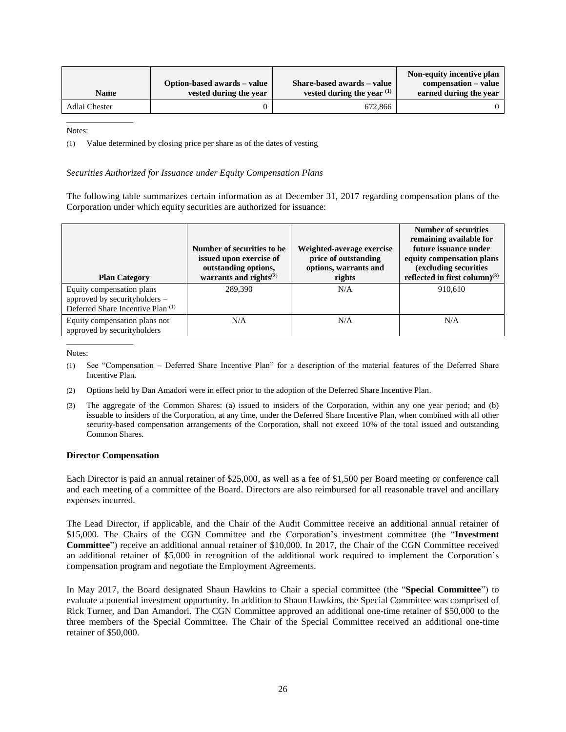| Name | Option-based awards – value vested during the year | Share-based awards – value vested during the year [(1)] | Non-equity incentive plan compensation – value earned during the year |
| --- | --- | --- | --- |
| Adlai Chester | 0 | 672,866 | 0 |

Notes:

(1) Value determined by closing price per share as of the dates of vesting

*Securities Authorized for Issuance under Equity Compensation Plans*

The following table summarizes certain information as at December 31, 2017 regarding compensation plans of the Corporation under which equity securities are authorized for issuance:

| Plan Category | Number of securities to be issued upon exercise of outstanding options, warrants and rights[(2)] | Weighted-average exercise price of outstanding options, warrants and rights | Number of securities remaining available for future issuance under equity compensation plans (excluding securities reflected in first column)[(3)] |
| --- | --- | --- | --- |
| Equity compensation plans approved by securityholders – Deferred Share Incentive Plan [(1)] | 289,390 | N/A | 910,610 |
| Equity compensation plans not approved by securityholders | N/A | N/A | N/A |

Notes:

(1) See "Compensation – Deferred Share Incentive Plan" for a description of the material features of the Deferred Share Incentive Plan.

(2) Options held by Dan Amadori were in effect prior to the adoption of the Deferred Share Incentive Plan.

(3) The aggregate of the Common Shares: (a) issued to insiders of the Corporation, within any one year period; and (b) issuable to insiders of the Corporation, at any time, under the Deferred Share Incentive Plan, when combined with all other security-based compensation arrangements of the Corporation, shall not exceed 10% of the total issued and outstanding Common Shares.

**Director Compensation**

Each Director is paid an annual retainer of $25,000, as well as a fee of $1,500 per Board meeting or conference call and each meeting of a committee of the Board. Directors are also reimbursed for all reasonable travel and ancillary expenses incurred.

The Lead Director, if applicable, and the Chair of the Audit Committee receive an additional annual retainer of $15,000. The Chairs of the CGN Committee and the Corporation's investment committee (the "**Investment Committee**") receive an additional annual retainer of $10,000. In 2017, the Chair of the CGN Committee received an additional retainer of $5,000 in recognition of the additional work required to implement the Corporation's compensation program and negotiate the Employment Agreements.

In May 2017, the Board designated Shaun Hawkins to Chair a special committee (the "**Special Committee**") to evaluate a potential investment opportunity. In addition to Shaun Hawkins, the Special Committee was comprised of Rick Turner, and Dan Amandori. The CGN Committee approved an additional one-time retainer of $50,000 to the three members of the Special Committee. The Chair of the Special Committee received an additional one-time retainer of $50,000.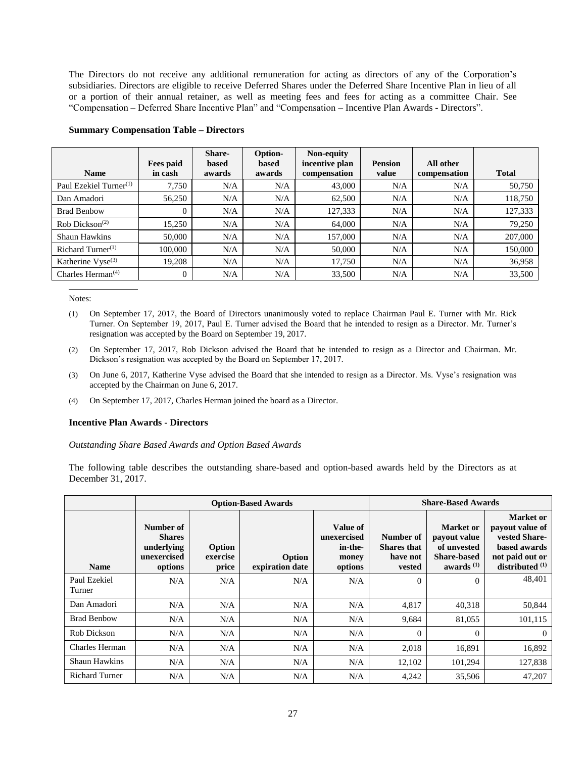The Directors do not receive any additional remuneration for acting as directors of any of the Corporation's subsidiaries. Directors are eligible to receive Deferred Shares under the Deferred Share Incentive Plan in lieu of all or a portion of their annual retainer, as well as meeting fees and fees for acting as a committee Chair. See "Compensation – Deferred Share Incentive Plan" and "Compensation – Incentive Plan Awards - Directors".

**Summary Compensation Table – Directors**

| Name | Fees paid in cash | Share-based awards | Option-based awards | Non-equity incentive plan compensation | Pension value | All other compensation | Total |
|---|---|---|---|---|---|---|---|
| Paul Ezekiel Turner(1) | 7,750 | N/A | N/A | 43,000 | N/A | N/A | 50,750 |
| Dan Amadori | 56,250 | N/A | N/A | 62,500 | N/A | N/A | 118,750 |
| Brad Benbow | 0 | N/A | N/A | 127,333 | N/A | N/A | 127,333 |
| Rob Dickson(2) | 15,250 | N/A | N/A | 64,000 | N/A | N/A | 79,250 |
| Shaun Hawkins | 50,000 | N/A | N/A | 157,000 | N/A | N/A | 207,000 |
| Richard Turner(1) | 100,000 | N/A | N/A | 50,000 | N/A | N/A | 150,000 |
| Katherine Vyse(3) | 19,208 | N/A | N/A | 17,750 | N/A | N/A | 36,958 |
| Charles Herman(4) | 0 | N/A | N/A | 33,500 | N/A | N/A | 33,500 |

Notes:

(1) On September 17, 2017, the Board of Directors unanimously voted to replace Chairman Paul E. Turner with Mr. Rick Turner. On September 19, 2017, Paul E. Turner advised the Board that he intended to resign as a Director. Mr. Turner's resignation was accepted by the Board on September 19, 2017.

(2) On September 17, 2017, Rob Dickson advised the Board that he intended to resign as a Director and Chairman. Mr. Dickson's resignation was accepted by the Board on September 17, 2017.

(3) On June 6, 2017, Katherine Vyse advised the Board that she intended to resign as a Director. Ms. Vyse's resignation was accepted by the Chairman on June 6, 2017.

(4) On September 17, 2017, Charles Herman joined the board as a Director.

**Incentive Plan Awards - Directors**

*Outstanding Share Based Awards and Option Based Awards*

The following table describes the outstanding share-based and option-based awards held by the Directors as at December 31, 2017.

| | Option-Based Awards | | | | Share-Based Awards | | |
|---|---|---|---|---|---|---|---|
| Name | Number of Shares underlying unexercised options | Option exercise price | Option expiration date | Value of unexercised in-the-money options | Number of Shares that have not vested | Market or payout value of unvested Share-based awards (1) | Market or payout value of vested Share-based awards not paid out or distributed (1) |
| Paul Ezekiel Turner | N/A | N/A | N/A | N/A | 0 | 0 | 48,401 |
| Dan Amadori | N/A | N/A | N/A | N/A | 4,817 | 40,318 | 50,844 |
| Brad Benbow | N/A | N/A | N/A | N/A | 9,684 | 81,055 | 101,115 |
| Rob Dickson | N/A | N/A | N/A | N/A | 0 | 0 | 0 |
| Charles Herman | N/A | N/A | N/A | N/A | 2,018 | 16,891 | 16,892 |
| Shaun Hawkins | N/A | N/A | N/A | N/A | 12,102 | 101,294 | 127,838 |
| Richard Turner | N/A | N/A | N/A | N/A | 4,242 | 35,506 | 47,207 |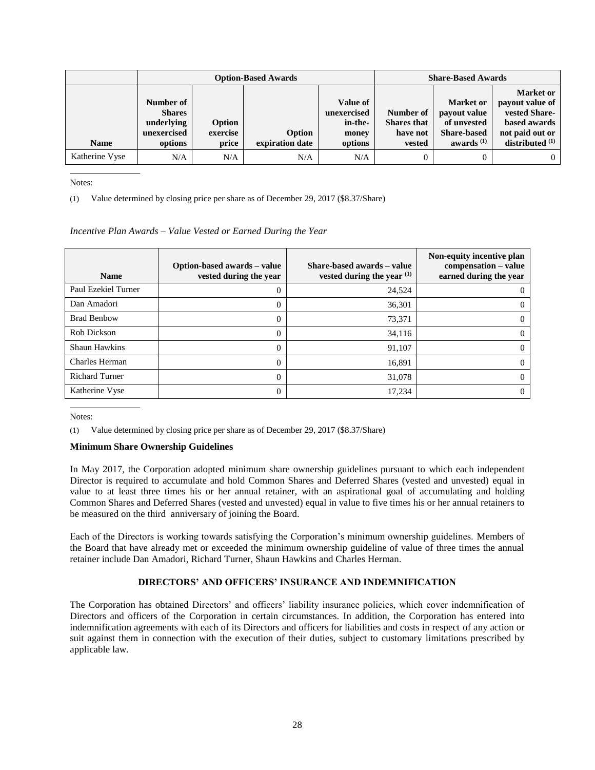| | Option-Based Awards | | | | Share-Based Awards | | |
|---|---|---|---|---|---|---|---|
| Name | Number of Shares underlying unexercised options | Option exercise price | Option expiration date | Value of unexercised in-the-money options | Number of Shares that have not vested | Market or payout value of unvested Share-based awards (1) | Market or payout value of vested Share-based awards not paid out or distributed (1) |
| Katherine Vyse | N/A | N/A | N/A | N/A | 0 | 0 | 0 |

Notes:

(1) Value determined by closing price per share as of December 29, 2017 ($8.37/Share)

*Incentive Plan Awards – Value Vested or Earned During the Year*

| Name | Option-based awards – value vested during the year | Share-based awards – value vested during the year (1) | Non-equity incentive plan compensation – value earned during the year |
|---|---|---|---|
| Paul Ezekiel Turner | 0 | 24,524 | 0 |
| Dan Amadori | 0 | 36,301 | 0 |
| Brad Benbow | 0 | 73,371 | 0 |
| Rob Dickson | 0 | 34,116 | 0 |
| Shaun Hawkins | 0 | 91,107 | 0 |
| Charles Herman | 0 | 16,891 | 0 |
| Richard Turner | 0 | 31,078 | 0 |
| Katherine Vyse | 0 | 17,234 | 0 |

Notes:

(1) Value determined by closing price per share as of December 29, 2017 ($8.37/Share)

**Minimum Share Ownership Guidelines**

In May 2017, the Corporation adopted minimum share ownership guidelines pursuant to which each independent Director is required to accumulate and hold Common Shares and Deferred Shares (vested and unvested) equal in value to at least three times his or her annual retainer, with an aspirational goal of accumulating and holding Common Shares and Deferred Shares (vested and unvested) equal in value to five times his or her annual retainers to be measured on the third anniversary of joining the Board.

Each of the Directors is working towards satisfying the Corporation's minimum ownership guidelines. Members of the Board that have already met or exceeded the minimum ownership guideline of value of three times the annual retainer include Dan Amadori, Richard Turner, Shaun Hawkins and Charles Herman.

## DIRECTORS' AND OFFICERS' INSURANCE AND INDEMNIFICATION

The Corporation has obtained Directors' and officers' liability insurance policies, which cover indemnification of Directors and officers of the Corporation in certain circumstances. In addition, the Corporation has entered into indemnification agreements with each of its Directors and officers for liabilities and costs in respect of any action or suit against them in connection with the execution of their duties, subject to customary limitations prescribed by applicable law.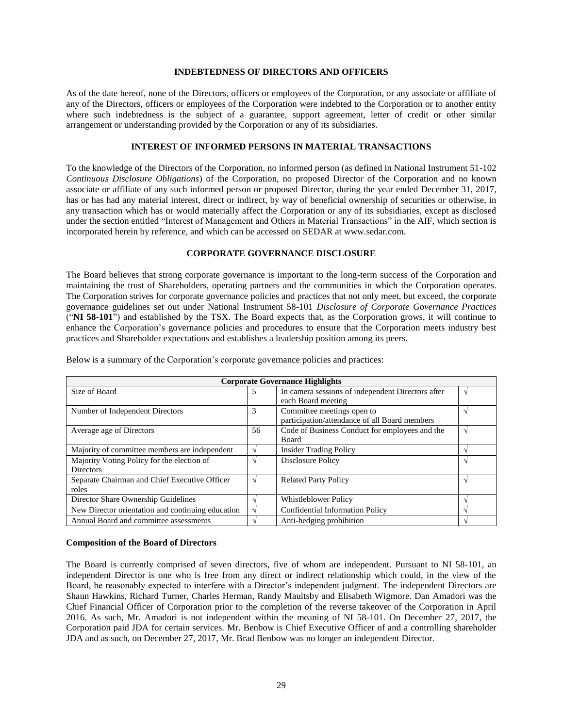## INDEBTEDNESS OF DIRECTORS AND OFFICERS

As of the date hereof, none of the Directors, officers or employees of the Corporation, or any associate or affiliate of any of the Directors, officers or employees of the Corporation were indebted to the Corporation or to another entity where such indebtedness is the subject of a guarantee, support agreement, letter of credit or other similar arrangement or understanding provided by the Corporation or any of its subsidiaries.

## INTEREST OF INFORMED PERSONS IN MATERIAL TRANSACTIONS

To the knowledge of the Directors of the Corporation, no informed person (as defined in National Instrument 51-102 *Continuous Disclosure Obligations*) of the Corporation, no proposed Director of the Corporation and no known associate or affiliate of any such informed person or proposed Director, during the year ended December 31, 2017, has or has had any material interest, direct or indirect, by way of beneficial ownership of securities or otherwise, in any transaction which has or would materially affect the Corporation or any of its subsidiaries, except as disclosed under the section entitled "Interest of Management and Others in Material Transactions" in the AIF, which section is incorporated herein by reference, and which can be accessed on SEDAR at www.sedar.com.

## CORPORATE GOVERNANCE DISCLOSURE

The Board believes that strong corporate governance is important to the long-term success of the Corporation and maintaining the trust of Shareholders, operating partners and the communities in which the Corporation operates. The Corporation strives for corporate governance policies and practices that not only meet, but exceed, the corporate governance guidelines set out under National Instrument 58-101 *Disclosure of Corporate Governance Practices* ("**NI 58-101**") and established by the TSX. The Board expects that, as the Corporation grows, it will continue to enhance the Corporation's governance policies and procedures to ensure that the Corporation meets industry best practices and Shareholder expectations and establishes a leadership position among its peers.

Below is a summary of the Corporation's corporate governance policies and practices:

| Corporate Governance Highlights | | | |
|---|---|---|---|
| Size of Board | 5 | In camera sessions of independent Directors after each Board meeting | √ |
| Number of Independent Directors | 3 | Committee meetings open to participation/attendance of all Board members | √ |
| Average age of Directors | 56 | Code of Business Conduct for employees and the Board | √ |
| Majority of committee members are independent | √ | Insider Trading Policy | √ |
| Majority Voting Policy for the election of Directors | √ | Disclosure Policy | √ |
| Separate Chairman and Chief Executive Officer roles | √ | Related Party Policy | √ |
| Director Share Ownership Guidelines | √ | Whistleblower Policy | √ |
| New Director orientation and continuing education | √ | Confidential Information Policy | √ |
| Annual Board and committee assessments | √ | Anti-hedging prohibition | √ |

### Composition of the Board of Directors

The Board is currently comprised of seven directors, five of whom are independent. Pursuant to NI 58-101, an independent Director is one who is free from any direct or indirect relationship which could, in the view of the Board, be reasonably expected to interfere with a Director's independent judgment. The independent Directors are Shaun Hawkins, Richard Turner, Charles Herman, Randy Maultsby and Elisabeth Wigmore. Dan Amadori was the Chief Financial Officer of Corporation prior to the completion of the reverse takeover of the Corporation in April 2016. As such, Mr. Amadori is not independent within the meaning of NI 58-101. On December 27, 2017, the Corporation paid JDA for certain services. Mr. Benbow is Chief Executive Officer of and a controlling shareholder JDA and as such, on December 27, 2017, Mr. Brad Benbow was no longer an independent Director.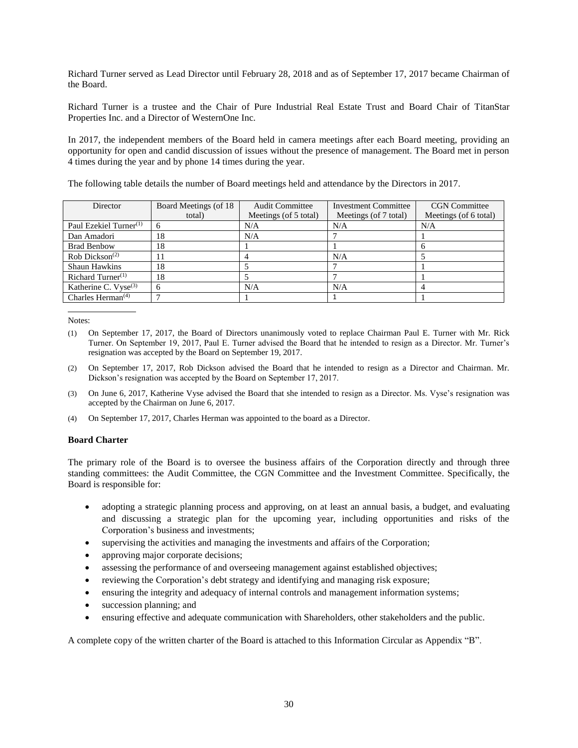Richard Turner served as Lead Director until February 28, 2018 and as of September 17, 2017 became Chairman of the Board.

Richard Turner is a trustee and the Chair of Pure Industrial Real Estate Trust and Board Chair of TitanStar Properties Inc. and a Director of WesternOne Inc.

In 2017, the independent members of the Board held in camera meetings after each Board meeting, providing an opportunity for open and candid discussion of issues without the presence of management. The Board met in person 4 times during the year and by phone 14 times during the year.

The following table details the number of Board meetings held and attendance by the Directors in 2017.

| Director | Board Meetings (of 18 total) | Audit Committee Meetings (of 5 total) | Investment Committee Meetings (of 7 total) | CGN Committee Meetings (of 6 total) |
|---|---|---|---|---|
| Paul Ezekiel Turner[(1)] | 6 | N/A | N/A | N/A |
| Dan Amadori | 18 | N/A | 7 | 1 |
| Brad Benbow | 18 | 1 | 1 | 6 |
| Rob Dickson[(2)] | 11 | 4 | N/A | 5 |
| Shaun Hawkins | 18 | 5 | 7 | 1 |
| Richard Turner[(1)] | 18 | 5 | 7 | 1 |
| Katherine C. Vyse[(3)] | 6 | N/A | N/A | 4 |
| Charles Herman[(4)] | 7 | 1 | 1 | 1 |

Notes:

(1) On September 17, 2017, the Board of Directors unanimously voted to replace Chairman Paul E. Turner with Mr. Rick Turner. On September 19, 2017, Paul E. Turner advised the Board that he intended to resign as a Director. Mr. Turner's resignation was accepted by the Board on September 19, 2017.

(2) On September 17, 2017, Rob Dickson advised the Board that he intended to resign as a Director and Chairman. Mr. Dickson's resignation was accepted by the Board on September 17, 2017.

(3) On June 6, 2017, Katherine Vyse advised the Board that she intended to resign as a Director. Ms. Vyse's resignation was accepted by the Chairman on June 6, 2017.

(4) On September 17, 2017, Charles Herman was appointed to the board as a Director.

**Board Charter**

The primary role of the Board is to oversee the business affairs of the Corporation directly and through three standing committees: the Audit Committee, the CGN Committee and the Investment Committee. Specifically, the Board is responsible for:

- adopting a strategic planning process and approving, on at least an annual basis, a budget, and evaluating and discussing a strategic plan for the upcoming year, including opportunities and risks of the Corporation's business and investments;
- supervising the activities and managing the investments and affairs of the Corporation;
- approving major corporate decisions;
- assessing the performance of and overseeing management against established objectives;
- reviewing the Corporation's debt strategy and identifying and managing risk exposure;
- ensuring the integrity and adequacy of internal controls and management information systems;
- succession planning; and
- ensuring effective and adequate communication with Shareholders, other stakeholders and the public.

A complete copy of the written charter of the Board is attached to this Information Circular as Appendix "B".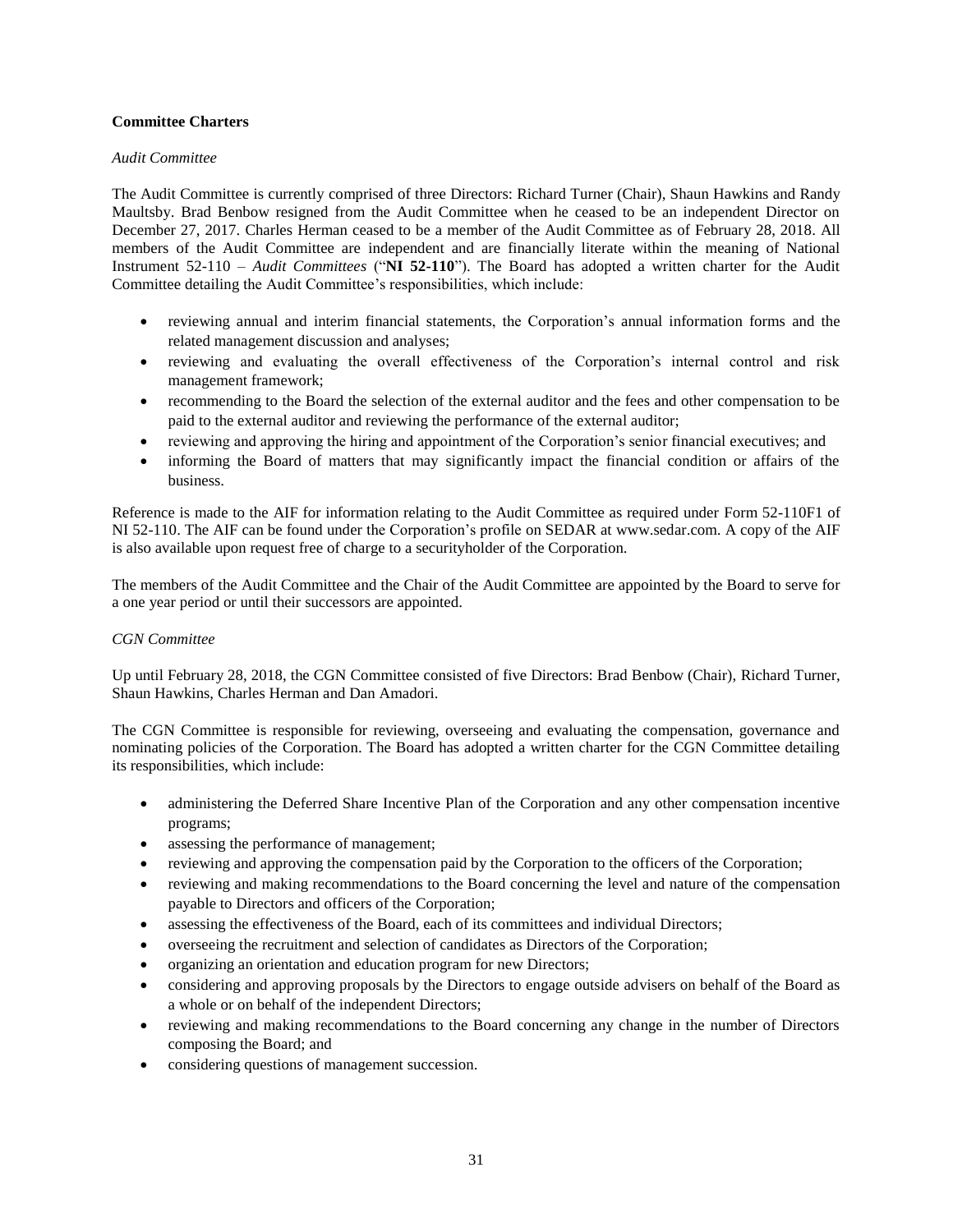## Committee Charters

*Audit Committee*

The Audit Committee is currently comprised of three Directors: Richard Turner (Chair), Shaun Hawkins and Randy Maultsby. Brad Benbow resigned from the Audit Committee when he ceased to be an independent Director on December 27, 2017. Charles Herman ceased to be a member of the Audit Committee as of February 28, 2018. All members of the Audit Committee are independent and are financially literate within the meaning of National Instrument 52-110 – *Audit Committees* ("**NI 52-110**"). The Board has adopted a written charter for the Audit Committee detailing the Audit Committee's responsibilities, which include:

- reviewing annual and interim financial statements, the Corporation's annual information forms and the related management discussion and analyses;
- reviewing and evaluating the overall effectiveness of the Corporation's internal control and risk management framework;
- recommending to the Board the selection of the external auditor and the fees and other compensation to be paid to the external auditor and reviewing the performance of the external auditor;
- reviewing and approving the hiring and appointment of the Corporation's senior financial executives; and
- informing the Board of matters that may significantly impact the financial condition or affairs of the business.

Reference is made to the AIF for information relating to the Audit Committee as required under Form 52-110F1 of NI 52-110. The AIF can be found under the Corporation's profile on SEDAR at www.sedar.com. A copy of the AIF is also available upon request free of charge to a securityholder of the Corporation.

The members of the Audit Committee and the Chair of the Audit Committee are appointed by the Board to serve for a one year period or until their successors are appointed.

*CGN Committee*

Up until February 28, 2018, the CGN Committee consisted of five Directors: Brad Benbow (Chair), Richard Turner, Shaun Hawkins, Charles Herman and Dan Amadori.

The CGN Committee is responsible for reviewing, overseeing and evaluating the compensation, governance and nominating policies of the Corporation. The Board has adopted a written charter for the CGN Committee detailing its responsibilities, which include:

- administering the Deferred Share Incentive Plan of the Corporation and any other compensation incentive programs;
- assessing the performance of management;
- reviewing and approving the compensation paid by the Corporation to the officers of the Corporation;
- reviewing and making recommendations to the Board concerning the level and nature of the compensation payable to Directors and officers of the Corporation;
- assessing the effectiveness of the Board, each of its committees and individual Directors;
- overseeing the recruitment and selection of candidates as Directors of the Corporation;
- organizing an orientation and education program for new Directors;
- considering and approving proposals by the Directors to engage outside advisers on behalf of the Board as a whole or on behalf of the independent Directors;
- reviewing and making recommendations to the Board concerning any change in the number of Directors composing the Board; and
- considering questions of management succession.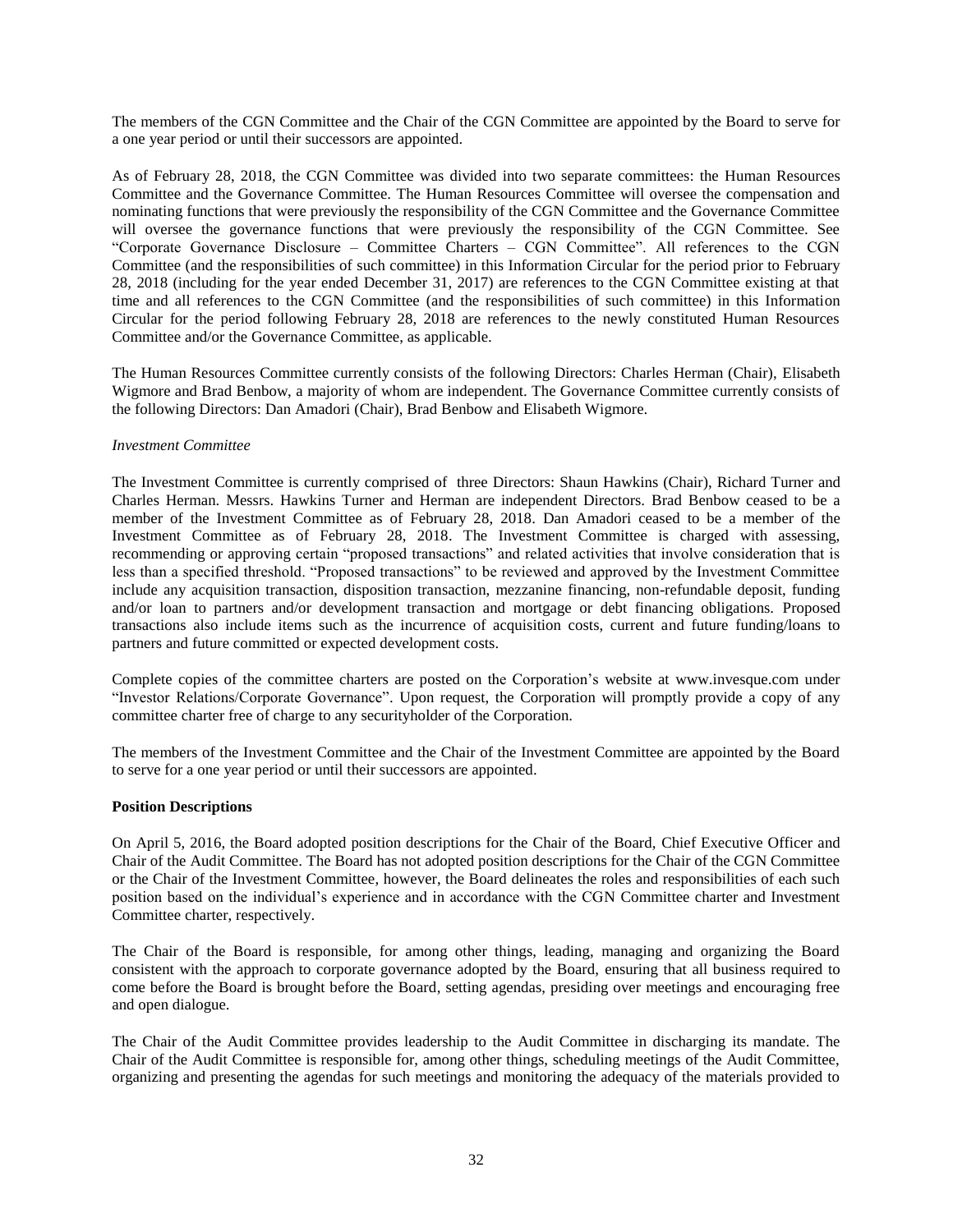The members of the CGN Committee and the Chair of the CGN Committee are appointed by the Board to serve for a one year period or until their successors are appointed.

As of February 28, 2018, the CGN Committee was divided into two separate committees: the Human Resources Committee and the Governance Committee. The Human Resources Committee will oversee the compensation and nominating functions that were previously the responsibility of the CGN Committee and the Governance Committee will oversee the governance functions that were previously the responsibility of the CGN Committee. See "Corporate Governance Disclosure – Committee Charters – CGN Committee". All references to the CGN Committee (and the responsibilities of such committee) in this Information Circular for the period prior to February 28, 2018 (including for the year ended December 31, 2017) are references to the CGN Committee existing at that time and all references to the CGN Committee (and the responsibilities of such committee) in this Information Circular for the period following February 28, 2018 are references to the newly constituted Human Resources Committee and/or the Governance Committee, as applicable.

The Human Resources Committee currently consists of the following Directors: Charles Herman (Chair), Elisabeth Wigmore and Brad Benbow, a majority of whom are independent. The Governance Committee currently consists of the following Directors: Dan Amadori (Chair), Brad Benbow and Elisabeth Wigmore.

*Investment Committee*

The Investment Committee is currently comprised of three Directors: Shaun Hawkins (Chair), Richard Turner and Charles Herman. Messrs. Hawkins Turner and Herman are independent Directors. Brad Benbow ceased to be a member of the Investment Committee as of February 28, 2018. Dan Amadori ceased to be a member of the Investment Committee as of February 28, 2018. The Investment Committee is charged with assessing, recommending or approving certain "proposed transactions" and related activities that involve consideration that is less than a specified threshold. "Proposed transactions" to be reviewed and approved by the Investment Committee include any acquisition transaction, disposition transaction, mezzanine financing, non-refundable deposit, funding and/or loan to partners and/or development transaction and mortgage or debt financing obligations. Proposed transactions also include items such as the incurrence of acquisition costs, current and future funding/loans to partners and future committed or expected development costs.

Complete copies of the committee charters are posted on the Corporation's website at www.invesque.com under "Investor Relations/Corporate Governance". Upon request, the Corporation will promptly provide a copy of any committee charter free of charge to any securityholder of the Corporation.

The members of the Investment Committee and the Chair of the Investment Committee are appointed by the Board to serve for a one year period or until their successors are appointed.

**Position Descriptions**

On April 5, 2016, the Board adopted position descriptions for the Chair of the Board, Chief Executive Officer and Chair of the Audit Committee. The Board has not adopted position descriptions for the Chair of the CGN Committee or the Chair of the Investment Committee, however, the Board delineates the roles and responsibilities of each such position based on the individual's experience and in accordance with the CGN Committee charter and Investment Committee charter, respectively.

The Chair of the Board is responsible, for among other things, leading, managing and organizing the Board consistent with the approach to corporate governance adopted by the Board, ensuring that all business required to come before the Board is brought before the Board, setting agendas, presiding over meetings and encouraging free and open dialogue.

The Chair of the Audit Committee provides leadership to the Audit Committee in discharging its mandate. The Chair of the Audit Committee is responsible for, among other things, scheduling meetings of the Audit Committee, organizing and presenting the agendas for such meetings and monitoring the adequacy of the materials provided to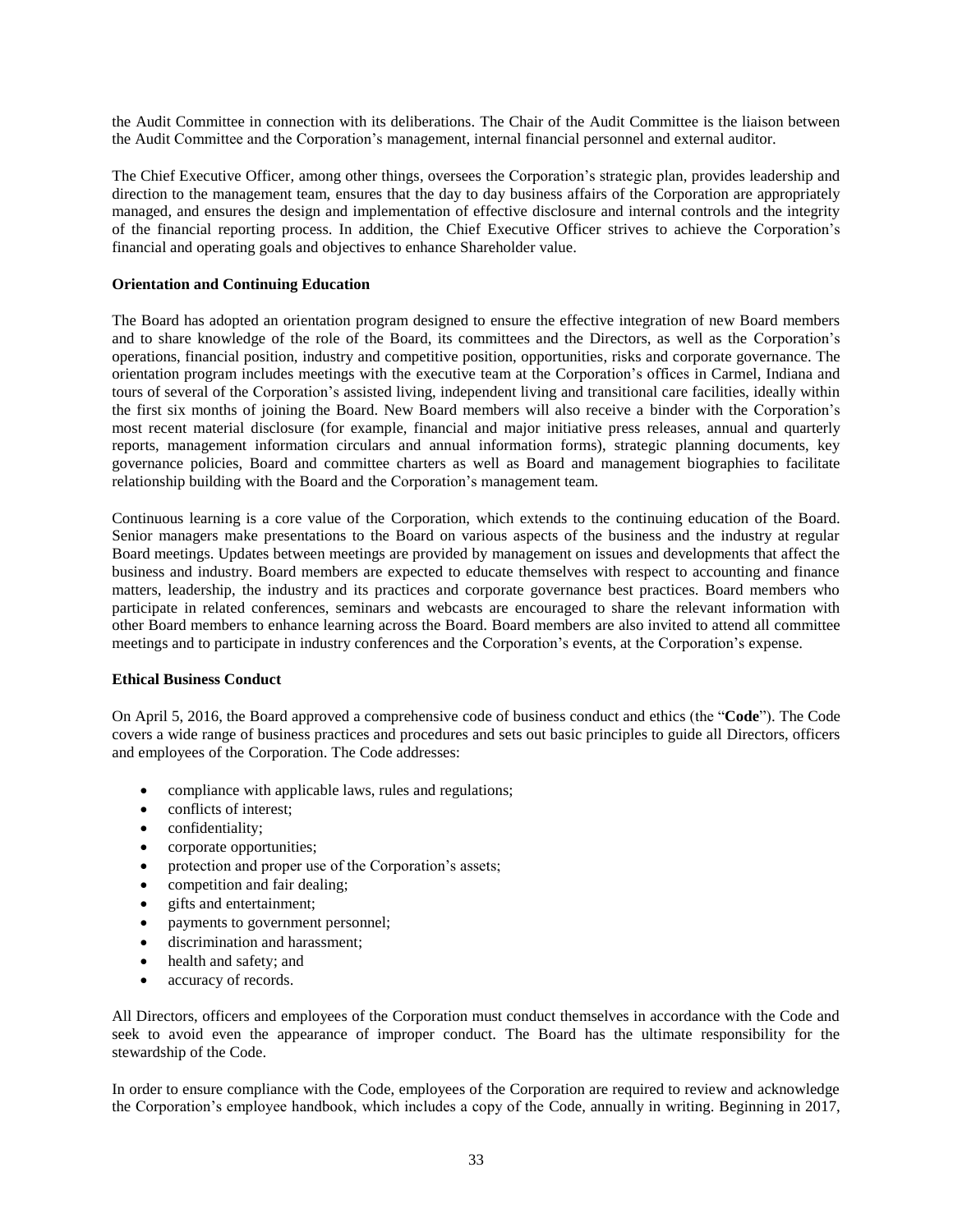the Audit Committee in connection with its deliberations. The Chair of the Audit Committee is the liaison between the Audit Committee and the Corporation's management, internal financial personnel and external auditor.

The Chief Executive Officer, among other things, oversees the Corporation's strategic plan, provides leadership and direction to the management team, ensures that the day to day business affairs of the Corporation are appropriately managed, and ensures the design and implementation of effective disclosure and internal controls and the integrity of the financial reporting process. In addition, the Chief Executive Officer strives to achieve the Corporation's financial and operating goals and objectives to enhance Shareholder value.

**Orientation and Continuing Education**

The Board has adopted an orientation program designed to ensure the effective integration of new Board members and to share knowledge of the role of the Board, its committees and the Directors, as well as the Corporation's operations, financial position, industry and competitive position, opportunities, risks and corporate governance. The orientation program includes meetings with the executive team at the Corporation's offices in Carmel, Indiana and tours of several of the Corporation's assisted living, independent living and transitional care facilities, ideally within the first six months of joining the Board. New Board members will also receive a binder with the Corporation's most recent material disclosure (for example, financial and major initiative press releases, annual and quarterly reports, management information circulars and annual information forms), strategic planning documents, key governance policies, Board and committee charters as well as Board and management biographies to facilitate relationship building with the Board and the Corporation's management team.

Continuous learning is a core value of the Corporation, which extends to the continuing education of the Board. Senior managers make presentations to the Board on various aspects of the business and the industry at regular Board meetings. Updates between meetings are provided by management on issues and developments that affect the business and industry. Board members are expected to educate themselves with respect to accounting and finance matters, leadership, the industry and its practices and corporate governance best practices. Board members who participate in related conferences, seminars and webcasts are encouraged to share the relevant information with other Board members to enhance learning across the Board. Board members are also invited to attend all committee meetings and to participate in industry conferences and the Corporation's events, at the Corporation's expense.

**Ethical Business Conduct**

On April 5, 2016, the Board approved a comprehensive code of business conduct and ethics (the "**Code**"). The Code covers a wide range of business practices and procedures and sets out basic principles to guide all Directors, officers and employees of the Corporation. The Code addresses:

- compliance with applicable laws, rules and regulations;
- conflicts of interest;
- confidentiality;
- corporate opportunities;
- protection and proper use of the Corporation's assets;
- competition and fair dealing;
- gifts and entertainment;
- payments to government personnel;
- discrimination and harassment;
- health and safety; and
- accuracy of records.

All Directors, officers and employees of the Corporation must conduct themselves in accordance with the Code and seek to avoid even the appearance of improper conduct. The Board has the ultimate responsibility for the stewardship of the Code.

In order to ensure compliance with the Code, employees of the Corporation are required to review and acknowledge the Corporation's employee handbook, which includes a copy of the Code, annually in writing. Beginning in 2017,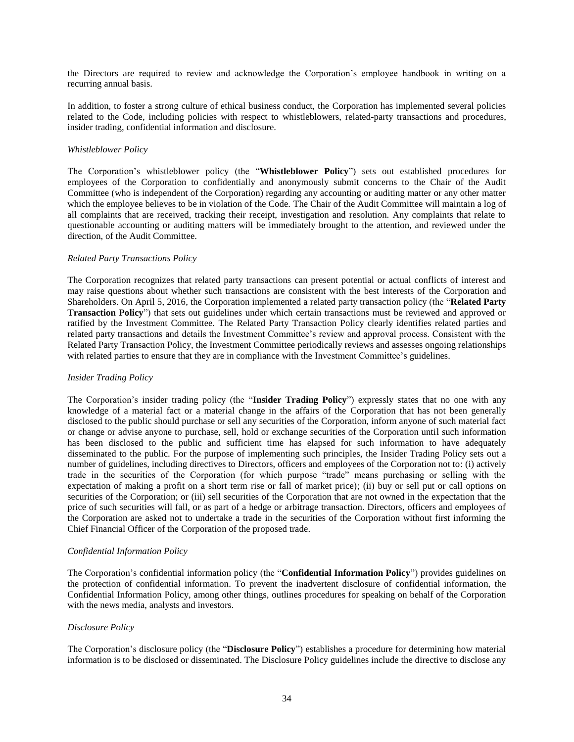the Directors are required to review and acknowledge the Corporation's employee handbook in writing on a recurring annual basis.

In addition, to foster a strong culture of ethical business conduct, the Corporation has implemented several policies related to the Code, including policies with respect to whistleblowers, related-party transactions and procedures, insider trading, confidential information and disclosure.

*Whistleblower Policy*

The Corporation's whistleblower policy (the "**Whistleblower Policy**") sets out established procedures for employees of the Corporation to confidentially and anonymously submit concerns to the Chair of the Audit Committee (who is independent of the Corporation) regarding any accounting or auditing matter or any other matter which the employee believes to be in violation of the Code. The Chair of the Audit Committee will maintain a log of all complaints that are received, tracking their receipt, investigation and resolution. Any complaints that relate to questionable accounting or auditing matters will be immediately brought to the attention, and reviewed under the direction, of the Audit Committee.

*Related Party Transactions Policy*

The Corporation recognizes that related party transactions can present potential or actual conflicts of interest and may raise questions about whether such transactions are consistent with the best interests of the Corporation and Shareholders. On April 5, 2016, the Corporation implemented a related party transaction policy (the "**Related Party Transaction Policy**") that sets out guidelines under which certain transactions must be reviewed and approved or ratified by the Investment Committee. The Related Party Transaction Policy clearly identifies related parties and related party transactions and details the Investment Committee's review and approval process. Consistent with the Related Party Transaction Policy, the Investment Committee periodically reviews and assesses ongoing relationships with related parties to ensure that they are in compliance with the Investment Committee's guidelines.

*Insider Trading Policy*

The Corporation's insider trading policy (the "**Insider Trading Policy**") expressly states that no one with any knowledge of a material fact or a material change in the affairs of the Corporation that has not been generally disclosed to the public should purchase or sell any securities of the Corporation, inform anyone of such material fact or change or advise anyone to purchase, sell, hold or exchange securities of the Corporation until such information has been disclosed to the public and sufficient time has elapsed for such information to have adequately disseminated to the public. For the purpose of implementing such principles, the Insider Trading Policy sets out a number of guidelines, including directives to Directors, officers and employees of the Corporation not to: (i) actively trade in the securities of the Corporation (for which purpose "trade" means purchasing or selling with the expectation of making a profit on a short term rise or fall of market price); (ii) buy or sell put or call options on securities of the Corporation; or (iii) sell securities of the Corporation that are not owned in the expectation that the price of such securities will fall, or as part of a hedge or arbitrage transaction. Directors, officers and employees of the Corporation are asked not to undertake a trade in the securities of the Corporation without first informing the Chief Financial Officer of the Corporation of the proposed trade.

*Confidential Information Policy*

The Corporation's confidential information policy (the "**Confidential Information Policy**") provides guidelines on the protection of confidential information. To prevent the inadvertent disclosure of confidential information, the Confidential Information Policy, among other things, outlines procedures for speaking on behalf of the Corporation with the news media, analysts and investors.

*Disclosure Policy*

The Corporation's disclosure policy (the "**Disclosure Policy**") establishes a procedure for determining how material information is to be disclosed or disseminated. The Disclosure Policy guidelines include the directive to disclose any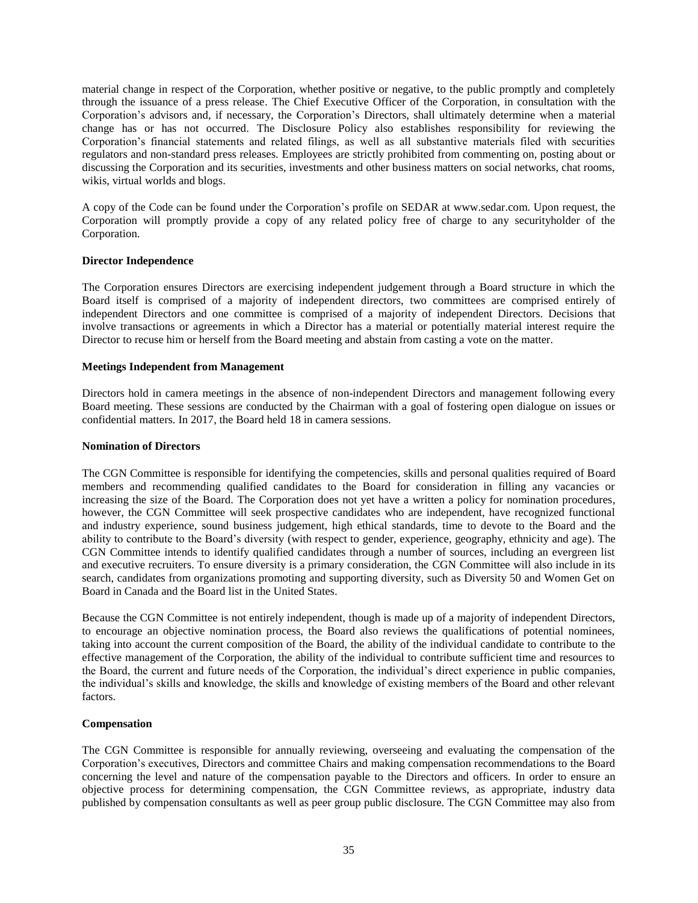material change in respect of the Corporation, whether positive or negative, to the public promptly and completely through the issuance of a press release. The Chief Executive Officer of the Corporation, in consultation with the Corporation's advisors and, if necessary, the Corporation's Directors, shall ultimately determine when a material change has or has not occurred. The Disclosure Policy also establishes responsibility for reviewing the Corporation's financial statements and related filings, as well as all substantive materials filed with securities regulators and non-standard press releases. Employees are strictly prohibited from commenting on, posting about or discussing the Corporation and its securities, investments and other business matters on social networks, chat rooms, wikis, virtual worlds and blogs.

A copy of the Code can be found under the Corporation's profile on SEDAR at www.sedar.com. Upon request, the Corporation will promptly provide a copy of any related policy free of charge to any securityholder of the Corporation.

**Director Independence**

The Corporation ensures Directors are exercising independent judgement through a Board structure in which the Board itself is comprised of a majority of independent directors, two committees are comprised entirely of independent Directors and one committee is comprised of a majority of independent Directors. Decisions that involve transactions or agreements in which a Director has a material or potentially material interest require the Director to recuse him or herself from the Board meeting and abstain from casting a vote on the matter.

**Meetings Independent from Management**

Directors hold in camera meetings in the absence of non-independent Directors and management following every Board meeting. These sessions are conducted by the Chairman with a goal of fostering open dialogue on issues or confidential matters. In 2017, the Board held 18 in camera sessions.

**Nomination of Directors**

The CGN Committee is responsible for identifying the competencies, skills and personal qualities required of Board members and recommending qualified candidates to the Board for consideration in filling any vacancies or increasing the size of the Board. The Corporation does not yet have a written a policy for nomination procedures, however, the CGN Committee will seek prospective candidates who are independent, have recognized functional and industry experience, sound business judgement, high ethical standards, time to devote to the Board and the ability to contribute to the Board's diversity (with respect to gender, experience, geography, ethnicity and age). The CGN Committee intends to identify qualified candidates through a number of sources, including an evergreen list and executive recruiters. To ensure diversity is a primary consideration, the CGN Committee will also include in its search, candidates from organizations promoting and supporting diversity, such as Diversity 50 and Women Get on Board in Canada and the Board list in the United States.

Because the CGN Committee is not entirely independent, though is made up of a majority of independent Directors, to encourage an objective nomination process, the Board also reviews the qualifications of potential nominees, taking into account the current composition of the Board, the ability of the individual candidate to contribute to the effective management of the Corporation, the ability of the individual to contribute sufficient time and resources to the Board, the current and future needs of the Corporation, the individual's direct experience in public companies, the individual's skills and knowledge, the skills and knowledge of existing members of the Board and other relevant factors.

**Compensation**

The CGN Committee is responsible for annually reviewing, overseeing and evaluating the compensation of the Corporation's executives, Directors and committee Chairs and making compensation recommendations to the Board concerning the level and nature of the compensation payable to the Directors and officers. In order to ensure an objective process for determining compensation, the CGN Committee reviews, as appropriate, industry data published by compensation consultants as well as peer group public disclosure. The CGN Committee may also from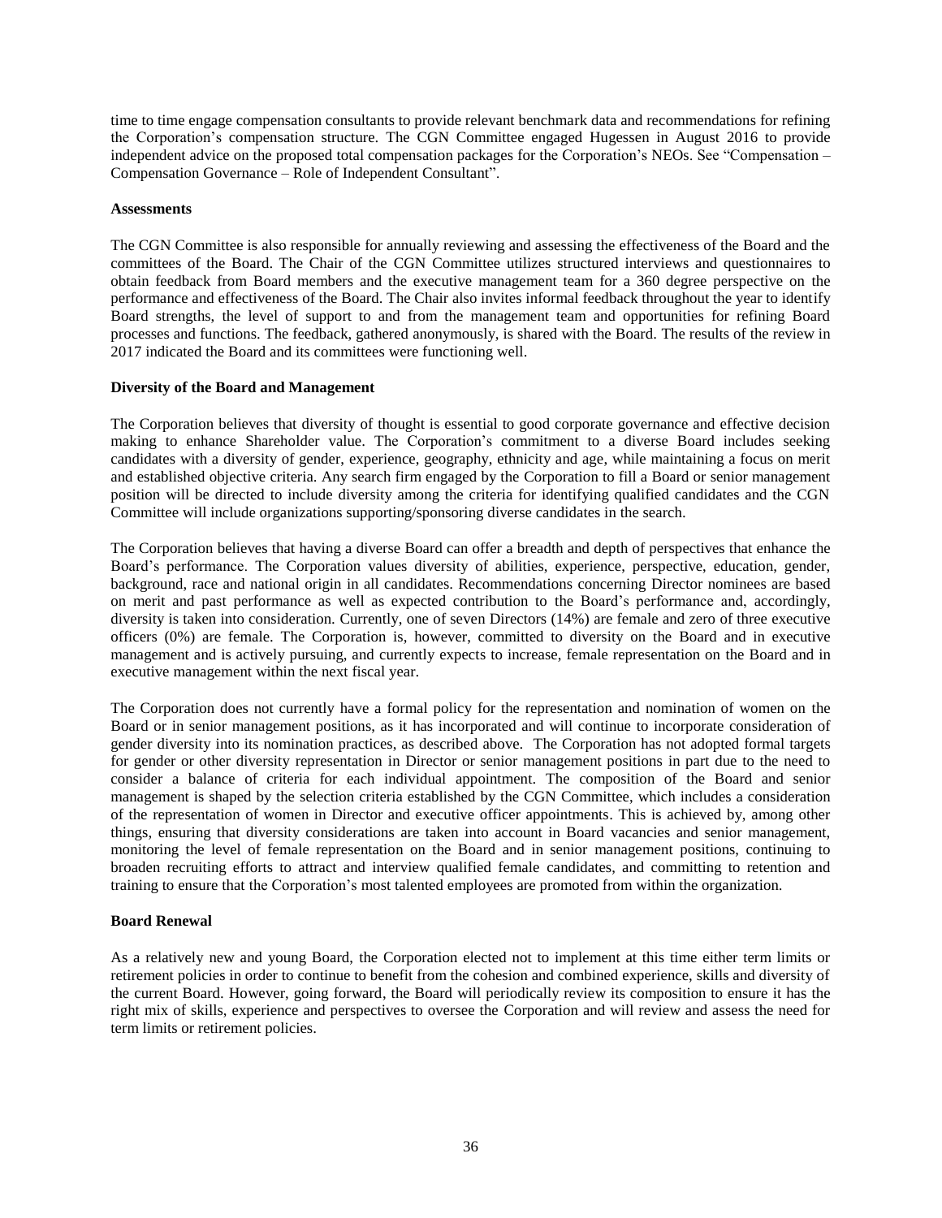time to time engage compensation consultants to provide relevant benchmark data and recommendations for refining the Corporation's compensation structure. The CGN Committee engaged Hugessen in August 2016 to provide independent advice on the proposed total compensation packages for the Corporation's NEOs. See "Compensation – Compensation Governance – Role of Independent Consultant".

**Assessments**

The CGN Committee is also responsible for annually reviewing and assessing the effectiveness of the Board and the committees of the Board. The Chair of the CGN Committee utilizes structured interviews and questionnaires to obtain feedback from Board members and the executive management team for a 360 degree perspective on the performance and effectiveness of the Board. The Chair also invites informal feedback throughout the year to identify Board strengths, the level of support to and from the management team and opportunities for refining Board processes and functions. The feedback, gathered anonymously, is shared with the Board. The results of the review in 2017 indicated the Board and its committees were functioning well.

**Diversity of the Board and Management**

The Corporation believes that diversity of thought is essential to good corporate governance and effective decision making to enhance Shareholder value. The Corporation's commitment to a diverse Board includes seeking candidates with a diversity of gender, experience, geography, ethnicity and age, while maintaining a focus on merit and established objective criteria. Any search firm engaged by the Corporation to fill a Board or senior management position will be directed to include diversity among the criteria for identifying qualified candidates and the CGN Committee will include organizations supporting/sponsoring diverse candidates in the search.

The Corporation believes that having a diverse Board can offer a breadth and depth of perspectives that enhance the Board's performance. The Corporation values diversity of abilities, experience, perspective, education, gender, background, race and national origin in all candidates. Recommendations concerning Director nominees are based on merit and past performance as well as expected contribution to the Board's performance and, accordingly, diversity is taken into consideration. Currently, one of seven Directors (14%) are female and zero of three executive officers (0%) are female. The Corporation is, however, committed to diversity on the Board and in executive management and is actively pursuing, and currently expects to increase, female representation on the Board and in executive management within the next fiscal year.

The Corporation does not currently have a formal policy for the representation and nomination of women on the Board or in senior management positions, as it has incorporated and will continue to incorporate consideration of gender diversity into its nomination practices, as described above. The Corporation has not adopted formal targets for gender or other diversity representation in Director or senior management positions in part due to the need to consider a balance of criteria for each individual appointment. The composition of the Board and senior management is shaped by the selection criteria established by the CGN Committee, which includes a consideration of the representation of women in Director and executive officer appointments. This is achieved by, among other things, ensuring that diversity considerations are taken into account in Board vacancies and senior management, monitoring the level of female representation on the Board and in senior management positions, continuing to broaden recruiting efforts to attract and interview qualified female candidates, and committing to retention and training to ensure that the Corporation's most talented employees are promoted from within the organization.

**Board Renewal**

As a relatively new and young Board, the Corporation elected not to implement at this time either term limits or retirement policies in order to continue to benefit from the cohesion and combined experience, skills and diversity of the current Board. However, going forward, the Board will periodically review its composition to ensure it has the right mix of skills, experience and perspectives to oversee the Corporation and will review and assess the need for term limits or retirement policies.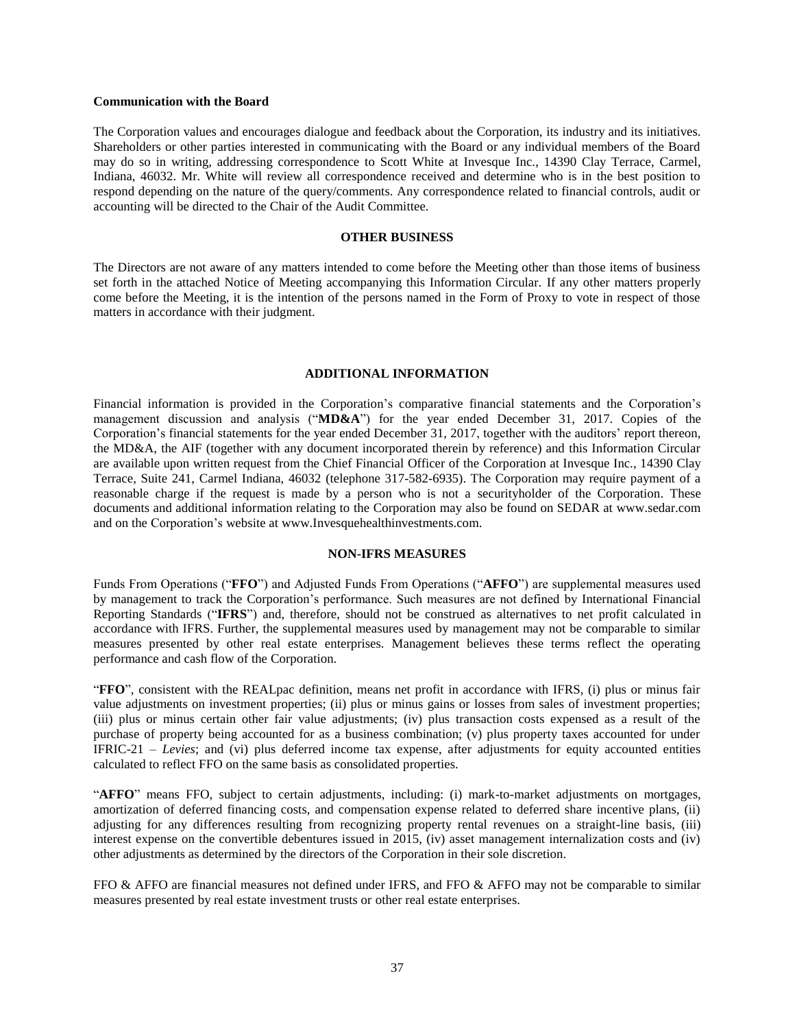**Communication with the Board**

The Corporation values and encourages dialogue and feedback about the Corporation, its industry and its initiatives. Shareholders or other parties interested in communicating with the Board or any individual members of the Board may do so in writing, addressing correspondence to Scott White at Invesque Inc., 14390 Clay Terrace, Carmel, Indiana, 46032. Mr. White will review all correspondence received and determine who is in the best position to respond depending on the nature of the query/comments. Any correspondence related to financial controls, audit or accounting will be directed to the Chair of the Audit Committee.

## OTHER BUSINESS

The Directors are not aware of any matters intended to come before the Meeting other than those items of business set forth in the attached Notice of Meeting accompanying this Information Circular. If any other matters properly come before the Meeting, it is the intention of the persons named in the Form of Proxy to vote in respect of those matters in accordance with their judgment.

## ADDITIONAL INFORMATION

Financial information is provided in the Corporation's comparative financial statements and the Corporation's management discussion and analysis ("**MD&A**") for the year ended December 31, 2017. Copies of the Corporation's financial statements for the year ended December 31, 2017, together with the auditors' report thereon, the MD&A, the AIF (together with any document incorporated therein by reference) and this Information Circular are available upon written request from the Chief Financial Officer of the Corporation at Invesque Inc., 14390 Clay Terrace, Suite 241, Carmel Indiana, 46032 (telephone 317-582-6935). The Corporation may require payment of a reasonable charge if the request is made by a person who is not a securityholder of the Corporation. These documents and additional information relating to the Corporation may also be found on SEDAR at www.sedar.com and on the Corporation's website at www.Invesquehealthinvestments.com.

## NON-IFRS MEASURES

Funds From Operations ("**FFO**") and Adjusted Funds From Operations ("**AFFO**") are supplemental measures used by management to track the Corporation's performance. Such measures are not defined by International Financial Reporting Standards ("**IFRS**") and, therefore, should not be construed as alternatives to net profit calculated in accordance with IFRS. Further, the supplemental measures used by management may not be comparable to similar measures presented by other real estate enterprises. Management believes these terms reflect the operating performance and cash flow of the Corporation.

"**FFO**", consistent with the REALpac definition, means net profit in accordance with IFRS, (i) plus or minus fair value adjustments on investment properties; (ii) plus or minus gains or losses from sales of investment properties; (iii) plus or minus certain other fair value adjustments; (iv) plus transaction costs expensed as a result of the purchase of property being accounted for as a business combination; (v) plus property taxes accounted for under IFRIC-21 – *Levies*; and (vi) plus deferred income tax expense, after adjustments for equity accounted entities calculated to reflect FFO on the same basis as consolidated properties.

"**AFFO**" means FFO, subject to certain adjustments, including: (i) mark-to-market adjustments on mortgages, amortization of deferred financing costs, and compensation expense related to deferred share incentive plans, (ii) adjusting for any differences resulting from recognizing property rental revenues on a straight-line basis, (iii) interest expense on the convertible debentures issued in 2015, (iv) asset management internalization costs and (iv) other adjustments as determined by the directors of the Corporation in their sole discretion.

FFO & AFFO are financial measures not defined under IFRS, and FFO & AFFO may not be comparable to similar measures presented by real estate investment trusts or other real estate enterprises.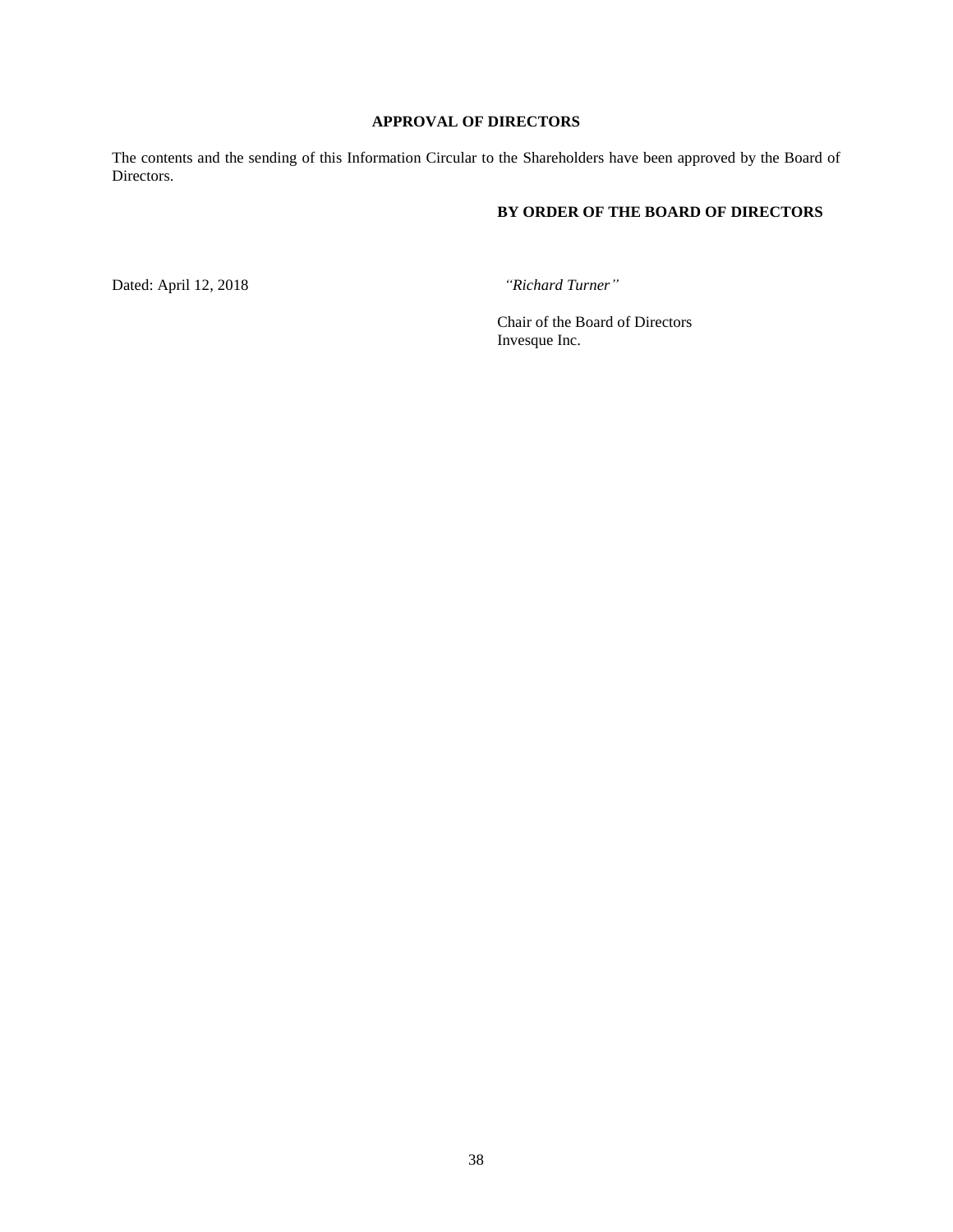## APPROVAL OF DIRECTORS

The contents and the sending of this Information Circular to the Shareholders have been approved by the Board of Directors.

**BY ORDER OF THE BOARD OF DIRECTORS**

Dated: April 12, 2018

*"Richard Turner"*

Chair of the Board of Directors
Invesque Inc.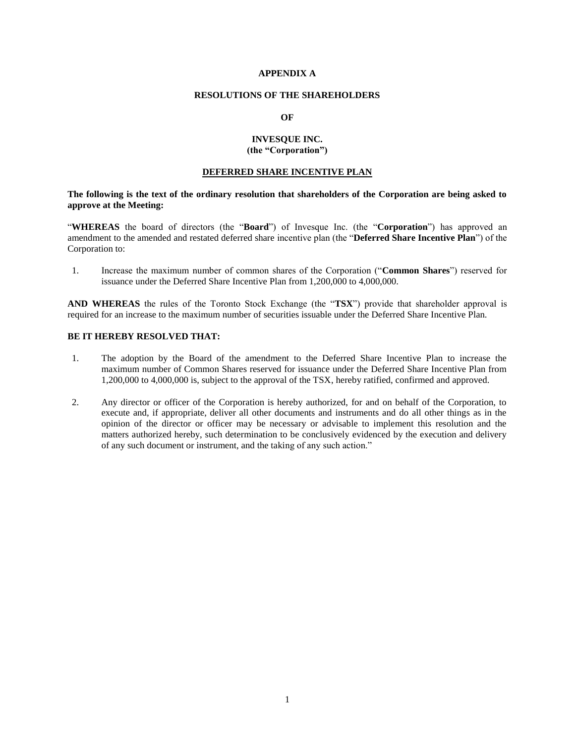# APPENDIX A

## RESOLUTIONS OF THE SHAREHOLDERS

## OF

## INVESQUE INC.
## (the "Corporation")

## DEFERRED SHARE INCENTIVE PLAN

**The following is the text of the ordinary resolution that shareholders of the Corporation are being asked to approve at the Meeting:**

"**WHEREAS** the board of directors (the "**Board**") of Invesque Inc. (the "**Corporation**") has approved an amendment to the amended and restated deferred share incentive plan (the "**Deferred Share Incentive Plan**") of the Corporation to:

1. Increase the maximum number of common shares of the Corporation ("**Common Shares**") reserved for issuance under the Deferred Share Incentive Plan from 1,200,000 to 4,000,000.

**AND WHEREAS** the rules of the Toronto Stock Exchange (the "**TSX**") provide that shareholder approval is required for an increase to the maximum number of securities issuable under the Deferred Share Incentive Plan.

**BE IT HEREBY RESOLVED THAT:**

1. The adoption by the Board of the amendment to the Deferred Share Incentive Plan to increase the maximum number of Common Shares reserved for issuance under the Deferred Share Incentive Plan from 1,200,000 to 4,000,000 is, subject to the approval of the TSX, hereby ratified, confirmed and approved.

2. Any director or officer of the Corporation is hereby authorized, for and on behalf of the Corporation, to execute and, if appropriate, deliver all other documents and instruments and do all other things as in the opinion of the director or officer may be necessary or advisable to implement this resolution and the matters authorized hereby, such determination to be conclusively evidenced by the execution and delivery of any such document or instrument, and the taking of any such action."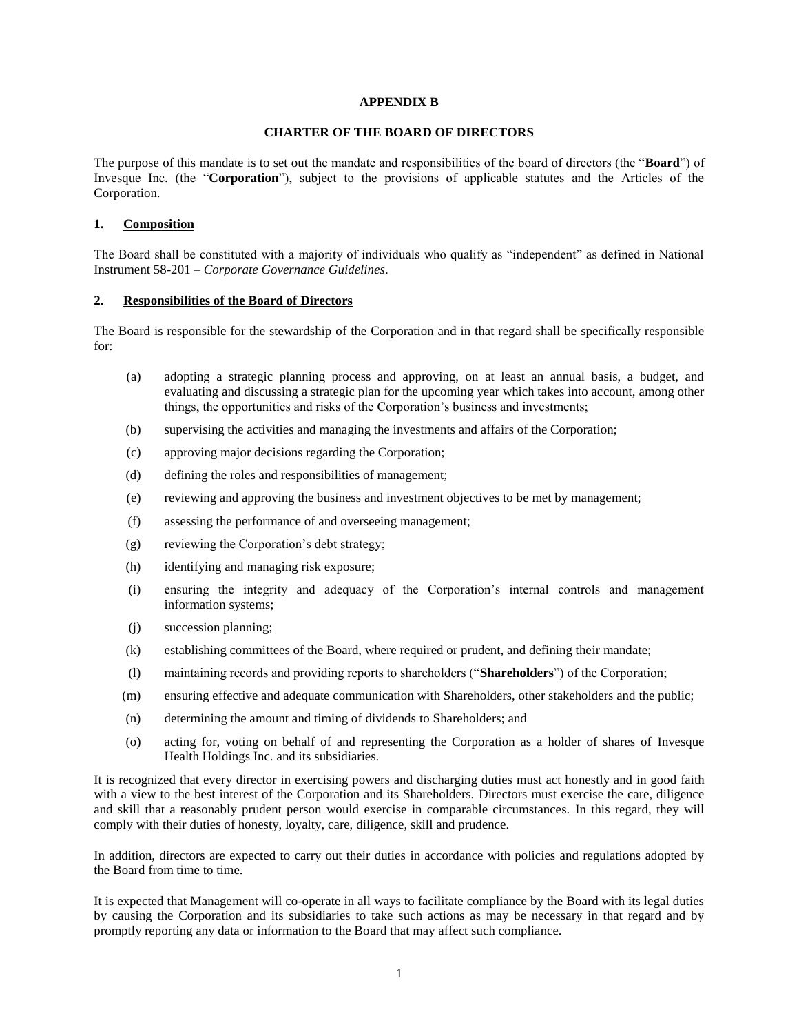**APPENDIX B**

**CHARTER OF THE BOARD OF DIRECTORS**

The purpose of this mandate is to set out the mandate and responsibilities of the board of directors (the "**Board**") of Invesque Inc. (the "**Corporation**"), subject to the provisions of applicable statutes and the Articles of the Corporation.

## 1. Composition

The Board shall be constituted with a majority of individuals who qualify as "independent" as defined in National Instrument 58-201 – *Corporate Governance Guidelines*.

## 2. Responsibilities of the Board of Directors

The Board is responsible for the stewardship of the Corporation and in that regard shall be specifically responsible for:

(a) adopting a strategic planning process and approving, on at least an annual basis, a budget, and evaluating and discussing a strategic plan for the upcoming year which takes into account, among other things, the opportunities and risks of the Corporation's business and investments;

(b) supervising the activities and managing the investments and affairs of the Corporation;

(c) approving major decisions regarding the Corporation;

(d) defining the roles and responsibilities of management;

(e) reviewing and approving the business and investment objectives to be met by management;

(f) assessing the performance of and overseeing management;

(g) reviewing the Corporation's debt strategy;

(h) identifying and managing risk exposure;

(i) ensuring the integrity and adequacy of the Corporation's internal controls and management information systems;

(j) succession planning;

(k) establishing committees of the Board, where required or prudent, and defining their mandate;

(l) maintaining records and providing reports to shareholders ("**Shareholders**") of the Corporation;

(m) ensuring effective and adequate communication with Shareholders, other stakeholders and the public;

(n) determining the amount and timing of dividends to Shareholders; and

(o) acting for, voting on behalf of and representing the Corporation as a holder of shares of Invesque Health Holdings Inc. and its subsidiaries.

It is recognized that every director in exercising powers and discharging duties must act honestly and in good faith with a view to the best interest of the Corporation and its Shareholders. Directors must exercise the care, diligence and skill that a reasonably prudent person would exercise in comparable circumstances. In this regard, they will comply with their duties of honesty, loyalty, care, diligence, skill and prudence.

In addition, directors are expected to carry out their duties in accordance with policies and regulations adopted by the Board from time to time.

It is expected that Management will co-operate in all ways to facilitate compliance by the Board with its legal duties by causing the Corporation and its subsidiaries to take such actions as may be necessary in that regard and by promptly reporting any data or information to the Board that may affect such compliance.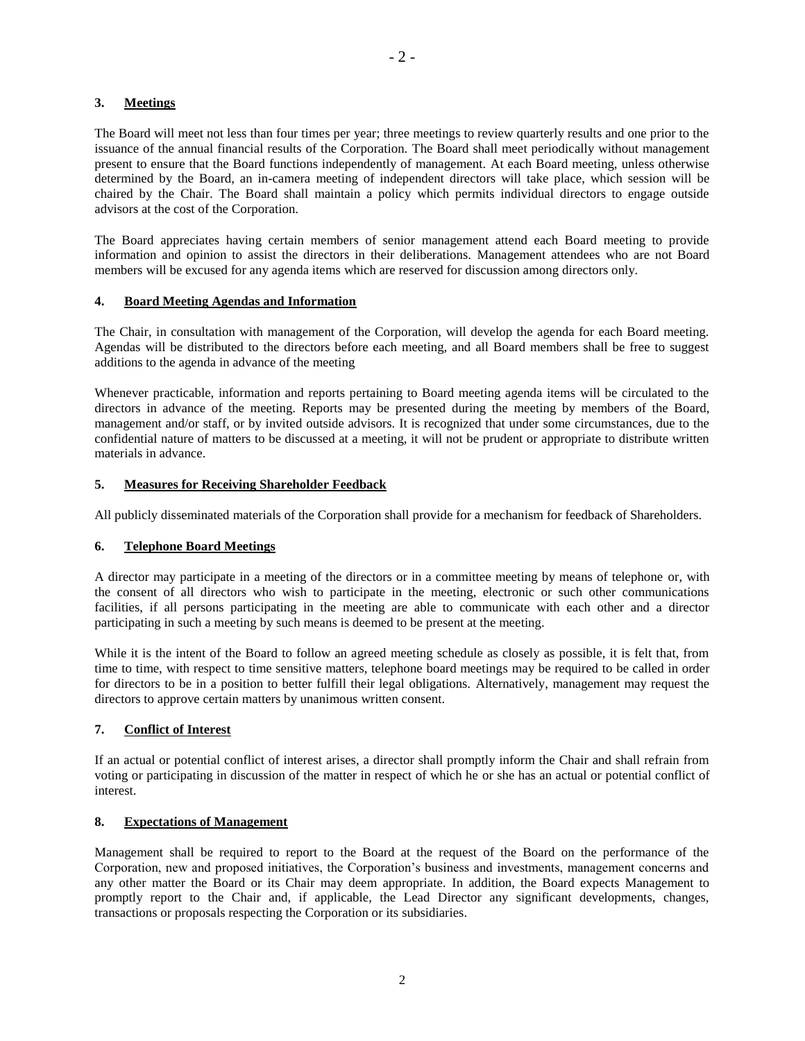### 3. Meetings

The Board will meet not less than four times per year; three meetings to review quarterly results and one prior to the issuance of the annual financial results of the Corporation. The Board shall meet periodically without management present to ensure that the Board functions independently of management. At each Board meeting, unless otherwise determined by the Board, an in-camera meeting of independent directors will take place, which session will be chaired by the Chair. The Board shall maintain a policy which permits individual directors to engage outside advisors at the cost of the Corporation.

The Board appreciates having certain members of senior management attend each Board meeting to provide information and opinion to assist the directors in their deliberations. Management attendees who are not Board members will be excused for any agenda items which are reserved for discussion among directors only.

### 4. Board Meeting Agendas and Information

The Chair, in consultation with management of the Corporation, will develop the agenda for each Board meeting. Agendas will be distributed to the directors before each meeting, and all Board members shall be free to suggest additions to the agenda in advance of the meeting

Whenever practicable, information and reports pertaining to Board meeting agenda items will be circulated to the directors in advance of the meeting. Reports may be presented during the meeting by members of the Board, management and/or staff, or by invited outside advisors. It is recognized that under some circumstances, due to the confidential nature of matters to be discussed at a meeting, it will not be prudent or appropriate to distribute written materials in advance.

### 5. Measures for Receiving Shareholder Feedback

All publicly disseminated materials of the Corporation shall provide for a mechanism for feedback of Shareholders.

### 6. Telephone Board Meetings

A director may participate in a meeting of the directors or in a committee meeting by means of telephone or, with the consent of all directors who wish to participate in the meeting, electronic or such other communications facilities, if all persons participating in the meeting are able to communicate with each other and a director participating in such a meeting by such means is deemed to be present at the meeting.

While it is the intent of the Board to follow an agreed meeting schedule as closely as possible, it is felt that, from time to time, with respect to time sensitive matters, telephone board meetings may be required to be called in order for directors to be in a position to better fulfill their legal obligations. Alternatively, management may request the directors to approve certain matters by unanimous written consent.

### 7. Conflict of Interest

If an actual or potential conflict of interest arises, a director shall promptly inform the Chair and shall refrain from voting or participating in discussion of the matter in respect of which he or she has an actual or potential conflict of interest.

### 8. Expectations of Management

Management shall be required to report to the Board at the request of the Board on the performance of the Corporation, new and proposed initiatives, the Corporation's business and investments, management concerns and any other matter the Board or its Chair may deem appropriate. In addition, the Board expects Management to promptly report to the Chair and, if applicable, the Lead Director any significant developments, changes, transactions or proposals respecting the Corporation or its subsidiaries.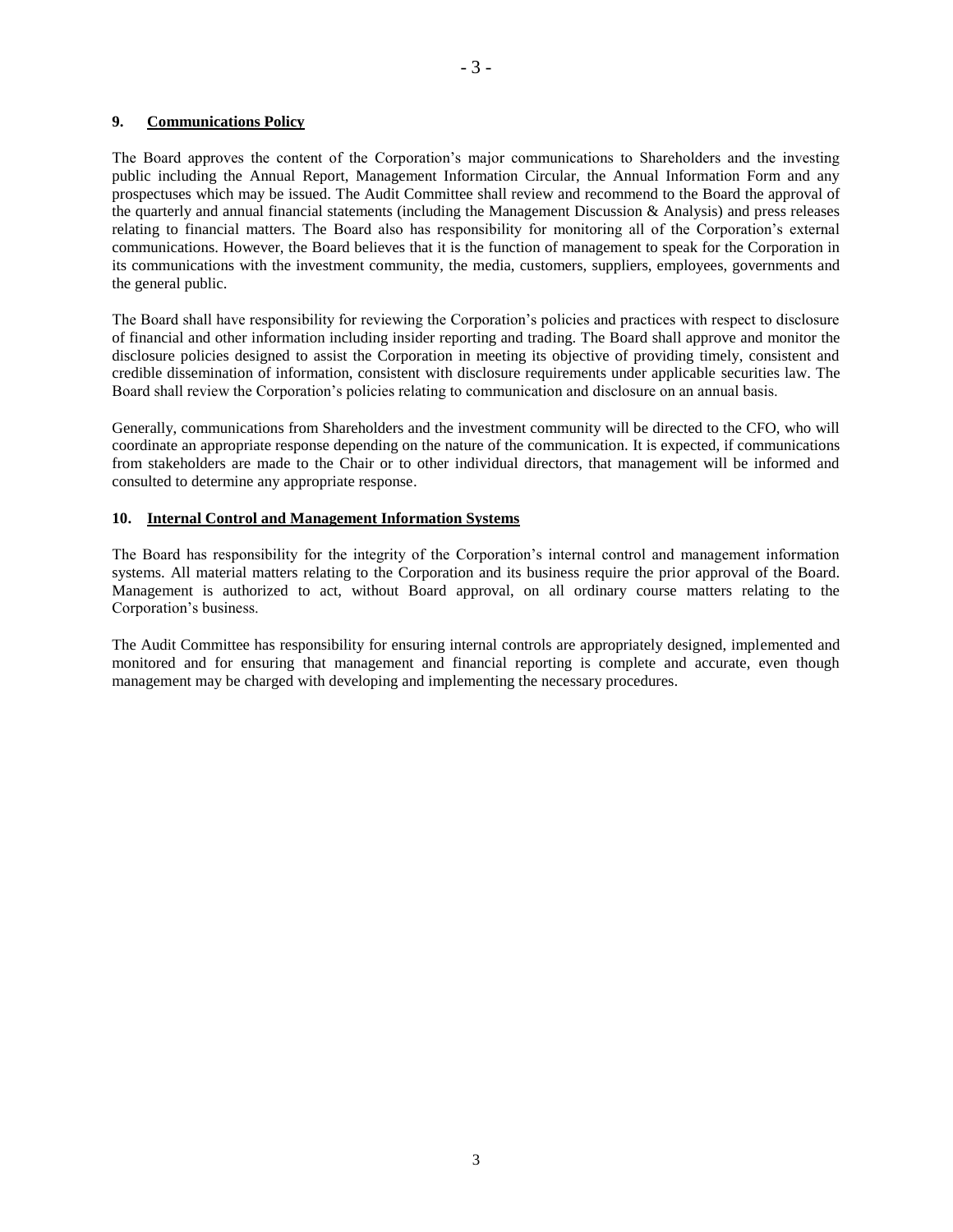## 9. Communications Policy

The Board approves the content of the Corporation's major communications to Shareholders and the investing public including the Annual Report, Management Information Circular, the Annual Information Form and any prospectuses which may be issued. The Audit Committee shall review and recommend to the Board the approval of the quarterly and annual financial statements (including the Management Discussion & Analysis) and press releases relating to financial matters. The Board also has responsibility for monitoring all of the Corporation's external communications. However, the Board believes that it is the function of management to speak for the Corporation in its communications with the investment community, the media, customers, suppliers, employees, governments and the general public.

The Board shall have responsibility for reviewing the Corporation's policies and practices with respect to disclosure of financial and other information including insider reporting and trading. The Board shall approve and monitor the disclosure policies designed to assist the Corporation in meeting its objective of providing timely, consistent and credible dissemination of information, consistent with disclosure requirements under applicable securities law. The Board shall review the Corporation's policies relating to communication and disclosure on an annual basis.

Generally, communications from Shareholders and the investment community will be directed to the CFO, who will coordinate an appropriate response depending on the nature of the communication. It is expected, if communications from stakeholders are made to the Chair or to other individual directors, that management will be informed and consulted to determine any appropriate response.

## 10. Internal Control and Management Information Systems

The Board has responsibility for the integrity of the Corporation's internal control and management information systems. All material matters relating to the Corporation and its business require the prior approval of the Board. Management is authorized to act, without Board approval, on all ordinary course matters relating to the Corporation's business.

The Audit Committee has responsibility for ensuring internal controls are appropriately designed, implemented and monitored and for ensuring that management and financial reporting is complete and accurate, even though management may be charged with developing and implementing the necessary procedures.